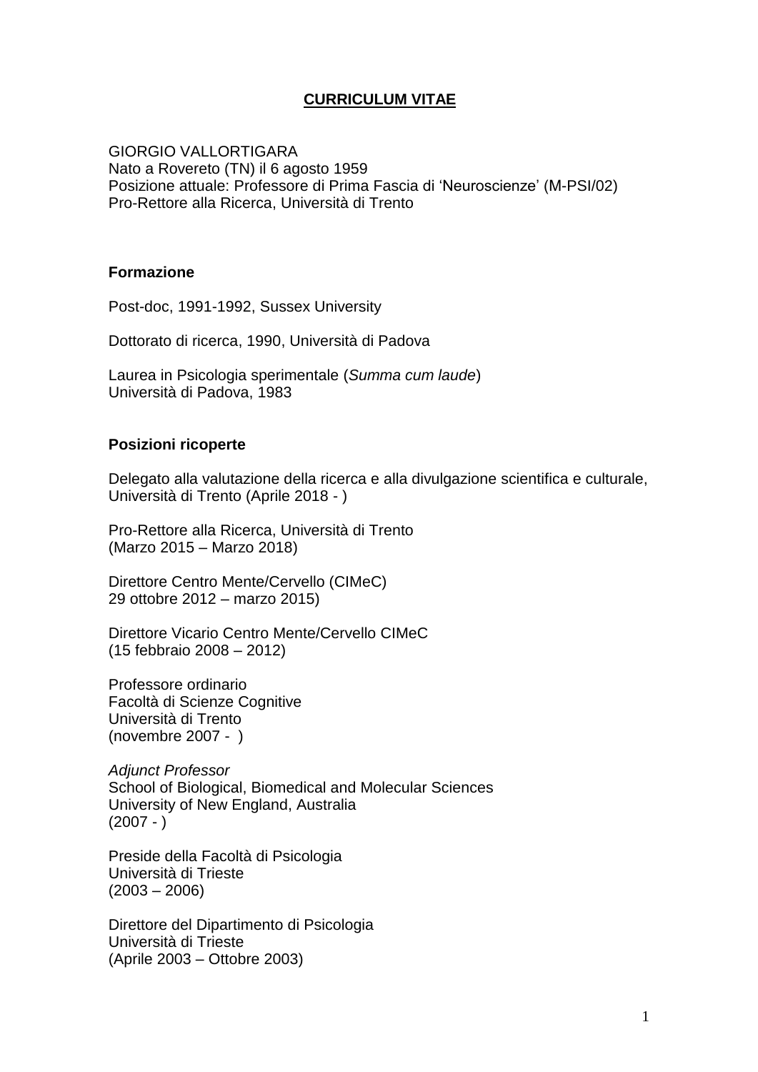# CURRICULUM VITAE

GIORGIO VALLORTIGARA
Nato a Rovereto (TN) il 6 agosto 1959
Posizione attuale: Professore di Prima Fascia di 'Neuroscienze' (M-PSI/02)
Pro-Rettore alla Ricerca, Università di Trento

## Formazione

Post-doc, 1991-1992, Sussex University

Dottorato di ricerca, 1990, Università di Padova

Laurea in Psicologia sperimentale (*Summa cum laude*)
Università di Padova, 1983

## Posizioni ricoperte

Delegato alla valutazione della ricerca e alla divulgazione scientifica e culturale, Università di Trento (Aprile 2018 - )

Pro-Rettore alla Ricerca, Università di Trento
(Marzo 2015 – Marzo 2018)

Direttore Centro Mente/Cervello (CIMeC)
29 ottobre 2012 – marzo 2015)

Direttore Vicario Centro Mente/Cervello CIMeC
(15 febbraio 2008 – 2012)

Professore ordinario
Facoltà di Scienze Cognitive
Università di Trento
(novembre 2007 - )

*Adjunct Professor*
School of Biological, Biomedical and Molecular Sciences
University of New England, Australia
(2007 - )

Preside della Facoltà di Psicologia
Università di Trieste
(2003 – 2006)

Direttore del Dipartimento di Psicologia
Università di Trieste
(Aprile 2003 – Ottobre 2003)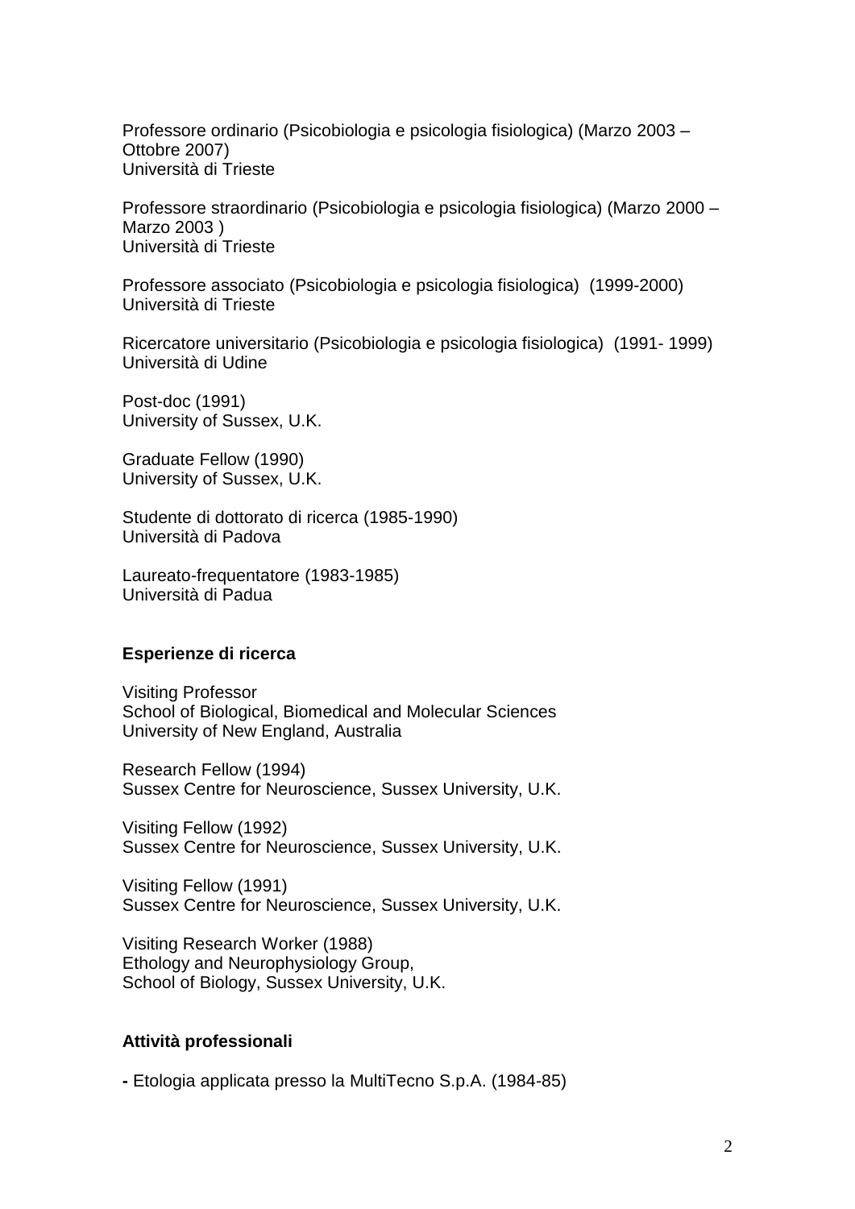Professore ordinario (Psicobiologia e psicologia fisiologica) (Marzo 2003 – Ottobre 2007)
Università di Trieste

Professore straordinario (Psicobiologia e psicologia fisiologica) (Marzo 2000 – Marzo 2003 )
Università di Trieste

Professore associato (Psicobiologia e psicologia fisiologica) (1999-2000)
Università di Trieste

Ricercatore universitario (Psicobiologia e psicologia fisiologica) (1991- 1999)
Università di Udine

Post-doc (1991)
University of Sussex, U.K.

Graduate Fellow (1990)
University of Sussex, U.K.

Studente di dottorato di ricerca (1985-1990)
Università di Padova

Laureato-frequentatore (1983-1985)
Università di Padua

**Esperienze di ricerca**

Visiting Professor
School of Biological, Biomedical and Molecular Sciences
University of New England, Australia

Research Fellow (1994)
Sussex Centre for Neuroscience, Sussex University, U.K.

Visiting Fellow (1992)
Sussex Centre for Neuroscience, Sussex University, U.K.

Visiting Fellow (1991)
Sussex Centre for Neuroscience, Sussex University, U.K.

Visiting Research Worker (1988)
Ethology and Neurophysiology Group,
School of Biology, Sussex University, U.K.

**Attività professionali**

- Etologia applicata presso la MultiTecno S.p.A. (1984-85)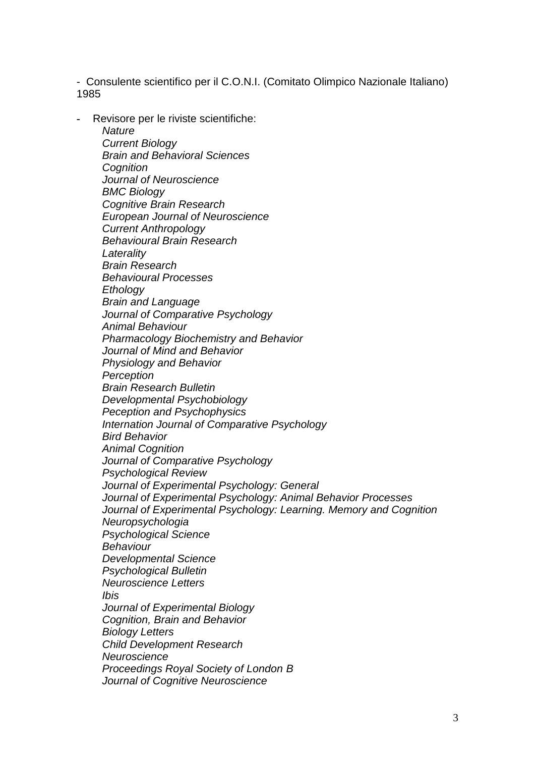- Consulente scientifico per il C.O.N.I. (Comitato Olimpico Nazionale Italiano) 1985

- Revisore per le riviste scientifiche:
  *Nature*
  *Current Biology*
  *Brain and Behavioral Sciences*
  *Cognition*
  *Journal of Neuroscience*
  *BMC Biology*
  *Cognitive Brain Research*
  *European Journal of Neuroscience*
  *Current Anthropology*
  *Behavioural Brain Research*
  *Laterality*
  *Brain Research*
  *Behavioural Processes*
  *Ethology*
  *Brain and Language*
  *Journal of Comparative Psychology*
  *Animal Behaviour*
  *Pharmacology Biochemistry and Behavior*
  *Journal of Mind and Behavior*
  *Physiology and Behavior*
  *Perception*
  *Brain Research Bulletin*
  *Developmental Psychobiology*
  *Peception and Psychophysics*
  *Internation Journal of Comparative Psychology*
  *Bird Behavior*
  *Animal Cognition*
  *Journal of Comparative Psychology*
  *Psychological Review*
  *Journal of Experimental Psychology: General*
  *Journal of Experimental Psychology: Animal Behavior Processes*
  *Journal of Experimental Psychology: Learning. Memory and Cognition*
  *Neuropsychologia*
  *Psychological Science*
  *Behaviour*
  *Developmental Science*
  *Psychological Bulletin*
  *Neuroscience Letters*
  *Ibis*
  *Journal of Experimental Biology*
  *Cognition, Brain and Behavior*
  *Biology Letters*
  *Child Development Research*
  *Neuroscience*
  *Proceedings Royal Society of London B*
  *Journal of Cognitive Neuroscience*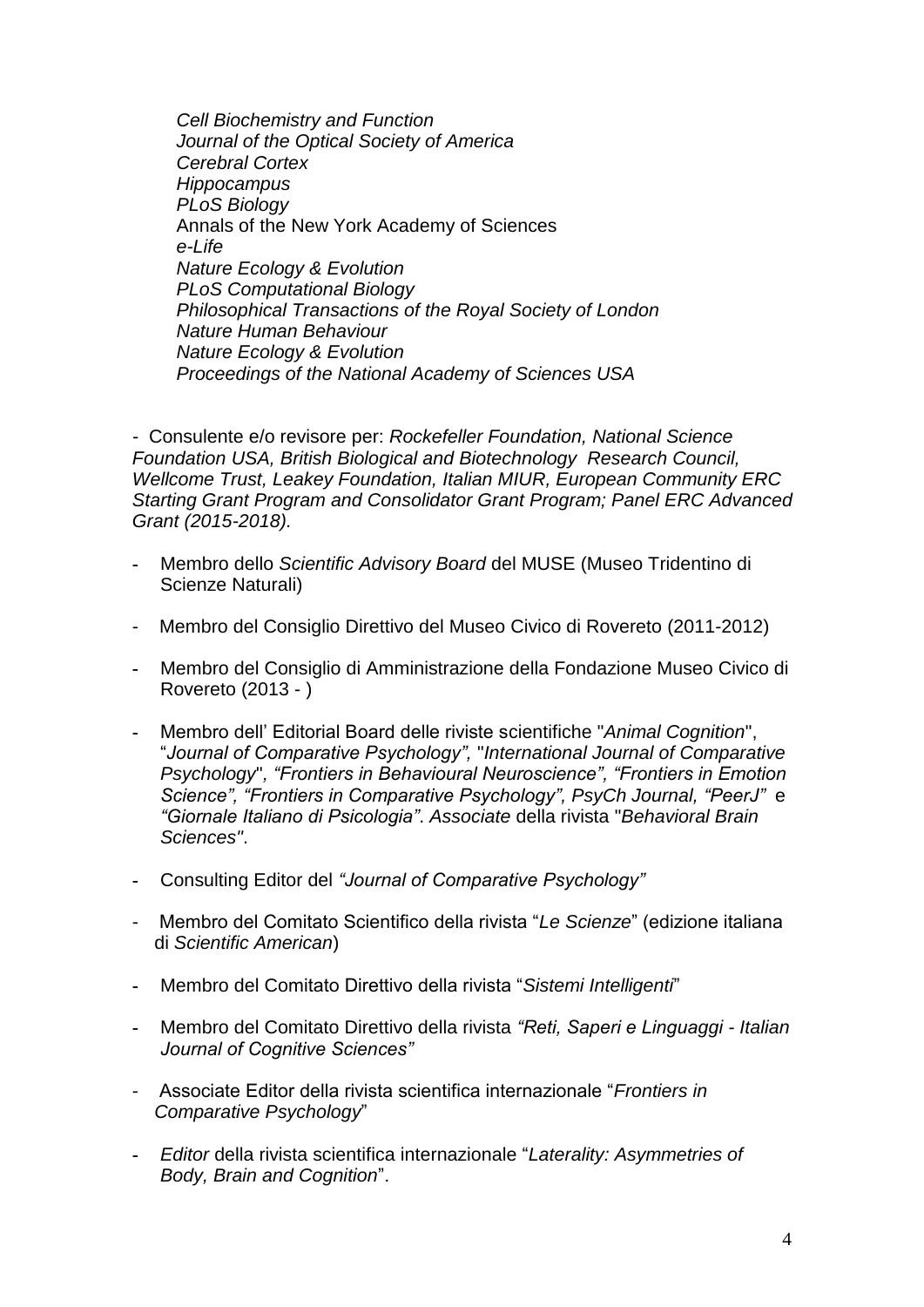*Cell Biochemistry and Function*
*Journal of the Optical Society of America*
*Cerebral Cortex*
*Hippocampus*
*PLoS Biology*
Annals of the New York Academy of Sciences
*e-Life*
*Nature Ecology & Evolution*
*PLoS Computational Biology*
*Philosophical Transactions of the Royal Society of London*
*Nature Human Behaviour*
*Nature Ecology & Evolution*
*Proceedings of the National Academy of Sciences USA*

- Consulente e/o revisore per: *Rockefeller Foundation, National Science Foundation USA, British Biological and Biotechnology Research Council, Wellcome Trust, Leakey Foundation, Italian MIUR, European Community ERC Starting Grant Program and Consolidator Grant Program; Panel ERC Advanced Grant (2015-2018).*

- Membro dello *Scientific Advisory Board* del MUSE (Museo Tridentino di Scienze Naturali)

- Membro del Consiglio Direttivo del Museo Civico di Rovereto (2011-2012)

- Membro del Consiglio di Amministrazione della Fondazione Museo Civico di Rovereto (2013 - )

- Membro dell' Editorial Board delle riviste scientifiche "*Animal Cognition*", "*Journal of Comparative Psychology", "International Journal of Comparative Psychology", "Frontiers in Behavioural Neuroscience", "Frontiers in Emotion Science", "Frontiers in Comparative Psychology", PsyCh Journal, "PeerJ"* e *"Giornale Italiano di Psicologia"*. *Associate* della rivista "*Behavioral Brain Sciences"*.

- Consulting Editor del *"Journal of Comparative Psychology"*

- Membro del Comitato Scientifico della rivista "*Le Scienze*" (edizione italiana di *Scientific American*)

- Membro del Comitato Direttivo della rivista "*Sistemi Intelligenti*"

- Membro del Comitato Direttivo della rivista *"Reti, Saperi e Linguaggi - Italian Journal of Cognitive Sciences"*

- Associate Editor della rivista scientifica internazionale "*Frontiers in Comparative Psychology*"

- *Editor* della rivista scientifica internazionale "*Laterality: Asymmetries of Body, Brain and Cognition*".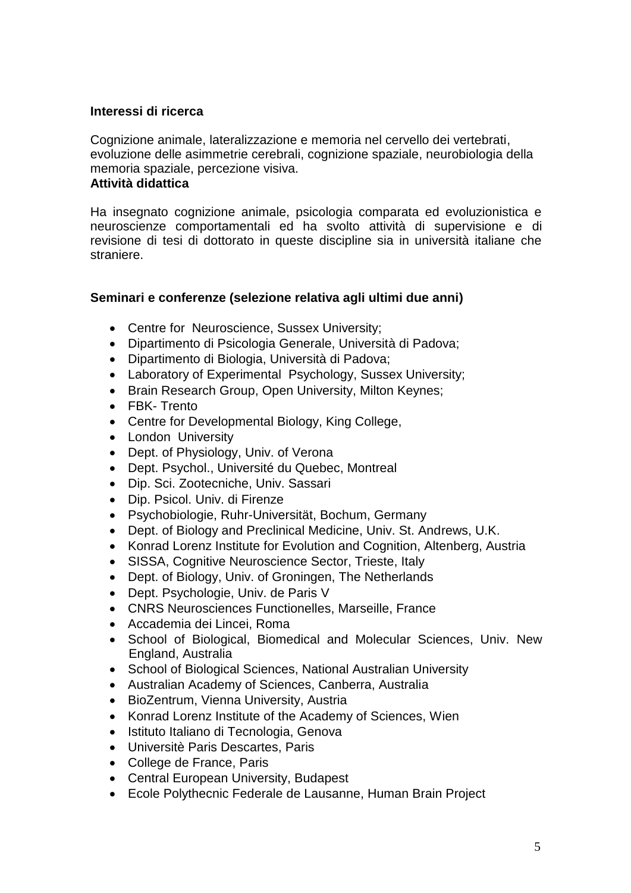**Interessi di ricerca**

Cognizione animale, lateralizzazione e memoria nel cervello dei vertebrati, evoluzione delle asimmetrie cerebrali, cognizione spaziale, neurobiologia della memoria spaziale, percezione visiva.

**Attività didattica**

Ha insegnato cognizione animale, psicologia comparata ed evoluzionistica e neuroscienze comportamentali ed ha svolto attività di supervisione e di revisione di tesi di dottorato in queste discipline sia in università italiane che straniere.

**Seminari e conferenze (selezione relativa agli ultimi due anni)**

- Centre for Neuroscience, Sussex University;
- Dipartimento di Psicologia Generale, Università di Padova;
- Dipartimento di Biologia, Università di Padova;
- Laboratory of Experimental Psychology, Sussex University;
- Brain Research Group, Open University, Milton Keynes;
- FBK- Trento
- Centre for Developmental Biology, King College,
- London University
- Dept. of Physiology, Univ. of Verona
- Dept. Psychol., Université du Quebec, Montreal
- Dip. Sci. Zootecniche, Univ. Sassari
- Dip. Psicol. Univ. di Firenze
- Psychobiologie, Ruhr-Universität, Bochum, Germany
- Dept. of Biology and Preclinical Medicine, Univ. St. Andrews, U.K.
- Konrad Lorenz Institute for Evolution and Cognition, Altenberg, Austria
- SISSA, Cognitive Neuroscience Sector, Trieste, Italy
- Dept. of Biology, Univ. of Groningen, The Netherlands
- Dept. Psychologie, Univ. de Paris V
- CNRS Neurosciences Functionelles, Marseille, France
- Accademia dei Lincei, Roma
- School of Biological, Biomedical and Molecular Sciences, Univ. New England, Australia
- School of Biological Sciences, National Australian University
- Australian Academy of Sciences, Canberra, Australia
- BioZentrum, Vienna University, Austria
- Konrad Lorenz Institute of the Academy of Sciences, Wien
- Istituto Italiano di Tecnologia, Genova
- Universitè Paris Descartes, Paris
- College de France, Paris
- Central European University, Budapest
- Ecole Polythecnic Federale de Lausanne, Human Brain Project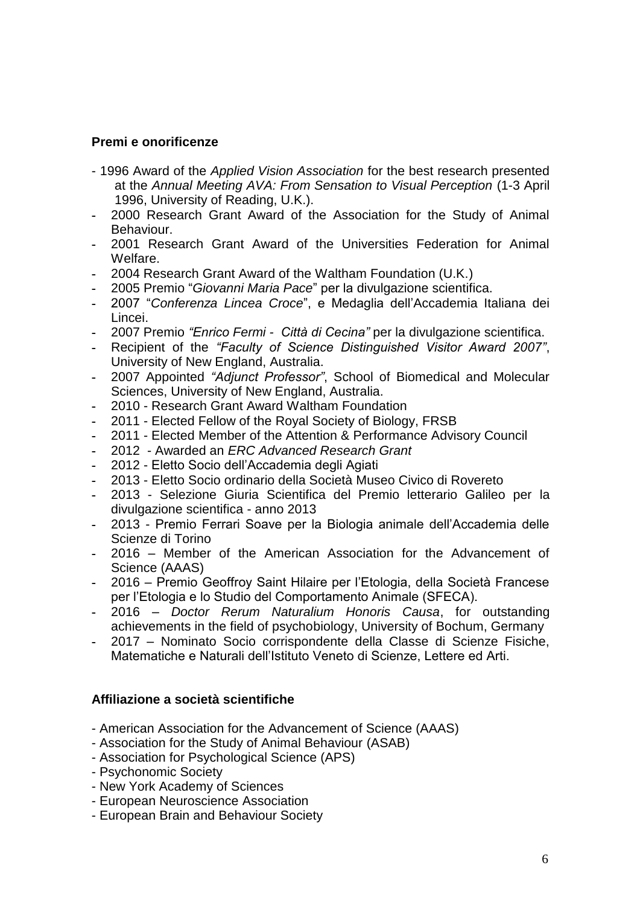### **Premi e onorificenze**

- 1996 Award of the *Applied Vision Association* for the best research presented at the *Annual Meeting AVA: From Sensation to Visual Perception* (1-3 April 1996, University of Reading, U.K.).
- 2000 Research Grant Award of the Association for the Study of Animal Behaviour.
- 2001 Research Grant Award of the Universities Federation for Animal Welfare.
- 2004 Research Grant Award of the Waltham Foundation (U.K.)
- 2005 Premio "*Giovanni Maria Pace*" per la divulgazione scientifica.
- 2007 "*Conferenza Lincea Croce*", e Medaglia dell'Accademia Italiana dei Lincei.
- 2007 Premio *"Enrico Fermi - Città di Cecina"* per la divulgazione scientifica.
- Recipient of the *"Faculty of Science Distinguished Visitor Award 2007"*, University of New England, Australia.
- 2007 Appointed *"Adjunct Professor"*, School of Biomedical and Molecular Sciences, University of New England, Australia.
- 2010 - Research Grant Award Waltham Foundation
- 2011 - Elected Fellow of the Royal Society of Biology, FRSB
- 2011 - Elected Member of the Attention & Performance Advisory Council
- 2012 - Awarded an *ERC Advanced Research Grant*
- 2012 - Eletto Socio dell'Accademia degli Agiati
- 2013 - Eletto Socio ordinario della Società Museo Civico di Rovereto
- 2013 - Selezione Giuria Scientifica del Premio letterario Galileo per la divulgazione scientifica - anno 2013
- 2013 - Premio Ferrari Soave per la Biologia animale dell'Accademia delle Scienze di Torino
- 2016 – Member of the American Association for the Advancement of Science (AAAS)
- 2016 – Premio Geoffroy Saint Hilaire per l'Etologia, della Società Francese per l'Etologia e lo Studio del Comportamento Animale (SFECA).
- 2016 – *Doctor Rerum Naturalium Honoris Causa*, for outstanding achievements in the field of psychobiology, University of Bochum, Germany
- 2017 – Nominato Socio corrispondente della Classe di Scienze Fisiche, Matematiche e Naturali dell'Istituto Veneto di Scienze, Lettere ed Arti.

### **Affiliazione a società scientifiche**

- American Association for the Advancement of Science (AAAS)
- Association for the Study of Animal Behaviour (ASAB)
- Association for Psychological Science (APS)
- Psychonomic Society
- New York Academy of Sciences
- European Neuroscience Association
- European Brain and Behaviour Society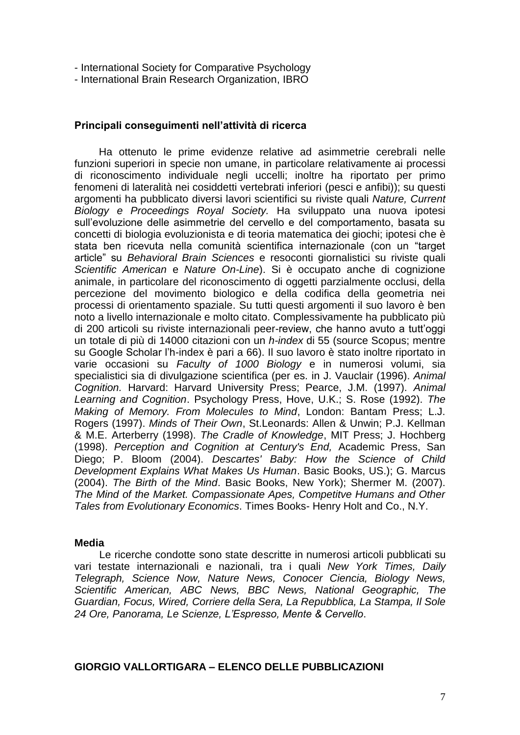- International Society for Comparative Psychology
- International Brain Research Organization, IBRO

**Principali conseguimenti nell'attività di ricerca**

Ha ottenuto le prime evidenze relative ad asimmetrie cerebrali nelle funzioni superiori in specie non umane, in particolare relativamente ai processi di riconoscimento individuale negli uccelli; inoltre ha riportato per primo fenomeni di lateralità nei cosiddetti vertebrati inferiori (pesci e anfibi)); su questi argomenti ha pubblicato diversi lavori scientifici su riviste quali *Nature, Current Biology e Proceedings Royal Society.* Ha sviluppato una nuova ipotesi sull'evoluzione delle asimmetrie del cervello e del comportamento, basata su concetti di biologia evoluzionista e di teoria matematica dei giochi; ipotesi che è stata ben ricevuta nella comunità scientifica internazionale (con un "target article" su *Behavioral Brain Sciences* e resoconti giornalistici su riviste quali *Scientific American* e *Nature On-Line*). Si è occupato anche di cognizione animale, in particolare del riconoscimento di oggetti parzialmente occlusi, della percezione del movimento biologico e della codifica della geometria nei processi di orientamento spaziale. Su tutti questi argomenti il suo lavoro è ben noto a livello internazionale e molto citato. Complessivamente ha pubblicato più di 200 articoli su riviste internazionali peer-review, che hanno avuto a tutt'oggi un totale di più di 14000 citazioni con un *h-index* di 55 (source Scopus; mentre su Google Scholar l'h-index è pari a 66). Il suo lavoro è stato inoltre riportato in varie occasioni su *Faculty of 1000 Biology* e in numerosi volumi, sia specialistici sia di divulgazione scientifica (per es. in J. Vauclair (1996). *Animal Cognition.* Harvard: Harvard University Press; Pearce, J.M. (1997). *Animal Learning and Cognition*. Psychology Press, Hove, U.K.; S. Rose (1992). *The Making of Memory. From Molecules to Mind*, London: Bantam Press; L.J. Rogers (1997). *Minds of Their Own*, St.Leonards: Allen & Unwin; P.J. Kellman & M.E. Arterberry (1998). *The Cradle of Knowledge*, MIT Press; J. Hochberg (1998). *Perception and Cognition at Century's End,* Academic Press, San Diego; P. Bloom (2004). *Descartes' Baby: How the Science of Child Development Explains What Makes Us Human*. Basic Books, US.); G. Marcus (2004). *The Birth of the Mind*. Basic Books, New York); Shermer M. (2007). *The Mind of the Market. Compassionate Apes, Competitve Humans and Other Tales from Evolutionary Economics*. Times Books- Henry Holt and Co., N.Y.

**Media**

Le ricerche condotte sono state descritte in numerosi articoli pubblicati su vari testate internazionali e nazionali, tra i quali *New York Times, Daily Telegraph, Science Now, Nature News, Conocer Ciencia, Biology News, Scientific American, ABC News, BBC News, National Geographic, The Guardian, Focus, Wired, Corriere della Sera, La Repubblica, La Stampa, Il Sole 24 Ore, Panorama, Le Scienze, L'Espresso, Mente & Cervello*.

**GIORGIO VALLORTIGARA – ELENCO DELLE PUBBLICAZIONI**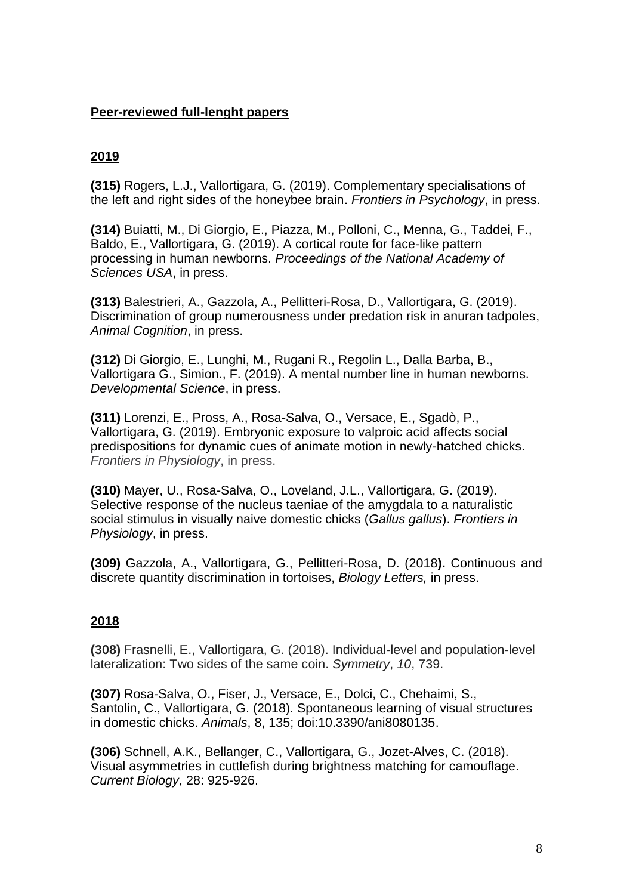**Peer-reviewed full-lenght papers**

**2019**

**(315)** Rogers, L.J., Vallortigara, G. (2019). Complementary specialisations of the left and right sides of the honeybee brain. *Frontiers in Psychology*, in press.

**(314)** Buiatti, M., Di Giorgio, E., Piazza, M., Polloni, C., Menna, G., Taddei, F., Baldo, E., Vallortigara, G. (2019). A cortical route for face-like pattern processing in human newborns. *Proceedings of the National Academy of Sciences USA*, in press.

**(313)** Balestrieri, A., Gazzola, A., Pellitteri-Rosa, D., Vallortigara, G. (2019). Discrimination of group numerousness under predation risk in anuran tadpoles, *Animal Cognition*, in press.

**(312)** Di Giorgio, E., Lunghi, M., Rugani R., Regolin L., Dalla Barba, B., Vallortigara G., Simion., F. (2019). A mental number line in human newborns. *Developmental Science*, in press.

**(311)** Lorenzi, E., Pross, A., Rosa-Salva, O., Versace, E., Sgadò, P., Vallortigara, G. (2019). Embryonic exposure to valproic acid affects social predispositions for dynamic cues of animate motion in newly-hatched chicks. *Frontiers in Physiology*, in press.

**(310)** Mayer, U., Rosa-Salva, O., Loveland, J.L., Vallortigara, G. (2019). Selective response of the nucleus taeniae of the amygdala to a naturalistic social stimulus in visually naive domestic chicks (*Gallus gallus*). *Frontiers in Physiology*, in press.

**(309)** Gazzola, A., Vallortigara, G., Pellitteri-Rosa, D. (2018**).** Continuous and discrete quantity discrimination in tortoises, *Biology Letters,* in press.

**2018**

**(308)** Frasnelli, E., Vallortigara, G. (2018). Individual-level and population-level lateralization: Two sides of the same coin. *Symmetry*, *10*, 739.

**(307)** Rosa-Salva, O., Fiser, J., Versace, E., Dolci, C., Chehaimi, S., Santolin, C., Vallortigara, G. (2018). Spontaneous learning of visual structures in domestic chicks. *Animals*, 8, 135; doi:10.3390/ani8080135.

**(306)** Schnell, A.K., Bellanger, C., Vallortigara, G., Jozet-Alves, C. (2018). Visual asymmetries in cuttlefish during brightness matching for camouflage. *Current Biology*, 28: 925-926.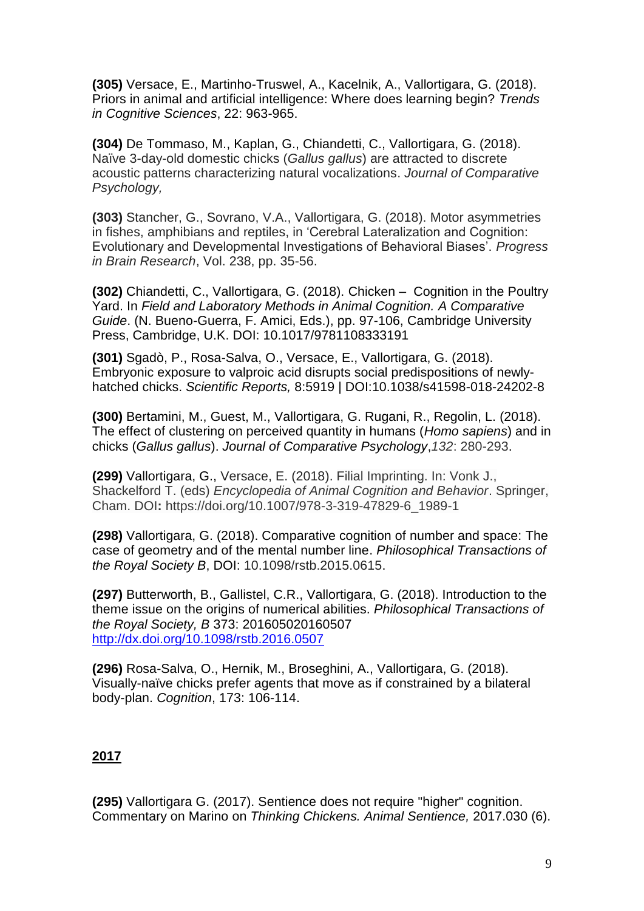**(305)** Versace, E., Martinho-Truswel, A., Kacelnik, A., Vallortigara, G. (2018). Priors in animal and artificial intelligence: Where does learning begin? *Trends in Cognitive Sciences*, 22: 963-965.

**(304)** De Tommaso, M., Kaplan, G., Chiandetti, C., Vallortigara, G. (2018). Naïve 3-day-old domestic chicks (*Gallus gallus*) are attracted to discrete acoustic patterns characterizing natural vocalizations. *Journal of Comparative Psychology,*

**(303)** Stancher, G., Sovrano, V.A., Vallortigara, G. (2018). Motor asymmetries in fishes, amphibians and reptiles, in 'Cerebral Lateralization and Cognition: Evolutionary and Developmental Investigations of Behavioral Biases'. *Progress in Brain Research*, Vol. 238, pp. 35-56.

**(302)** Chiandetti, C., Vallortigara, G. (2018). Chicken – Cognition in the Poultry Yard. In *Field and Laboratory Methods in Animal Cognition. A Comparative Guide*. (N. Bueno-Guerra, F. Amici, Eds.), pp. 97-106, Cambridge University Press, Cambridge, U.K. DOI: 10.1017/9781108333191

**(301)** Sgadò, P., Rosa-Salva, O., Versace, E., Vallortigara, G. (2018). Embryonic exposure to valproic acid disrupts social predispositions of newly-hatched chicks. *Scientific Reports,* 8:5919 | DOI:10.1038/s41598-018-24202-8

**(300)** Bertamini, M., Guest, M., Vallortigara, G. Rugani, R., Regolin, L. (2018). The effect of clustering on perceived quantity in humans (*Homo sapiens*) and in chicks (*Gallus gallus*). *Journal of Comparative Psychology*,*132*: 280-293.

**(299)** Vallortigara, G., Versace, E. (2018). Filial Imprinting. In: Vonk J., Shackelford T. (eds) *Encyclopedia of Animal Cognition and Behavior*. Springer, Cham. DOI**:** https://doi.org/10.1007/978-3-319-47829-6_1989-1

**(298)** Vallortigara, G. (2018). Comparative cognition of number and space: The case of geometry and of the mental number line. *Philosophical Transactions of the Royal Society B*, DOI: 10.1098/rstb.2015.0615.

**(297)** Butterworth, B., Gallistel, C.R., Vallortigara, G. (2018). Introduction to the theme issue on the origins of numerical abilities. *Philosophical Transactions of the Royal Society, B* 373: 201605020160507 http://dx.doi.org/10.1098/rstb.2016.0507

**(296)** Rosa-Salva, O., Hernik, M., Broseghini, A., Vallortigara, G. (2018). Visually-naïve chicks prefer agents that move as if constrained by a bilateral body-plan. *Cognition*, 173: 106-114.

## 2017

**(295)** Vallortigara G. (2017). Sentience does not require "higher" cognition. Commentary on Marino on *Thinking Chickens. Animal Sentience,* 2017.030 (6).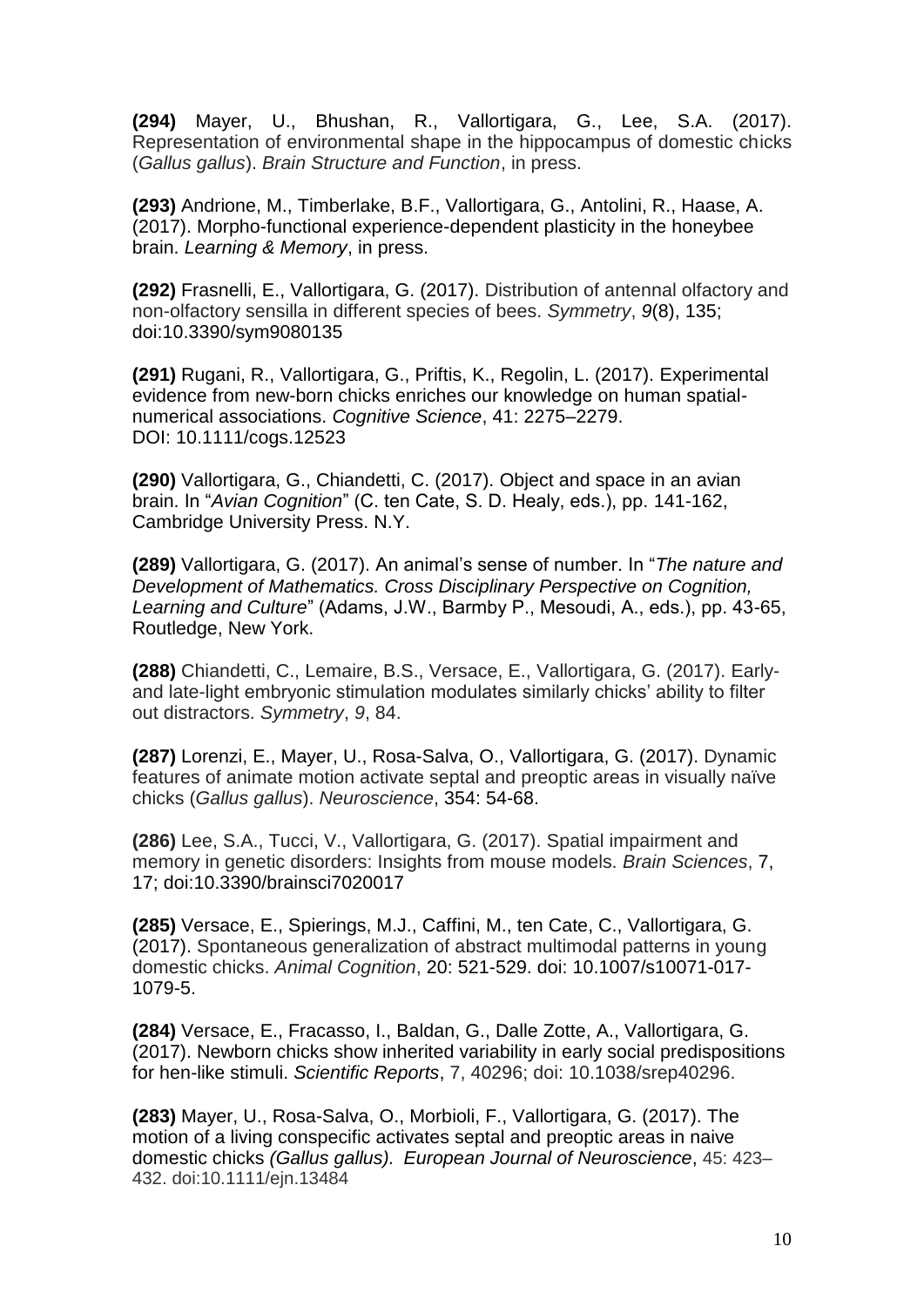**(294)** Mayer, U., Bhushan, R., Vallortigara, G., Lee, S.A. (2017). Representation of environmental shape in the hippocampus of domestic chicks (*Gallus gallus*). *Brain Structure and Function*, in press.

**(293)** Andrione, M., Timberlake, B.F., Vallortigara, G., Antolini, R., Haase, A. (2017). Morpho-functional experience-dependent plasticity in the honeybee brain. *Learning & Memory*, in press.

**(292)** Frasnelli, E., Vallortigara, G. (2017). Distribution of antennal olfactory and non-olfactory sensilla in different species of bees. *Symmetry*, *9*(8), 135; doi:10.3390/sym9080135

**(291)** Rugani, R., Vallortigara, G., Priftis, K., Regolin, L. (2017). Experimental evidence from new-born chicks enriches our knowledge on human spatial-numerical associations. *Cognitive Science*, 41: 2275–2279. DOI: 10.1111/cogs.12523

**(290)** Vallortigara, G., Chiandetti, C. (2017). Object and space in an avian brain. In "*Avian Cognition*" (C. ten Cate, S. D. Healy, eds.), pp. 141-162, Cambridge University Press. N.Y.

**(289)** Vallortigara, G. (2017). An animal's sense of number. In "*The nature and Development of Mathematics. Cross Disciplinary Perspective on Cognition, Learning and Culture*" (Adams, J.W., Barmby P., Mesoudi, A., eds.), pp. 43-65, Routledge, New York.

**(288)** Chiandetti, C., Lemaire, B.S., Versace, E., Vallortigara, G. (2017). Early- and late-light embryonic stimulation modulates similarly chicks' ability to filter out distractors. *Symmetry*, *9*, 84.

**(287)** Lorenzi, E., Mayer, U., Rosa-Salva, O., Vallortigara, G. (2017). Dynamic features of animate motion activate septal and preoptic areas in visually naïve chicks (*Gallus gallus*). *Neuroscience*, 354: 54-68.

**(286)** Lee, S.A., Tucci, V., Vallortigara, G. (2017). Spatial impairment and memory in genetic disorders: Insights from mouse models. *Brain Sciences*, 7, 17; doi:10.3390/brainsci7020017

**(285)** Versace, E., Spierings, M.J., Caffini, M., ten Cate, C., Vallortigara, G. (2017). Spontaneous generalization of abstract multimodal patterns in young domestic chicks. *Animal Cognition*, 20: 521-529. doi: 10.1007/s10071-017-1079-5.

**(284)** Versace, E., Fracasso, I., Baldan, G., Dalle Zotte, A., Vallortigara, G. (2017). Newborn chicks show inherited variability in early social predispositions for hen-like stimuli. *Scientific Reports*, 7, 40296; doi: 10.1038/srep40296.

**(283)** Mayer, U., Rosa-Salva, O., Morbioli, F., Vallortigara, G. (2017). The motion of a living conspecific activates septal and preoptic areas in naive domestic chicks *(Gallus gallus). European Journal of Neuroscience*, 45: 423–432. doi:10.1111/ejn.13484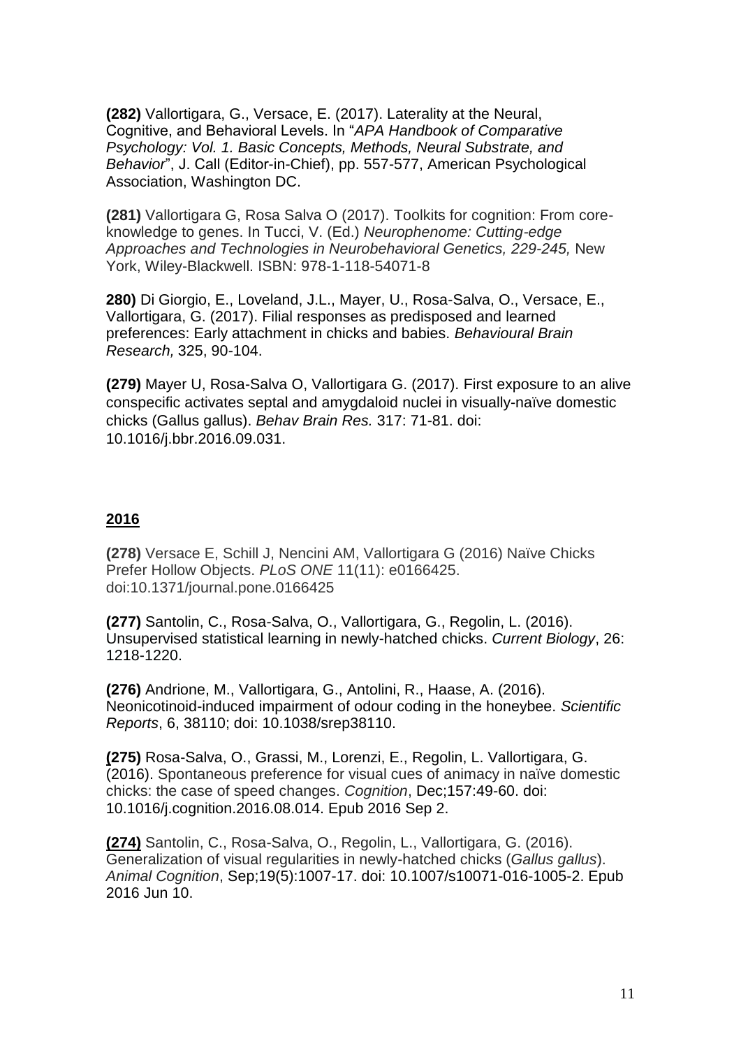**(282)** Vallortigara, G., Versace, E. (2017). Laterality at the Neural, Cognitive, and Behavioral Levels. In "*APA Handbook of Comparative Psychology: Vol. 1. Basic Concepts, Methods, Neural Substrate, and Behavior*", J. Call (Editor-in-Chief), pp. 557-577, American Psychological Association, Washington DC.

**(281)** Vallortigara G, Rosa Salva O (2017). Toolkits for cognition: From core-knowledge to genes. In Tucci, V. (Ed.) *Neurophenome: Cutting-edge Approaches and Technologies in Neurobehavioral Genetics, 229-245,* New York, Wiley-Blackwell. ISBN: 978-1-118-54071-8

**280)** Di Giorgio, E., Loveland, J.L., Mayer, U., Rosa-Salva, O., Versace, E., Vallortigara, G. (2017). Filial responses as predisposed and learned preferences: Early attachment in chicks and babies. *Behavioural Brain Research,* 325, 90-104.

**(279)** Mayer U, Rosa-Salva O, Vallortigara G. (2017). First exposure to an alive conspecific activates septal and amygdaloid nuclei in visually-naïve domestic chicks (Gallus gallus). *Behav Brain Res.* 317: 71-81. doi: 10.1016/j.bbr.2016.09.031.

## 2016

**(278)** Versace E, Schill J, Nencini AM, Vallortigara G (2016) Naïve Chicks Prefer Hollow Objects. *PLoS ONE* 11(11): e0166425. doi:10.1371/journal.pone.0166425

**(277)** Santolin, C., Rosa-Salva, O., Vallortigara, G., Regolin, L. (2016). Unsupervised statistical learning in newly-hatched chicks. *Current Biology*, 26: 1218-1220.

**(276)** Andrione, M., Vallortigara, G., Antolini, R., Haase, A. (2016). Neonicotinoid-induced impairment of odour coding in the honeybee. *Scientific Reports*, 6, 38110; doi: 10.1038/srep38110.

**(275)** Rosa-Salva, O., Grassi, M., Lorenzi, E., Regolin, L. Vallortigara, G. (2016). Spontaneous preference for visual cues of animacy in naïve domestic chicks: the case of speed changes. *Cognition*, Dec;157:49-60. doi: 10.1016/j.cognition.2016.08.014. Epub 2016 Sep 2.

**(274)** Santolin, C., Rosa-Salva, O., Regolin, L., Vallortigara, G. (2016). Generalization of visual regularities in newly-hatched chicks (*Gallus gallus*). *Animal Cognition*, Sep;19(5):1007-17. doi: 10.1007/s10071-016-1005-2. Epub 2016 Jun 10.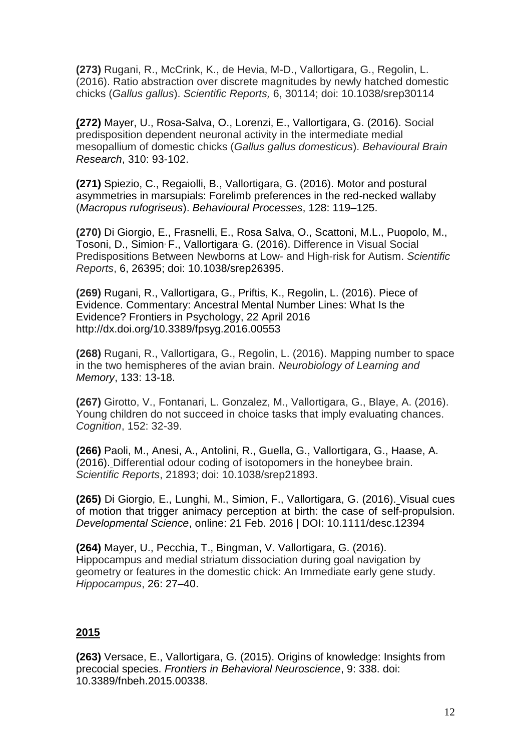**(273)** Rugani, R., McCrink, K., de Hevia, M-D., Vallortigara, G., Regolin, L. (2016). Ratio abstraction over discrete magnitudes by newly hatched domestic chicks (*Gallus gallus*). *Scientific Reports,* 6, 30114; doi: 10.1038/srep30114

**(272)** Mayer, U., Rosa-Salva, O., Lorenzi, E., Vallortigara, G. (2016). Social predisposition dependent neuronal activity in the intermediate medial mesopallium of domestic chicks (*Gallus gallus domesticus*). *Behavioural Brain Research*, 310: 93-102.

**(271)** Spiezio, C., Regaiolli, B., Vallortigara, G. (2016). Motor and postural asymmetries in marsupials: Forelimb preferences in the red-necked wallaby (*Macropus rufogriseus*). *Behavioural Processes*, 128: 119–125.

**(270)** Di Giorgio, E., Frasnelli, E., Rosa Salva, O., Scattoni, M.L., Puopolo, M., Tosoni, D., Simion, F., Vallortigara, G. (2016). Difference in Visual Social Predispositions Between Newborns at Low- and High-risk for Autism. *Scientific Reports*, 6, 26395; doi: 10.1038/srep26395.

**(269)** Rugani, R., Vallortigara, G., Priftis, K., Regolin, L. (2016). Piece of Evidence. Commentary: Ancestral Mental Number Lines: What Is the Evidence? Frontiers in Psychology, 22 April 2016 http://dx.doi.org/10.3389/fpsyg.2016.00553

**(268)** Rugani, R., Vallortigara, G., Regolin, L. (2016). Mapping number to space in the two hemispheres of the avian brain. *Neurobiology of Learning and Memory*, 133: 13-18.

**(267)** Girotto, V., Fontanari, L. Gonzalez, M., Vallortigara, G., Blaye, A. (2016). Young children do not succeed in choice tasks that imply evaluating chances. *Cognition*, 152: 32-39.

**(266)** Paoli, M., Anesi, A., Antolini, R., Guella, G., Vallortigara, G., Haase, A. (2016). Differential odour coding of isotopomers in the honeybee brain. *Scientific Reports*, 21893; doi: 10.1038/srep21893.

**(265)** Di Giorgio, E., Lunghi, M., Simion, F., Vallortigara, G. (2016). Visual cues of motion that trigger animacy perception at birth: the case of self-propulsion. *Developmental Science*, online: 21 Feb. 2016 | DOI: 10.1111/desc.12394

**(264)** Mayer, U., Pecchia, T., Bingman, V. Vallortigara, G. (2016). Hippocampus and medial striatum dissociation during goal navigation by geometry or features in the domestic chick: An Immediate early gene study. *Hippocampus*, 26: 27–40.

## 2015

**(263)** Versace, E., Vallortigara, G. (2015). Origins of knowledge: Insights from precocial species. *Frontiers in Behavioral Neuroscience*, 9: 338. doi: 10.3389/fnbeh.2015.00338.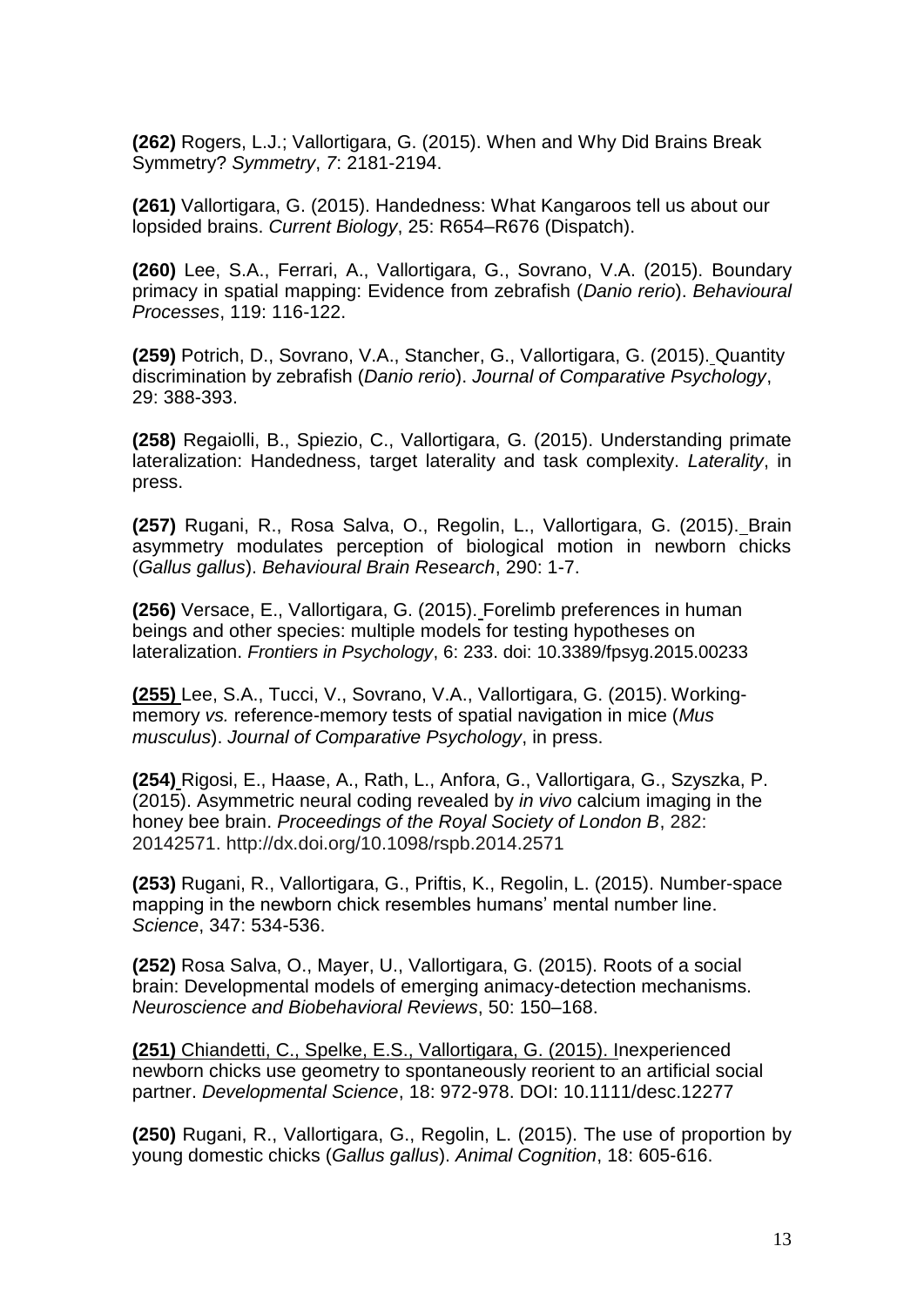**(262)** Rogers, L.J.; Vallortigara, G. (2015). When and Why Did Brains Break Symmetry? *Symmetry*, *7*: 2181-2194.

**(261)** Vallortigara, G. (2015). Handedness: What Kangaroos tell us about our lopsided brains. *Current Biology*, 25: R654–R676 (Dispatch).

**(260)** Lee, S.A., Ferrari, A., Vallortigara, G., Sovrano, V.A. (2015). Boundary primacy in spatial mapping: Evidence from zebrafish (*Danio rerio*). *Behavioural Processes*, 119: 116-122.

**(259)** Potrich, D., Sovrano, V.A., Stancher, G., Vallortigara, G. (2015). Quantity discrimination by zebrafish (*Danio rerio*). *Journal of Comparative Psychology*, 29: 388-393.

**(258)** Regaiolli, B., Spiezio, C., Vallortigara, G. (2015). Understanding primate lateralization: Handedness, target laterality and task complexity. *Laterality*, in press.

**(257)** Rugani, R., Rosa Salva, O., Regolin, L., Vallortigara, G. (2015). Brain asymmetry modulates perception of biological motion in newborn chicks (*Gallus gallus*). *Behavioural Brain Research*, 290: 1-7.

**(256)** Versace, E., Vallortigara, G. (2015). Forelimb preferences in human beings and other species: multiple models for testing hypotheses on lateralization. *Frontiers in Psychology*, 6: 233. doi: 10.3389/fpsyg.2015.00233

**(255)** Lee, S.A., Tucci, V., Sovrano, V.A., Vallortigara, G. (2015). Working-memory *vs.* reference-memory tests of spatial navigation in mice (*Mus musculus*). *Journal of Comparative Psychology*, in press.

**(254)** Rigosi, E., Haase, A., Rath, L., Anfora, G., Vallortigara, G., Szyszka, P. (2015). Asymmetric neural coding revealed by *in vivo* calcium imaging in the honey bee brain. *Proceedings of the Royal Society of London B*, 282: 20142571. http://dx.doi.org/10.1098/rspb.2014.2571

**(253)** Rugani, R., Vallortigara, G., Priftis, K., Regolin, L. (2015). Number-space mapping in the newborn chick resembles humans' mental number line. *Science*, 347: 534-536.

**(252)** Rosa Salva, O., Mayer, U., Vallortigara, G. (2015). Roots of a social brain: Developmental models of emerging animacy-detection mechanisms. *Neuroscience and Biobehavioral Reviews*, 50: 150–168.

**(251)** Chiandetti, C., Spelke, E.S., Vallortigara, G. (2015). Inexperienced newborn chicks use geometry to spontaneously reorient to an artificial social partner. *Developmental Science*, 18: 972-978. DOI: 10.1111/desc.12277

**(250)** Rugani, R., Vallortigara, G., Regolin, L. (2015). The use of proportion by young domestic chicks (*Gallus gallus*). *Animal Cognition*, 18: 605-616.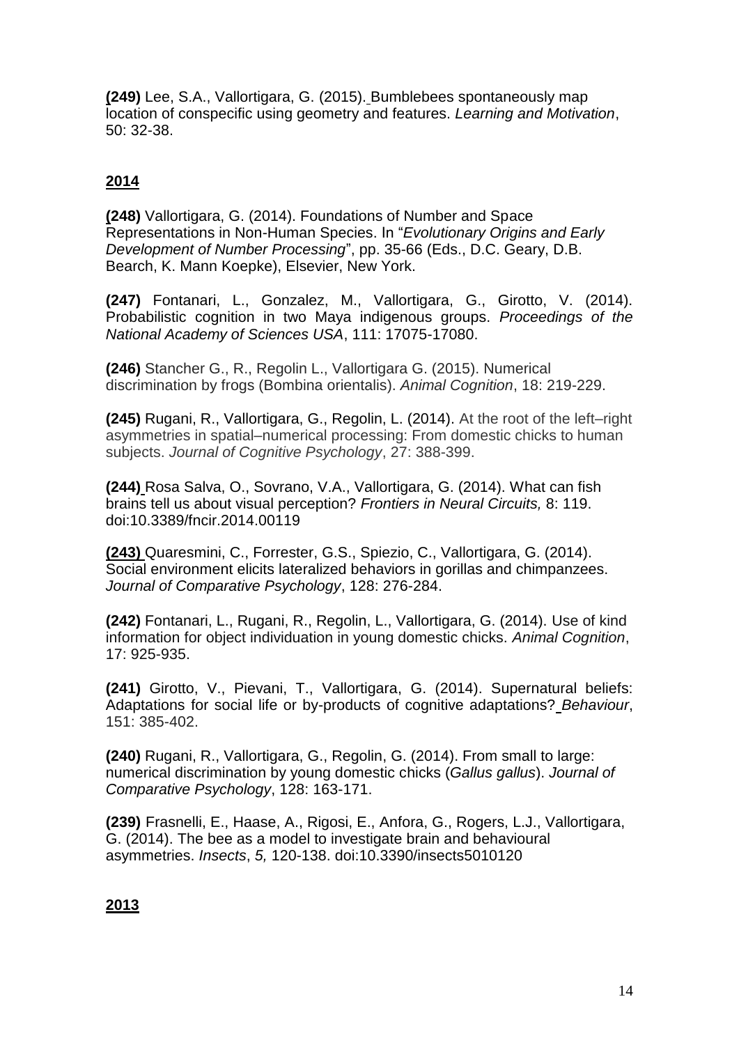**(249)** Lee, S.A., Vallortigara, G. (2015). Bumblebees spontaneously map location of conspecific using geometry and features. *Learning and Motivation*, 50: 32-38.

**2014**

**(248)** Vallortigara, G. (2014). Foundations of Number and Space Representations in Non-Human Species. In "*Evolutionary Origins and Early Development of Number Processing*", pp. 35-66 (Eds., D.C. Geary, D.B. Bearch, K. Mann Koepke), Elsevier, New York.

**(247)** Fontanari, L., Gonzalez, M., Vallortigara, G., Girotto, V. (2014). Probabilistic cognition in two Maya indigenous groups. *Proceedings of the National Academy of Sciences USA*, 111: 17075-17080.

**(246)** Stancher G., R., Regolin L., Vallortigara G. (2015). Numerical discrimination by frogs (Bombina orientalis). *Animal Cognition*, 18: 219-229.

**(245)** Rugani, R., Vallortigara, G., Regolin, L. (2014). At the root of the left–right asymmetries in spatial–numerical processing: From domestic chicks to human subjects. *Journal of Cognitive Psychology*, 27: 388-399.

**(244)** Rosa Salva, O., Sovrano, V.A., Vallortigara, G. (2014). What can fish brains tell us about visual perception? *Frontiers in Neural Circuits,* 8: 119. doi:10.3389/fncir.2014.00119

**(243)** Quaresmini, C., Forrester, G.S., Spiezio, C., Vallortigara, G. (2014). Social environment elicits lateralized behaviors in gorillas and chimpanzees. *Journal of Comparative Psychology*, 128: 276-284.

**(242)** Fontanari, L., Rugani, R., Regolin, L., Vallortigara, G. (2014). Use of kind information for object individuation in young domestic chicks. *Animal Cognition*, 17: 925-935.

**(241)** Girotto, V., Pievani, T., Vallortigara, G. (2014). Supernatural beliefs: Adaptations for social life or by-products of cognitive adaptations? *Behaviour*, 151: 385-402.

**(240)** Rugani, R., Vallortigara, G., Regolin, G. (2014). From small to large: numerical discrimination by young domestic chicks (*Gallus gallus*). *Journal of Comparative Psychology*, 128: 163-171.

**(239)** Frasnelli, E., Haase, A., Rigosi, E., Anfora, G., Rogers, L.J., Vallortigara, G. (2014). The bee as a model to investigate brain and behavioural asymmetries. *Insects*, *5,* 120-138. doi:10.3390/insects5010120

**2013**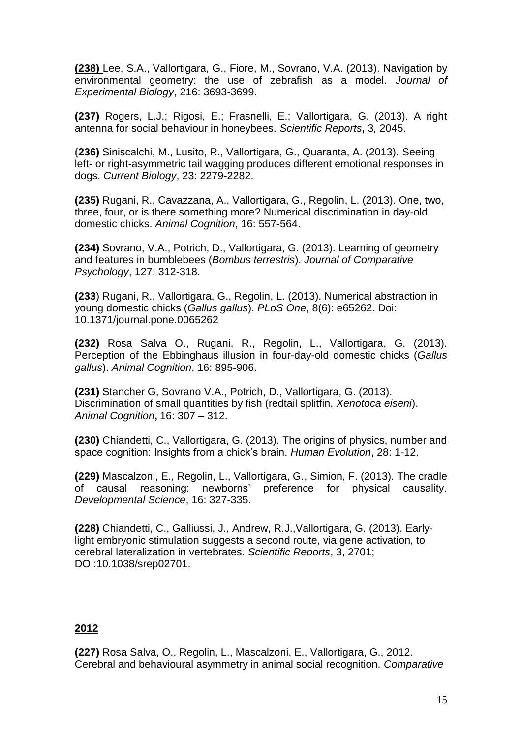**(238)** Lee, S.A., Vallortigara, G., Fiore, M., Sovrano, V.A. (2013). Navigation by environmental geometry: the use of zebrafish as a model. *Journal of Experimental Biology*, 216: 3693-3699.

**(237)** Rogers, L.J.; Rigosi, E.; Frasnelli, E.; Vallortigara, G. (2013). A right antenna for social behaviour in honeybees. *Scientific Reports***,** 3*,* 2045.

(**236)** Siniscalchi, M., Lusito, R., Vallortigara, G., Quaranta, A. (2013). Seeing left- or right-asymmetric tail wagging produces different emotional responses in dogs. *Current Biology*, 23: 2279-2282.

**(235)** Rugani, R., Cavazzana, A., Vallortigara, G., Regolin, L. (2013). One, two, three, four, or is there something more? Numerical discrimination in day-old domestic chicks. *Animal Cognition*, 16: 557-564.

**(234)** Sovrano, V.A., Potrich, D., Vallortigara, G. (2013). Learning of geometry and features in bumblebees (*Bombus terrestris*). *Journal of Comparative Psychology*, 127: 312-318.

**(233**) Rugani, R., Vallortigara, G., Regolin, L. (2013). Numerical abstraction in young domestic chicks (*Gallus gallus*). *PLoS One*, 8(6): e65262. Doi: 10.1371/journal.pone.0065262

**(232)** Rosa Salva O., Rugani, R., Regolin, L., Vallortigara, G. (2013). Perception of the Ebbinghaus illusion in four-day-old domestic chicks (*Gallus gallus*). *Animal Cognition*, 16: 895-906.

**(231)** Stancher G, Sovrano V.A., Potrich, D., Vallortigara, G. (2013). Discrimination of small quantities by fish (redtail splitfin, *Xenotoca eiseni*). *Animal Cognition***,** 16: 307 – 312.

**(230)** Chiandetti, C., Vallortigara, G. (2013). The origins of physics, number and space cognition: Insights from a chick's brain. *Human Evolution*, 28: 1-12.

**(229)** Mascalzoni, E., Regolin, L., Vallortigara, G., Simion, F. (2013). The cradle of causal reasoning: newborns' preference for physical causality. *Developmental Science*, 16: 327-335.

**(228)** Chiandetti, C., Galliussi, J., Andrew, R.J.,Vallortigara, G. (2013). Early-light embryonic stimulation suggests a second route, via gene activation, to cerebral lateralization in vertebrates. *Scientific Reports*, 3, 2701; DOI:10.1038/srep02701.

## 2012

**(227)** Rosa Salva, O., Regolin, L., Mascalzoni, E., Vallortigara, G., 2012. Cerebral and behavioural asymmetry in animal social recognition. *Comparative*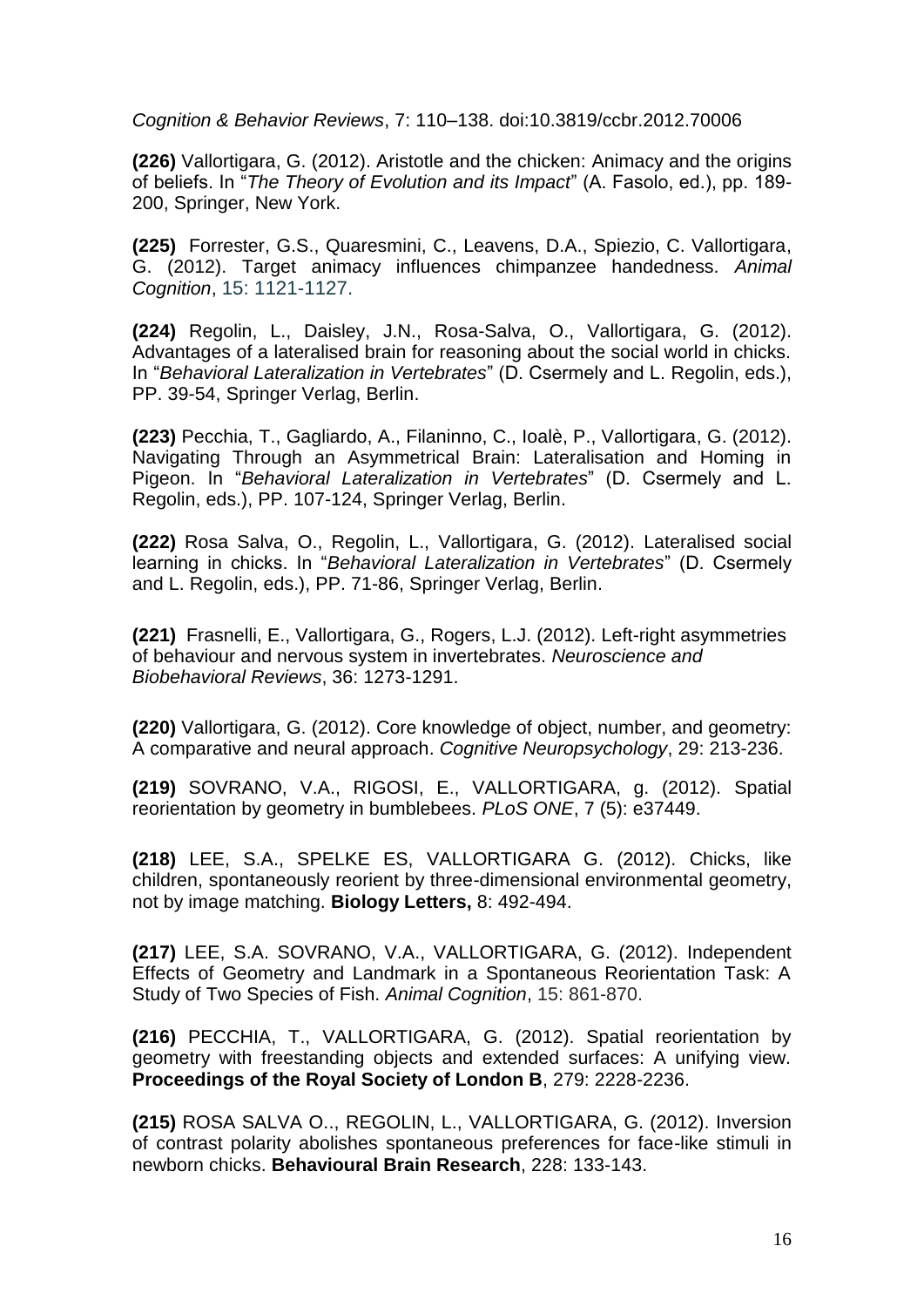*Cognition & Behavior Reviews*, 7: 110–138. doi:10.3819/ccbr.2012.70006

**(226)** Vallortigara, G. (2012). Aristotle and the chicken: Animacy and the origins of beliefs. In "*The Theory of Evolution and its Impact*" (A. Fasolo, ed.), pp. 189-200, Springer, New York.

**(225)** Forrester, G.S., Quaresmini, C., Leavens, D.A., Spiezio, C. Vallortigara, G. (2012). Target animacy influences chimpanzee handedness. *Animal Cognition*, 15: 1121-1127.

**(224)** Regolin, L., Daisley, J.N., Rosa-Salva, O., Vallortigara, G. (2012). Advantages of a lateralised brain for reasoning about the social world in chicks. In "*Behavioral Lateralization in Vertebrates*" (D. Csermely and L. Regolin, eds.), PP. 39-54, Springer Verlag, Berlin.

**(223)** Pecchia, T., Gagliardo, A., Filaninno, C., Ioalè, P., Vallortigara, G. (2012). Navigating Through an Asymmetrical Brain: Lateralisation and Homing in Pigeon. In "*Behavioral Lateralization in Vertebrates*" (D. Csermely and L. Regolin, eds.), PP. 107-124, Springer Verlag, Berlin.

**(222)** Rosa Salva, O., Regolin, L., Vallortigara, G. (2012). Lateralised social learning in chicks. In "*Behavioral Lateralization in Vertebrates*" (D. Csermely and L. Regolin, eds.), PP. 71-86, Springer Verlag, Berlin.

**(221)** Frasnelli, E., Vallortigara, G., Rogers, L.J. (2012). Left-right asymmetries of behaviour and nervous system in invertebrates. *Neuroscience and Biobehavioral Reviews*, 36: 1273-1291.

**(220)** Vallortigara, G. (2012). Core knowledge of object, number, and geometry: A comparative and neural approach. *Cognitive Neuropsychology*, 29: 213-236.

**(219)** SOVRANO, V.A., RIGOSI, E., VALLORTIGARA, g. (2012). Spatial reorientation by geometry in bumblebees. *PLoS ONE*, 7 (5): e37449.

**(218)** LEE, S.A., SPELKE ES, VALLORTIGARA G. (2012). Chicks, like children, spontaneously reorient by three-dimensional environmental geometry, not by image matching. **Biology Letters,** 8: 492-494.

**(217)** LEE, S.A. SOVRANO, V.A., VALLORTIGARA, G. (2012). Independent Effects of Geometry and Landmark in a Spontaneous Reorientation Task: A Study of Two Species of Fish. *Animal Cognition*, 15: 861-870.

**(216)** PECCHIA, T., VALLORTIGARA, G. (2012). Spatial reorientation by geometry with freestanding objects and extended surfaces: A unifying view. **Proceedings of the Royal Society of London B**, 279: 2228-2236.

**(215)** ROSA SALVA O.., REGOLIN, L., VALLORTIGARA, G. (2012). Inversion of contrast polarity abolishes spontaneous preferences for face-like stimuli in newborn chicks. **Behavioural Brain Research**, 228: 133-143.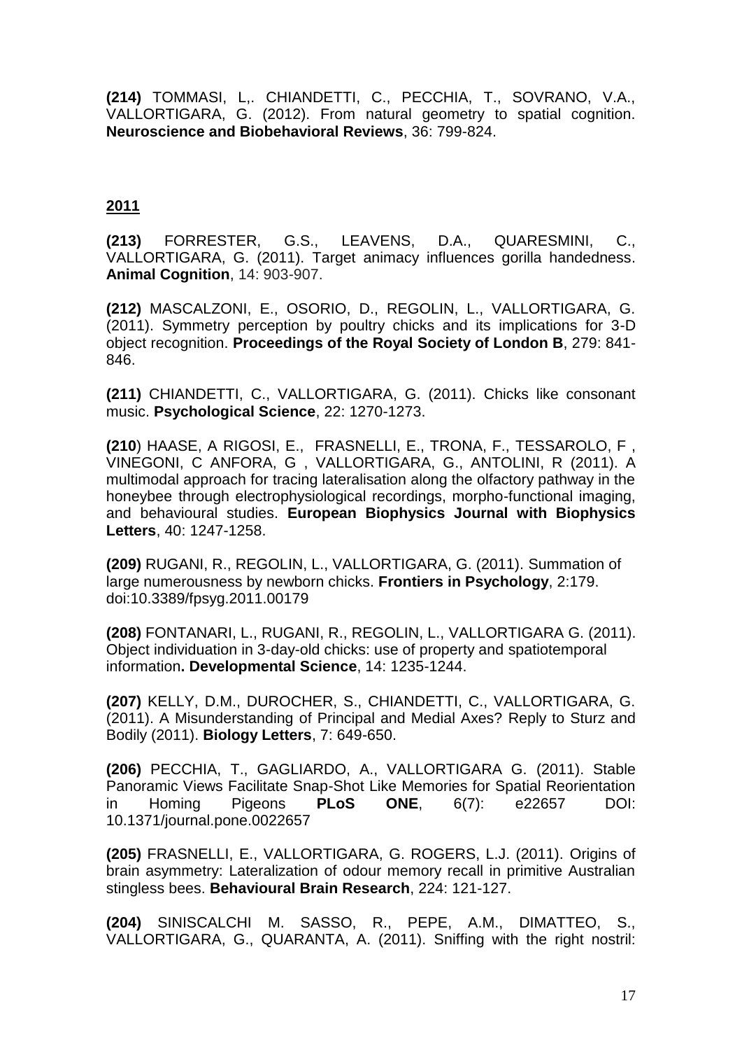**(214)** TOMMASI, L,. CHIANDETTI, C., PECCHIA, T., SOVRANO, V.A., VALLORTIGARA, G. (2012). From natural geometry to spatial cognition. **Neuroscience and Biobehavioral Reviews**, 36: 799-824.

## 2011

**(213)** FORRESTER, G.S., LEAVENS, D.A., QUARESMINI, C., VALLORTIGARA, G. (2011). Target animacy influences gorilla handedness. **Animal Cognition**, 14: 903-907.

**(212)** MASCALZONI, E., OSORIO, D., REGOLIN, L., VALLORTIGARA, G. (2011). Symmetry perception by poultry chicks and its implications for 3-D object recognition. **Proceedings of the Royal Society of London B**, 279: 841-846.

**(211)** CHIANDETTI, C., VALLORTIGARA, G. (2011). Chicks like consonant music. **Psychological Science**, 22: 1270-1273.

**(210**) HAASE, A RIGOSI, E., FRASNELLI, E., TRONA, F., TESSAROLO, F , VINEGONI, C ANFORA, G , VALLORTIGARA, G., ANTOLINI, R (2011). A multimodal approach for tracing lateralisation along the olfactory pathway in the honeybee through electrophysiological recordings, morpho-functional imaging, and behavioural studies. **European Biophysics Journal with Biophysics Letters**, 40: 1247-1258.

**(209)** RUGANI, R., REGOLIN, L., VALLORTIGARA, G. (2011). Summation of large numerousness by newborn chicks. **Frontiers in Psychology**, 2:179. doi:10.3389/fpsyg.2011.00179

**(208)** FONTANARI, L., RUGANI, R., REGOLIN, L., VALLORTIGARA G. (2011). Object individuation in 3-day-old chicks: use of property and spatiotemporal information**. Developmental Science**, 14: 1235-1244.

**(207)** KELLY, D.M., DUROCHER, S., CHIANDETTI, C., VALLORTIGARA, G. (2011). A Misunderstanding of Principal and Medial Axes? Reply to Sturz and Bodily (2011). **Biology Letters**, 7: 649-650.

**(206)** PECCHIA, T., GAGLIARDO, A., VALLORTIGARA G. (2011). Stable Panoramic Views Facilitate Snap-Shot Like Memories for Spatial Reorientation in Homing Pigeons **PLoS ONE**, 6(7): e22657 DOI: 10.1371/journal.pone.0022657

**(205)** FRASNELLI, E., VALLORTIGARA, G. ROGERS, L.J. (2011). Origins of brain asymmetry: Lateralization of odour memory recall in primitive Australian stingless bees. **Behavioural Brain Research**, 224: 121-127.

**(204)** SINISCALCHI M. SASSO, R., PEPE, A.M., DIMATTEO, S., VALLORTIGARA, G., QUARANTA, A. (2011). Sniffing with the right nostril: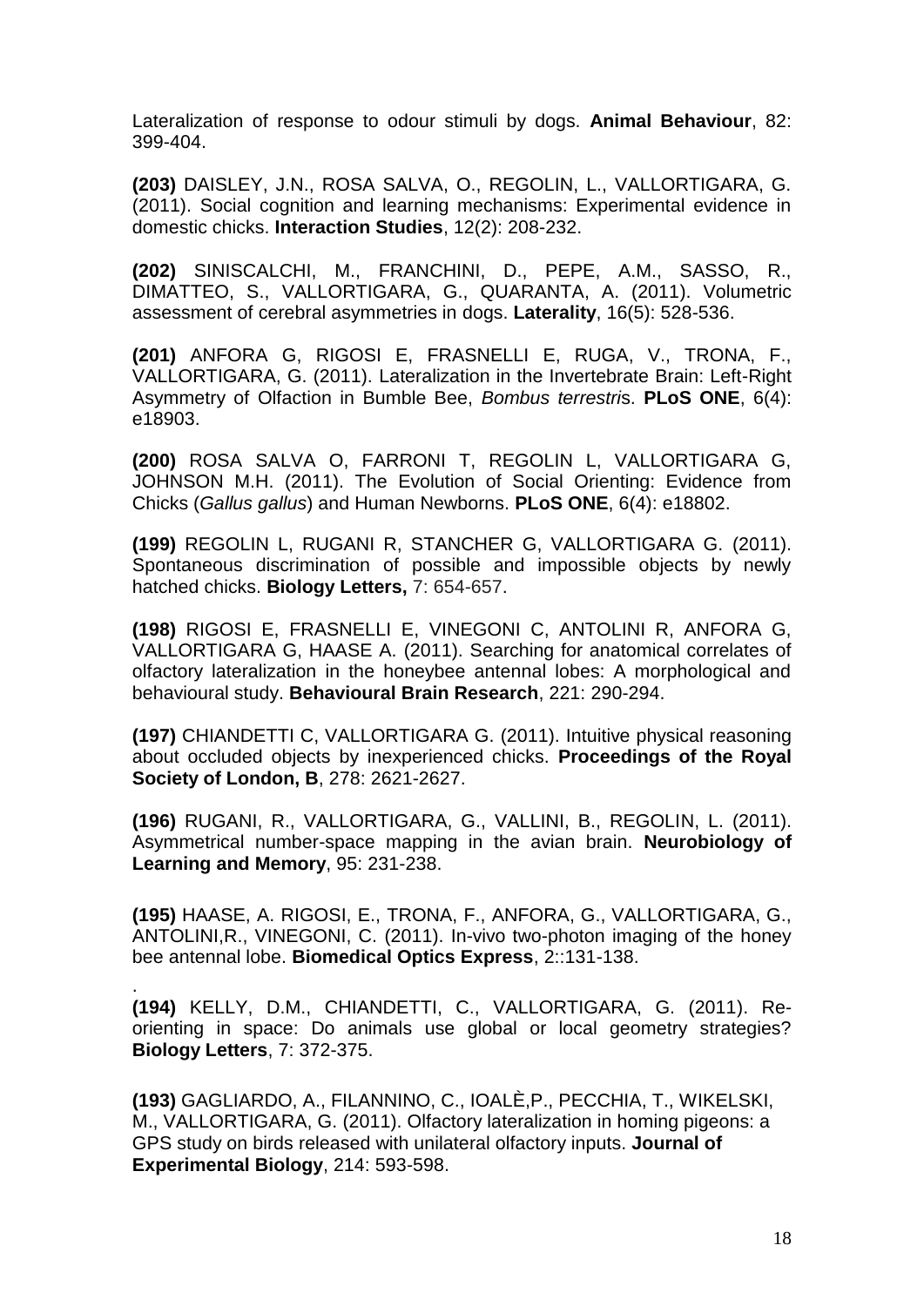Lateralization of response to odour stimuli by dogs. **Animal Behaviour**, 82: 399-404.

**(203)** DAISLEY, J.N., ROSA SALVA, O., REGOLIN, L., VALLORTIGARA, G. (2011). Social cognition and learning mechanisms: Experimental evidence in domestic chicks. **Interaction Studies**, 12(2): 208-232.

**(202)** SINISCALCHI, M., FRANCHINI, D., PEPE, A.M., SASSO, R., DIMATTEO, S., VALLORTIGARA, G., QUARANTA, A. (2011). Volumetric assessment of cerebral asymmetries in dogs. **Laterality**, 16(5): 528-536.

**(201)** ANFORA G, RIGOSI E, FRASNELLI E, RUGA, V., TRONA, F., VALLORTIGARA, G. (2011). Lateralization in the Invertebrate Brain: Left-Right Asymmetry of Olfaction in Bumble Bee, *Bombus terrestri*s. **PLoS ONE**, 6(4): e18903.

**(200)** ROSA SALVA O, FARRONI T, REGOLIN L, VALLORTIGARA G, JOHNSON M.H. (2011). The Evolution of Social Orienting: Evidence from Chicks (*Gallus gallus*) and Human Newborns. **PLoS ONE**, 6(4): e18802.

**(199)** REGOLIN L, RUGANI R, STANCHER G, VALLORTIGARA G. (2011). Spontaneous discrimination of possible and impossible objects by newly hatched chicks. **Biology Letters,** 7: 654-657.

**(198)** RIGOSI E, FRASNELLI E, VINEGONI C, ANTOLINI R, ANFORA G, VALLORTIGARA G, HAASE A. (2011). Searching for anatomical correlates of olfactory lateralization in the honeybee antennal lobes: A morphological and behavioural study. **Behavioural Brain Research**, 221: 290-294.

**(197)** CHIANDETTI C, VALLORTIGARA G. (2011). Intuitive physical reasoning about occluded objects by inexperienced chicks. **Proceedings of the Royal Society of London, B**, 278: 2621-2627.

**(196)** RUGANI, R., VALLORTIGARA, G., VALLINI, B., REGOLIN, L. (2011). Asymmetrical number-space mapping in the avian brain. **Neurobiology of Learning and Memory**, 95: 231-238.

**(195)** HAASE, A. RIGOSI, E., TRONA, F., ANFORA, G., VALLORTIGARA, G., ANTOLINI,R., VINEGONI, C. (2011). In-vivo two-photon imaging of the honey bee antennal lobe. **Biomedical Optics Express**, 2::131-138.

.

**(194)** KELLY, D.M., CHIANDETTI, C., VALLORTIGARA, G. (2011). Re-orienting in space: Do animals use global or local geometry strategies? **Biology Letters**, 7: 372-375.

**(193)** GAGLIARDO, A., FILANNINO, C., IOALÈ,P., PECCHIA, T., WIKELSKI, M., VALLORTIGARA, G. (2011). Olfactory lateralization in homing pigeons: a GPS study on birds released with unilateral olfactory inputs. **Journal of Experimental Biology**, 214: 593-598.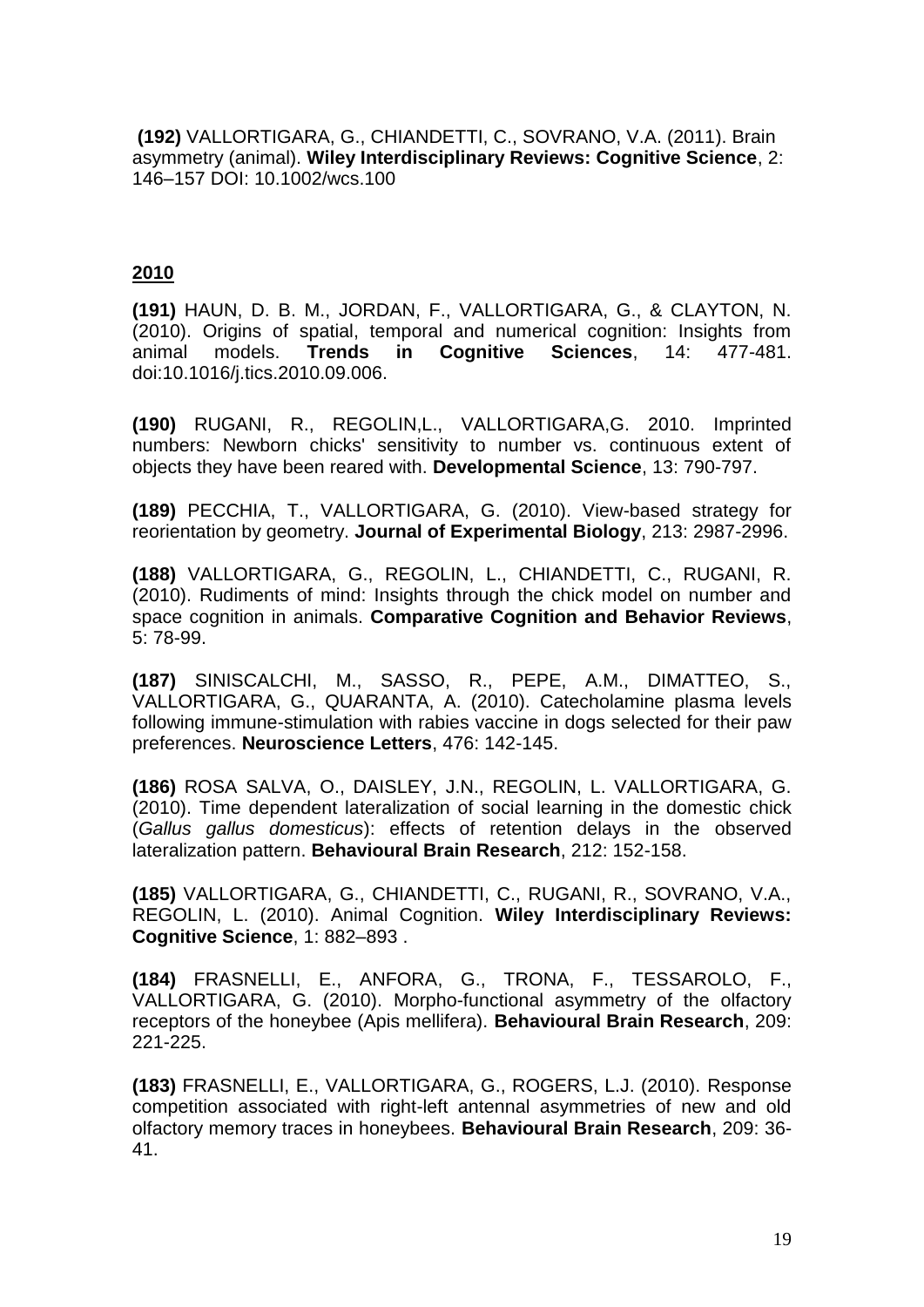**(192)** VALLORTIGARA, G., CHIANDETTI, C., SOVRANO, V.A. (2011). Brain asymmetry (animal). **Wiley Interdisciplinary Reviews: Cognitive Science**, 2: 146–157 DOI: 10.1002/wcs.100

## 2010

**(191)** HAUN, D. B. M., JORDAN, F., VALLORTIGARA, G., & CLAYTON, N. (2010). Origins of spatial, temporal and numerical cognition: Insights from animal models. **Trends in Cognitive Sciences**, 14: 477-481. doi:10.1016/j.tics.2010.09.006.

**(190)** RUGANI, R., REGOLIN,L., VALLORTIGARA,G. 2010. Imprinted numbers: Newborn chicks' sensitivity to number vs. continuous extent of objects they have been reared with. **Developmental Science**, 13: 790-797.

**(189)** PECCHIA, T., VALLORTIGARA, G. (2010). View-based strategy for reorientation by geometry. **Journal of Experimental Biology**, 213: 2987-2996.

**(188)** VALLORTIGARA, G., REGOLIN, L., CHIANDETTI, C., RUGANI, R. (2010). Rudiments of mind: Insights through the chick model on number and space cognition in animals. **Comparative Cognition and Behavior Reviews**, 5: 78-99.

**(187)** SINISCALCHI, M., SASSO, R., PEPE, A.M., DIMATTEO, S., VALLORTIGARA, G., QUARANTA, A. (2010). Catecholamine plasma levels following immune-stimulation with rabies vaccine in dogs selected for their paw preferences. **Neuroscience Letters**, 476: 142-145.

**(186)** ROSA SALVA, O., DAISLEY, J.N., REGOLIN, L. VALLORTIGARA, G. (2010). Time dependent lateralization of social learning in the domestic chick (*Gallus gallus domesticus*): effects of retention delays in the observed lateralization pattern. **Behavioural Brain Research**, 212: 152-158.

**(185)** VALLORTIGARA, G., CHIANDETTI, C., RUGANI, R., SOVRANO, V.A., REGOLIN, L. (2010). Animal Cognition. **Wiley Interdisciplinary Reviews: Cognitive Science**, 1: 882–893 .

**(184)** FRASNELLI, E., ANFORA, G., TRONA, F., TESSAROLO, F., VALLORTIGARA, G. (2010). Morpho-functional asymmetry of the olfactory receptors of the honeybee (Apis mellifera). **Behavioural Brain Research**, 209: 221-225.

**(183)** FRASNELLI, E., VALLORTIGARA, G., ROGERS, L.J. (2010). Response competition associated with right-left antennal asymmetries of new and old olfactory memory traces in honeybees. **Behavioural Brain Research**, 209: 36-41.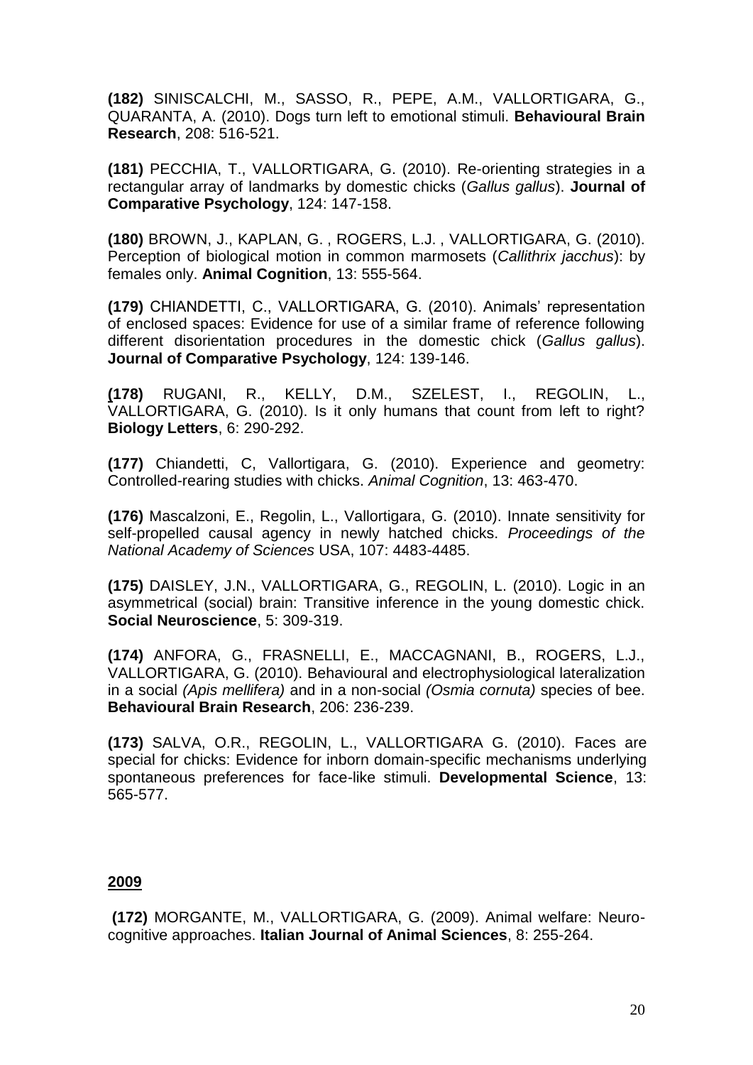**(182)** SINISCALCHI, M., SASSO, R., PEPE, A.M., VALLORTIGARA, G., QUARANTA, A. (2010). Dogs turn left to emotional stimuli. **Behavioural Brain Research**, 208: 516-521.

**(181)** PECCHIA, T., VALLORTIGARA, G. (2010). Re-orienting strategies in a rectangular array of landmarks by domestic chicks (*Gallus gallus*). **Journal of Comparative Psychology**, 124: 147-158.

**(180)** BROWN, J., KAPLAN, G. , ROGERS, L.J. , VALLORTIGARA, G. (2010). Perception of biological motion in common marmosets (*Callithrix jacchus*): by females only. **Animal Cognition**, 13: 555-564.

**(179)** CHIANDETTI, C., VALLORTIGARA, G. (2010). Animals' representation of enclosed spaces: Evidence for use of a similar frame of reference following different disorientation procedures in the domestic chick (*Gallus gallus*). **Journal of Comparative Psychology**, 124: 139-146.

**(178)** RUGANI, R., KELLY, D.M., SZELEST, I., REGOLIN, L., VALLORTIGARA, G. (2010). Is it only humans that count from left to right? **Biology Letters**, 6: 290-292.

**(177)** Chiandetti, C, Vallortigara, G. (2010). Experience and geometry: Controlled-rearing studies with chicks. *Animal Cognition*, 13: 463-470.

**(176)** Mascalzoni, E., Regolin, L., Vallortigara, G. (2010). Innate sensitivity for self-propelled causal agency in newly hatched chicks. *Proceedings of the National Academy of Sciences* USA, 107: 4483-4485.

**(175)** DAISLEY, J.N., VALLORTIGARA, G., REGOLIN, L. (2010). Logic in an asymmetrical (social) brain: Transitive inference in the young domestic chick. **Social Neuroscience**, 5: 309-319.

**(174)** ANFORA, G., FRASNELLI, E., MACCAGNANI, B., ROGERS, L.J., VALLORTIGARA, G. (2010). Behavioural and electrophysiological lateralization in a social *(Apis mellifera)* and in a non-social *(Osmia cornuta)* species of bee. **Behavioural Brain Research**, 206: 236-239.

**(173)** SALVA, O.R., REGOLIN, L., VALLORTIGARA G. (2010). Faces are special for chicks: Evidence for inborn domain-specific mechanisms underlying spontaneous preferences for face-like stimuli. **Developmental Science**, 13: 565-577.

## 2009

**(172)** MORGANTE, M., VALLORTIGARA, G. (2009). Animal welfare: Neuro-cognitive approaches. **Italian Journal of Animal Sciences**, 8: 255-264.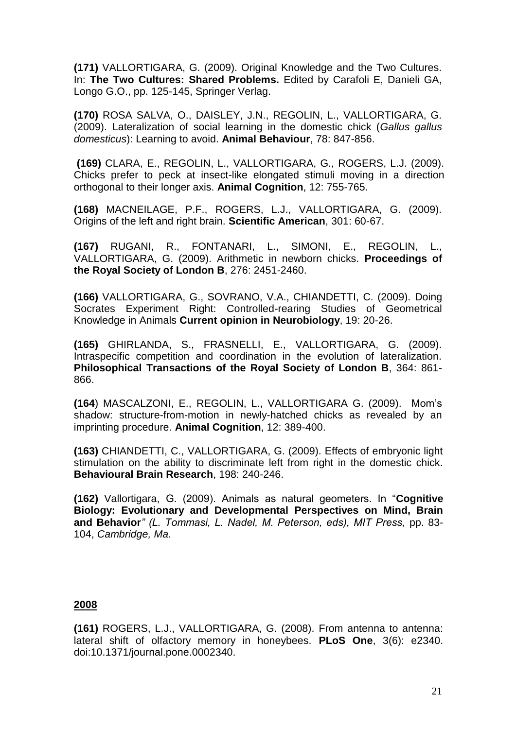**(171)** VALLORTIGARA, G. (2009). Original Knowledge and the Two Cultures. In: **The Two Cultures: Shared Problems.** Edited by Carafoli E, Danieli GA, Longo G.O., pp. 125-145, Springer Verlag.

**(170)** ROSA SALVA, O., DAISLEY, J.N., REGOLIN, L., VALLORTIGARA, G. (2009). Lateralization of social learning in the domestic chick (*Gallus gallus domesticus*): Learning to avoid. **Animal Behaviour**, 78: 847-856.

**(169)** CLARA, E., REGOLIN, L., VALLORTIGARA, G., ROGERS, L.J. (2009). Chicks prefer to peck at insect-like elongated stimuli moving in a direction orthogonal to their longer axis. **Animal Cognition**, 12: 755-765.

**(168)** MACNEILAGE, P.F., ROGERS, L.J., VALLORTIGARA, G. (2009). Origins of the left and right brain. **Scientific American**, 301: 60-67.

**(167)** RUGANI, R., FONTANARI, L., SIMONI, E., REGOLIN, L., VALLORTIGARA, G. (2009). Arithmetic in newborn chicks. **Proceedings of the Royal Society of London B**, 276: 2451-2460.

**(166)** VALLORTIGARA, G., SOVRANO, V.A., CHIANDETTI, C. (2009). Doing Socrates Experiment Right: Controlled-rearing Studies of Geometrical Knowledge in Animals **Current opinion in Neurobiology**, 19: 20-26.

**(165)** GHIRLANDA, S., FRASNELLI, E., VALLORTIGARA, G. (2009). Intraspecific competition and coordination in the evolution of lateralization. **Philosophical Transactions of the Royal Society of London B**, 364: 861-866.

**(164)** MASCALZONI, E., REGOLIN, L., VALLORTIGARA G. (2009). Mom's shadow: structure-from-motion in newly-hatched chicks as revealed by an imprinting procedure. **Animal Cognition**, 12: 389-400.

**(163)** CHIANDETTI, C., VALLORTIGARA, G. (2009). Effects of embryonic light stimulation on the ability to discriminate left from right in the domestic chick. **Behavioural Brain Research**, 198: 240-246.

**(162)** Vallortigara, G. (2009). Animals as natural geometers. In "**Cognitive Biology: Evolutionary and Developmental Perspectives on Mind, Brain and Behavior**" *(L. Tommasi, L. Nadel, M. Peterson, eds), MIT Press,* pp. 83-104, *Cambridge, Ma.*

## 2008

**(161)** ROGERS, L.J., VALLORTIGARA, G. (2008). From antenna to antenna: lateral shift of olfactory memory in honeybees. **PLoS One**, 3(6): e2340. doi:10.1371/journal.pone.0002340.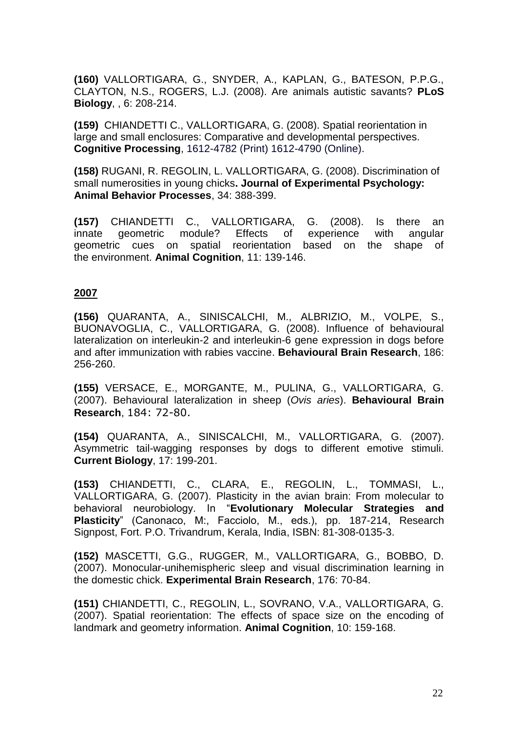**(160)** VALLORTIGARA, G., SNYDER, A., KAPLAN, G., BATESON, P.P.G., CLAYTON, N.S., ROGERS, L.J. (2008). Are animals autistic savants? **PLoS Biology**, , 6: 208-214.

**(159)** CHIANDETTI C., VALLORTIGARA, G. (2008). Spatial reorientation in large and small enclosures: Comparative and developmental perspectives. **Cognitive Processing**, 1612-4782 (Print) 1612-4790 (Online).

**(158)** RUGANI, R. REGOLIN, L. VALLORTIGARA, G. (2008). Discrimination of small numerosities in young chicks**. Journal of Experimental Psychology: Animal Behavior Processes**, 34: 388-399.

**(157)** CHIANDETTI C., VALLORTIGARA, G. (2008). Is there an innate geometric module? Effects of experience with angular geometric cues on spatial reorientation based on the shape of the environment. **Animal Cognition**, 11: 139-146.

## 2007

**(156)** QUARANTA, A., SINISCALCHI, M., ALBRIZIO, M., VOLPE, S., BUONAVOGLIA, C., VALLORTIGARA, G. (2008). Influence of behavioural lateralization on interleukin-2 and interleukin-6 gene expression in dogs before and after immunization with rabies vaccine. **Behavioural Brain Research**, 186: 256-260.

**(155)** VERSACE, E., MORGANTE, M., PULINA, G., VALLORTIGARA, G. (2007). Behavioural lateralization in sheep (*Ovis aries*). **Behavioural Brain Research**, 184: 72-80.

**(154)** QUARANTA, A., SINISCALCHI, M., VALLORTIGARA, G. (2007). Asymmetric tail-wagging responses by dogs to different emotive stimuli. **Current Biology**, 17: 199-201.

**(153)** CHIANDETTI, C., CLARA, E., REGOLIN, L., TOMMASI, L., VALLORTIGARA, G. (2007). Plasticity in the avian brain: From molecular to behavioral neurobiology. In "**Evolutionary Molecular Strategies and Plasticity**" (Canonaco, M:, Facciolo, M., eds.), pp. 187-214, Research Signpost, Fort. P.O. Trivandrum, Kerala, India, ISBN: 81-308-0135-3.

**(152)** MASCETTI, G.G., RUGGER, M., VALLORTIGARA, G., BOBBO, D. (2007). Monocular-unihemispheric sleep and visual discrimination learning in the domestic chick. **Experimental Brain Research**, 176: 70-84.

**(151)** CHIANDETTI, C., REGOLIN, L., SOVRANO, V.A., VALLORTIGARA, G. (2007). Spatial reorientation: The effects of space size on the encoding of landmark and geometry information. **Animal Cognition**, 10: 159-168.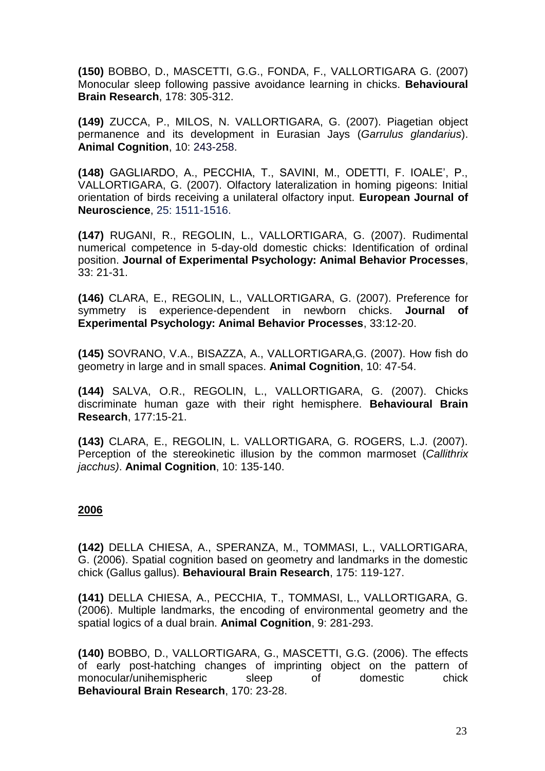**(150)** BOBBO, D., MASCETTI, G.G., FONDA, F., VALLORTIGARA G. (2007) Monocular sleep following passive avoidance learning in chicks. **Behavioural Brain Research**, 178: 305-312.

**(149)** ZUCCA, P., MILOS, N. VALLORTIGARA, G. (2007). Piagetian object permanence and its development in Eurasian Jays (*Garrulus glandarius*). **Animal Cognition**, 10: 243-258.

**(148)** GAGLIARDO, A., PECCHIA, T., SAVINI, M., ODETTI, F. IOALE', P., VALLORTIGARA, G. (2007). Olfactory lateralization in homing pigeons: Initial orientation of birds receiving a unilateral olfactory input. **European Journal of Neuroscience**, 25: 1511-1516.

**(147)** RUGANI, R., REGOLIN, L., VALLORTIGARA, G. (2007). Rudimental numerical competence in 5-day-old domestic chicks: Identification of ordinal position. **Journal of Experimental Psychology: Animal Behavior Processes**, 33: 21-31.

**(146)** CLARA, E., REGOLIN, L., VALLORTIGARA, G. (2007). Preference for symmetry is experience-dependent in newborn chicks. **Journal of Experimental Psychology: Animal Behavior Processes**, 33:12-20.

**(145)** SOVRANO, V.A., BISAZZA, A., VALLORTIGARA,G. (2007). How fish do geometry in large and in small spaces. **Animal Cognition**, 10: 47-54.

**(144)** SALVA, O.R., REGOLIN, L., VALLORTIGARA, G. (2007). Chicks discriminate human gaze with their right hemisphere. **Behavioural Brain Research**, 177:15-21.

**(143)** CLARA, E., REGOLIN, L. VALLORTIGARA, G. ROGERS, L.J. (2007). Perception of the stereokinetic illusion by the common marmoset (*Callithrix jacchus)*. **Animal Cognition**, 10: 135-140.

**2006**

**(142)** DELLA CHIESA, A., SPERANZA, M., TOMMASI, L., VALLORTIGARA, G. (2006). Spatial cognition based on geometry and landmarks in the domestic chick (Gallus gallus). **Behavioural Brain Research**, 175: 119-127.

**(141)** DELLA CHIESA, A., PECCHIA, T., TOMMASI, L., VALLORTIGARA, G. (2006). Multiple landmarks, the encoding of environmental geometry and the spatial logics of a dual brain. **Animal Cognition**, 9: 281-293.

**(140)** BOBBO, D., VALLORTIGARA, G., MASCETTI, G.G. (2006). The effects of early post-hatching changes of imprinting object on the pattern of monocular/unihemispheric sleep of domestic chick **Behavioural Brain Research**, 170: 23-28.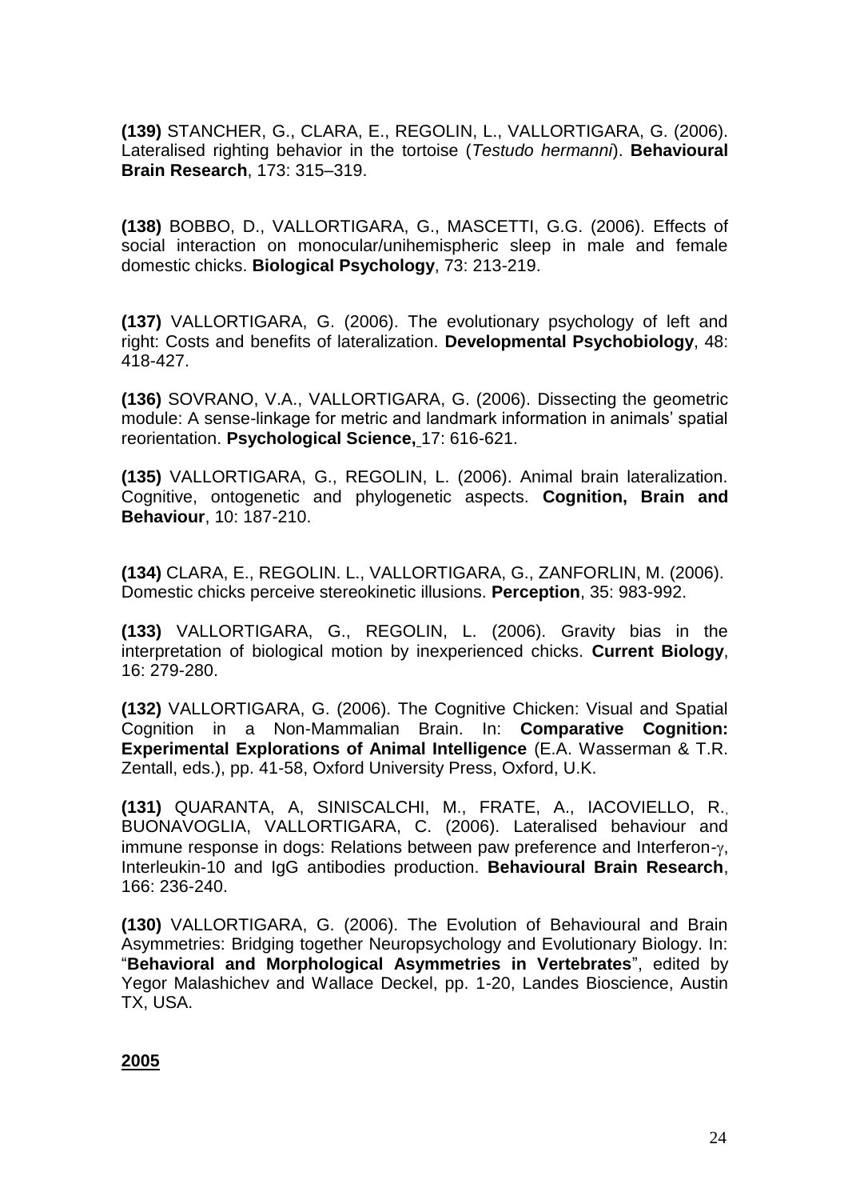**(139)** STANCHER, G., CLARA, E., REGOLIN, L., VALLORTIGARA, G. (2006). Lateralised righting behavior in the tortoise (*Testudo hermanni*). **Behavioural Brain Research**, 173: 315–319.

**(138)** BOBBO, D., VALLORTIGARA, G., MASCETTI, G.G. (2006). Effects of social interaction on monocular/unihemispheric sleep in male and female domestic chicks. **Biological Psychology**, 73: 213-219.

**(137)** VALLORTIGARA, G. (2006). The evolutionary psychology of left and right: Costs and benefits of lateralization. **Developmental Psychobiology**, 48: 418-427.

**(136)** SOVRANO, V.A., VALLORTIGARA, G. (2006). Dissecting the geometric module: A sense-linkage for metric and landmark information in animals' spatial reorientation. **Psychological Science,** 17: 616-621.

**(135)** VALLORTIGARA, G., REGOLIN, L. (2006). Animal brain lateralization. Cognitive, ontogenetic and phylogenetic aspects. **Cognition, Brain and Behaviour**, 10: 187-210.

**(134)** CLARA, E., REGOLIN. L., VALLORTIGARA, G., ZANFORLIN, M. (2006). Domestic chicks perceive stereokinetic illusions. **Perception**, 35: 983-992.

**(133)** VALLORTIGARA, G., REGOLIN, L. (2006). Gravity bias in the interpretation of biological motion by inexperienced chicks. **Current Biology**, 16: 279-280.

**(132)** VALLORTIGARA, G. (2006). The Cognitive Chicken: Visual and Spatial Cognition in a Non-Mammalian Brain. In: **Comparative Cognition: Experimental Explorations of Animal Intelligence** (E.A. Wasserman & T.R. Zentall, eds.), pp. 41-58, Oxford University Press, Oxford, U.K.

**(131)** QUARANTA, A, SINISCALCHI, M., FRATE, A., IACOVIELLO, R., BUONAVOGLIA, VALLORTIGARA, C. (2006). Lateralised behaviour and immune response in dogs: Relations between paw preference and Interferon-$\gamma$, Interleukin-10 and IgG antibodies production. **Behavioural Brain Research**, 166: 236-240.

**(130)** VALLORTIGARA, G. (2006). The Evolution of Behavioural and Brain Asymmetries: Bridging together Neuropsychology and Evolutionary Biology. In: "**Behavioral and Morphological Asymmetries in Vertebrates**", edited by Yegor Malashichev and Wallace Deckel, pp. 1-20, Landes Bioscience, Austin TX, USA.

**2005**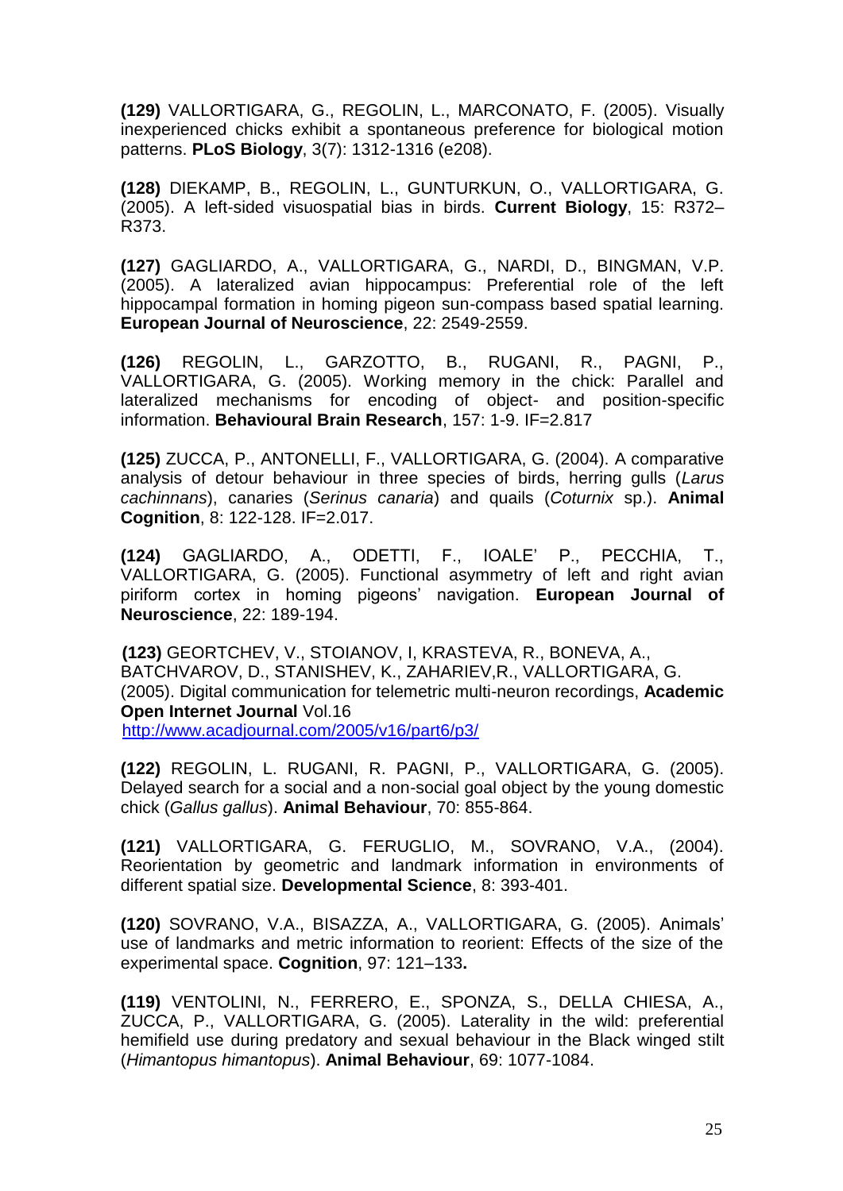**(129)** VALLORTIGARA, G., REGOLIN, L., MARCONATO, F. (2005). Visually inexperienced chicks exhibit a spontaneous preference for biological motion patterns. **PLoS Biology**, 3(7): 1312-1316 (e208).

**(128)** DIEKAMP, B., REGOLIN, L., GUNTURKUN, O., VALLORTIGARA, G. (2005). A left-sided visuospatial bias in birds. **Current Biology**, 15: R372–R373.

**(127)** GAGLIARDO, A., VALLORTIGARA, G., NARDI, D., BINGMAN, V.P. (2005). A lateralized avian hippocampus: Preferential role of the left hippocampal formation in homing pigeon sun-compass based spatial learning. **European Journal of Neuroscience**, 22: 2549-2559.

**(126)** REGOLIN, L., GARZOTTO, B., RUGANI, R., PAGNI, P., VALLORTIGARA, G. (2005). Working memory in the chick: Parallel and lateralized mechanisms for encoding of object- and position-specific information. **Behavioural Brain Research**, 157: 1-9. IF=2.817

**(125)** ZUCCA, P., ANTONELLI, F., VALLORTIGARA, G. (2004). A comparative analysis of detour behaviour in three species of birds, herring gulls (*Larus cachinnans*), canaries (*Serinus canaria*) and quails (*Coturnix* sp.). **Animal Cognition**, 8: 122-128. IF=2.017.

**(124)** GAGLIARDO, A., ODETTI, F., IOALE' P., PECCHIA, T., VALLORTIGARA, G. (2005). Functional asymmetry of left and right avian piriform cortex in homing pigeons' navigation. **European Journal of Neuroscience**, 22: 189-194.

**(123)** GEORTCHEV, V., STOIANOV, I, KRASTEVA, R., BONEVA, A., BATCHVAROV, D., STANISHEV, K., ZAHARIEV,R., VALLORTIGARA, G. (2005). Digital communication for telemetric multi-neuron recordings, **Academic Open Internet Journal** Vol.16
http://www.acadjournal.com/2005/v16/part6/p3/

**(122)** REGOLIN, L. RUGANI, R. PAGNI, P., VALLORTIGARA, G. (2005). Delayed search for a social and a non-social goal object by the young domestic chick (*Gallus gallus*). **Animal Behaviour**, 70: 855-864.

**(121)** VALLORTIGARA, G. FERUGLIO, M., SOVRANO, V.A., (2004). Reorientation by geometric and landmark information in environments of different spatial size. **Developmental Science**, 8: 393-401.

**(120)** SOVRANO, V.A., BISAZZA, A., VALLORTIGARA, G. (2005). Animals' use of landmarks and metric information to reorient: Effects of the size of the experimental space. **Cognition**, 97: 121–133**.**

**(119)** VENTOLINI, N., FERRERO, E., SPONZA, S., DELLA CHIESA, A., ZUCCA, P., VALLORTIGARA, G. (2005). Laterality in the wild: preferential hemifield use during predatory and sexual behaviour in the Black winged stilt (*Himantopus himantopus*). **Animal Behaviour**, 69: 1077-1084.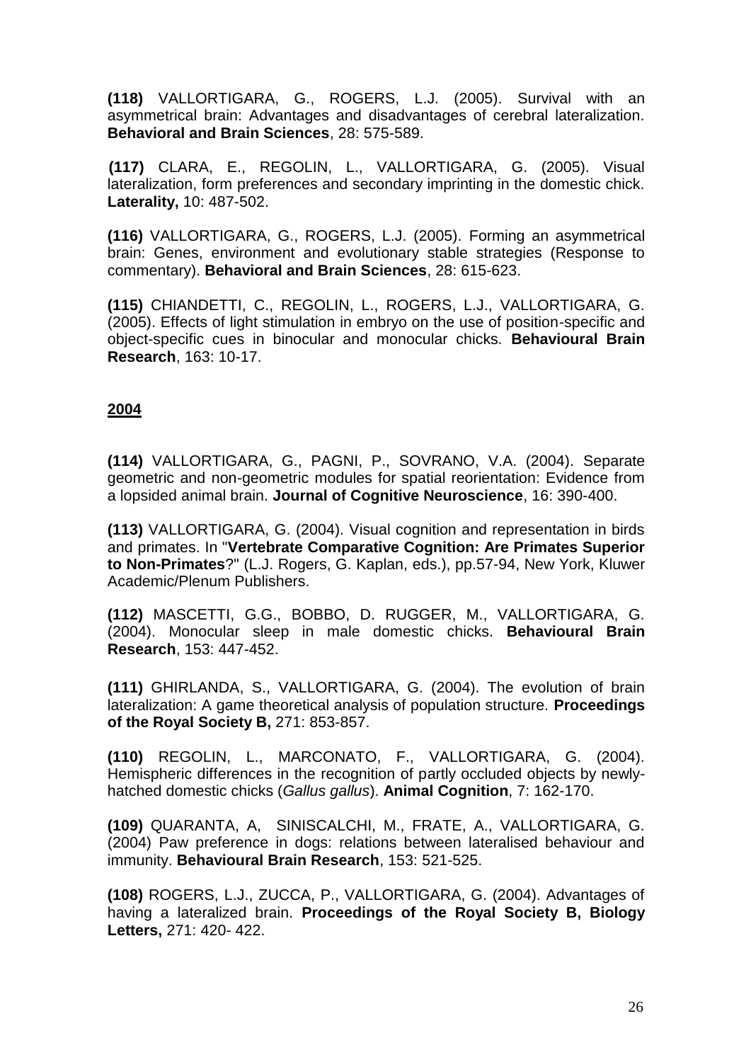**(118)** VALLORTIGARA, G., ROGERS, L.J. (2005). Survival with an asymmetrical brain: Advantages and disadvantages of cerebral lateralization. **Behavioral and Brain Sciences**, 28: 575-589.

**(117)** CLARA, E., REGOLIN, L., VALLORTIGARA, G. (2005). Visual lateralization, form preferences and secondary imprinting in the domestic chick. **Laterality,** 10: 487-502.

**(116)** VALLORTIGARA, G., ROGERS, L.J. (2005). Forming an asymmetrical brain: Genes, environment and evolutionary stable strategies (Response to commentary). **Behavioral and Brain Sciences**, 28: 615-623.

**(115)** CHIANDETTI, C., REGOLIN, L., ROGERS, L.J., VALLORTIGARA, G. (2005). Effects of light stimulation in embryo on the use of position-specific and object-specific cues in binocular and monocular chicks. **Behavioural Brain Research**, 163: 10-17.

## 2004

**(114)** VALLORTIGARA, G., PAGNI, P., SOVRANO, V.A. (2004). Separate geometric and non-geometric modules for spatial reorientation: Evidence from a lopsided animal brain. **Journal of Cognitive Neuroscience**, 16: 390-400.

**(113)** VALLORTIGARA, G. (2004). Visual cognition and representation in birds and primates. In "**Vertebrate Comparative Cognition: Are Primates Superior to Non-Primates**?" (L.J. Rogers, G. Kaplan, eds.), pp.57-94, New York, Kluwer Academic/Plenum Publishers.

**(112)** MASCETTI, G.G., BOBBO, D. RUGGER, M., VALLORTIGARA, G. (2004). Monocular sleep in male domestic chicks. **Behavioural Brain Research**, 153: 447-452.

**(111)** GHIRLANDA, S., VALLORTIGARA, G. (2004). The evolution of brain lateralization: A game theoretical analysis of population structure. **Proceedings of the Royal Society B,** 271: 853-857.

**(110)** REGOLIN, L., MARCONATO, F., VALLORTIGARA, G. (2004). Hemispheric differences in the recognition of partly occluded objects by newly-hatched domestic chicks (*Gallus gallus*). **Animal Cognition**, 7: 162-170.

**(109)** QUARANTA, A, SINISCALCHI, M., FRATE, A., VALLORTIGARA, G. (2004) Paw preference in dogs: relations between lateralised behaviour and immunity. **Behavioural Brain Research**, 153: 521-525.

**(108)** ROGERS, L.J., ZUCCA, P., VALLORTIGARA, G. (2004). Advantages of having a lateralized brain. **Proceedings of the Royal Society B, Biology Letters,** 271: 420- 422.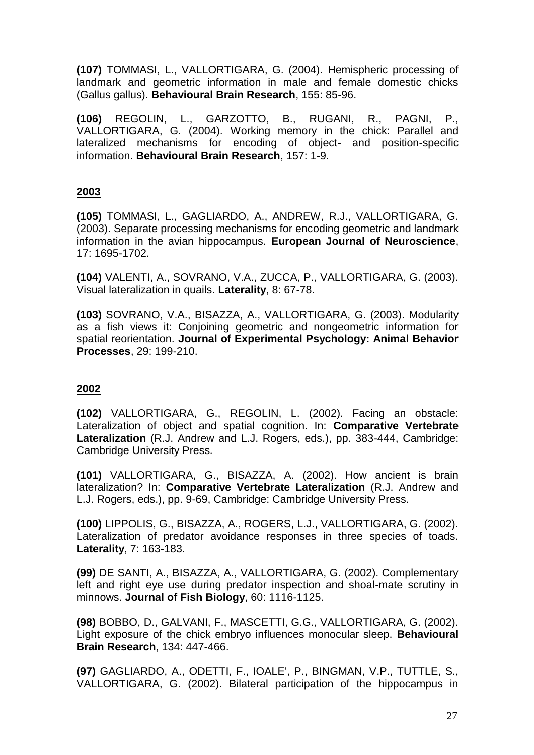**(107)** TOMMASI, L., VALLORTIGARA, G. (2004). Hemispheric processing of landmark and geometric information in male and female domestic chicks (Gallus gallus). **Behavioural Brain Research**, 155: 85-96.

**(106)** REGOLIN, L., GARZOTTO, B., RUGANI, R., PAGNI, P., VALLORTIGARA, G. (2004). Working memory in the chick: Parallel and lateralized mechanisms for encoding of object- and position-specific information. **Behavioural Brain Research**, 157: 1-9.

## 2003

**(105)** TOMMASI, L., GAGLIARDO, A., ANDREW, R.J., VALLORTIGARA, G. (2003). Separate processing mechanisms for encoding geometric and landmark information in the avian hippocampus. **European Journal of Neuroscience**, 17: 1695-1702.

**(104)** VALENTI, A., SOVRANO, V.A., ZUCCA, P., VALLORTIGARA, G. (2003). Visual lateralization in quails. **Laterality**, 8: 67-78.

**(103)** SOVRANO, V.A., BISAZZA, A., VALLORTIGARA, G. (2003). Modularity as a fish views it: Conjoining geometric and nongeometric information for spatial reorientation. **Journal of Experimental Psychology: Animal Behavior Processes**, 29: 199-210.

## 2002

**(102)** VALLORTIGARA, G., REGOLIN, L. (2002). Facing an obstacle: Lateralization of object and spatial cognition. In: **Comparative Vertebrate Lateralization** (R.J. Andrew and L.J. Rogers, eds.), pp. 383-444, Cambridge: Cambridge University Press.

**(101)** VALLORTIGARA, G., BISAZZA, A. (2002). How ancient is brain lateralization? In: **Comparative Vertebrate Lateralization** (R.J. Andrew and L.J. Rogers, eds.), pp. 9-69, Cambridge: Cambridge University Press.

**(100)** LIPPOLIS, G., BISAZZA, A., ROGERS, L.J., VALLORTIGARA, G. (2002). Lateralization of predator avoidance responses in three species of toads. **Laterality**, 7: 163-183.

**(99)** DE SANTI, A., BISAZZA, A., VALLORTIGARA, G. (2002). Complementary left and right eye use during predator inspection and shoal-mate scrutiny in minnows. **Journal of Fish Biology**, 60: 1116-1125.

**(98)** BOBBO, D., GALVANI, F., MASCETTI, G.G., VALLORTIGARA, G. (2002). Light exposure of the chick embryo influences monocular sleep. **Behavioural Brain Research**, 134: 447-466.

**(97)** GAGLIARDO, A., ODETTI, F., IOALE', P., BINGMAN, V.P., TUTTLE, S., VALLORTIGARA, G. (2002). Bilateral participation of the hippocampus in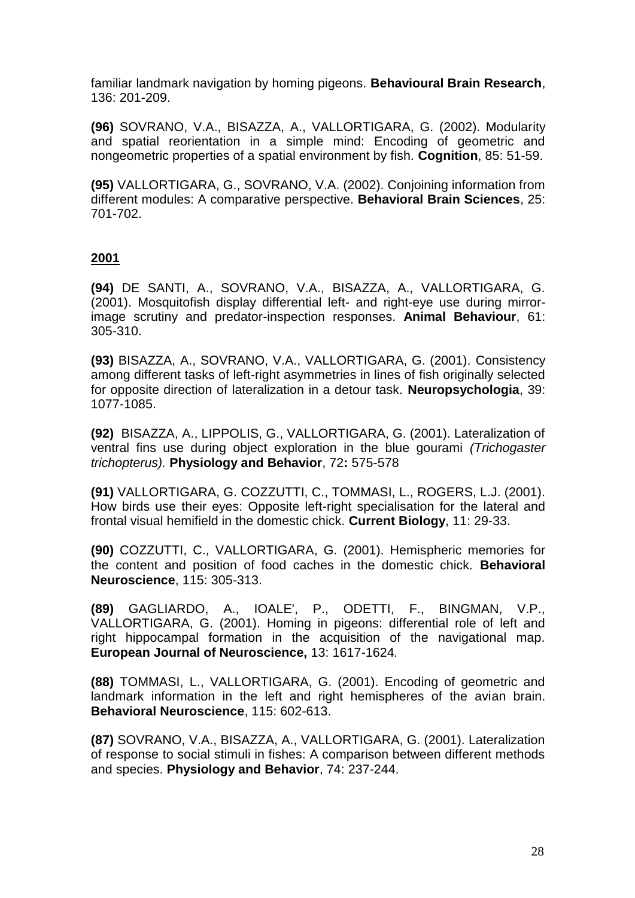familiar landmark navigation by homing pigeons. **Behavioural Brain Research**, 136: 201-209.

**(96)** SOVRANO, V.A., BISAZZA, A., VALLORTIGARA, G. (2002). Modularity and spatial reorientation in a simple mind: Encoding of geometric and nongeometric properties of a spatial environment by fish. **Cognition**, 85: 51-59.

**(95)** VALLORTIGARA, G., SOVRANO, V.A. (2002). Conjoining information from different modules: A comparative perspective. **Behavioral Brain Sciences**, 25: 701-702.

## 2001

**(94)** DE SANTI, A., SOVRANO, V.A., BISAZZA, A., VALLORTIGARA, G. (2001). Mosquitofish display differential left- and right-eye use during mirror-image scrutiny and predator-inspection responses. **Animal Behaviour**, 61: 305-310.

**(93)** BISAZZA, A., SOVRANO, V.A., VALLORTIGARA, G. (2001). Consistency among different tasks of left-right asymmetries in lines of fish originally selected for opposite direction of lateralization in a detour task. **Neuropsychologia**, 39: 1077-1085.

**(92)** BISAZZA, A., LIPPOLIS, G., VALLORTIGARA, G. (2001). Lateralization of ventral fins use during object exploration in the blue gourami *(Trichogaster trichopterus).* **Physiology and Behavior**, 72**:** 575-578

**(91)** VALLORTIGARA, G. COZZUTTI, C., TOMMASI, L., ROGERS, L.J. (2001). How birds use their eyes: Opposite left-right specialisation for the lateral and frontal visual hemifield in the domestic chick. **Current Biology**, 11: 29-33.

**(90)** COZZUTTI, C., VALLORTIGARA, G. (2001). Hemispheric memories for the content and position of food caches in the domestic chick. **Behavioral Neuroscience**, 115: 305-313.

**(89)** GAGLIARDO, A., IOALE', P., ODETTI, F., BINGMAN, V.P., VALLORTIGARA, G. (2001). Homing in pigeons: differential role of left and right hippocampal formation in the acquisition of the navigational map. **European Journal of Neuroscience,** 13: 1617-1624*.*

**(88)** TOMMASI, L., VALLORTIGARA, G. (2001). Encoding of geometric and landmark information in the left and right hemispheres of the avian brain. **Behavioral Neuroscience**, 115: 602-613.

**(87)** SOVRANO, V.A., BISAZZA, A., VALLORTIGARA, G. (2001). Lateralization of response to social stimuli in fishes: A comparison between different methods and species. **Physiology and Behavior**, 74: 237-244.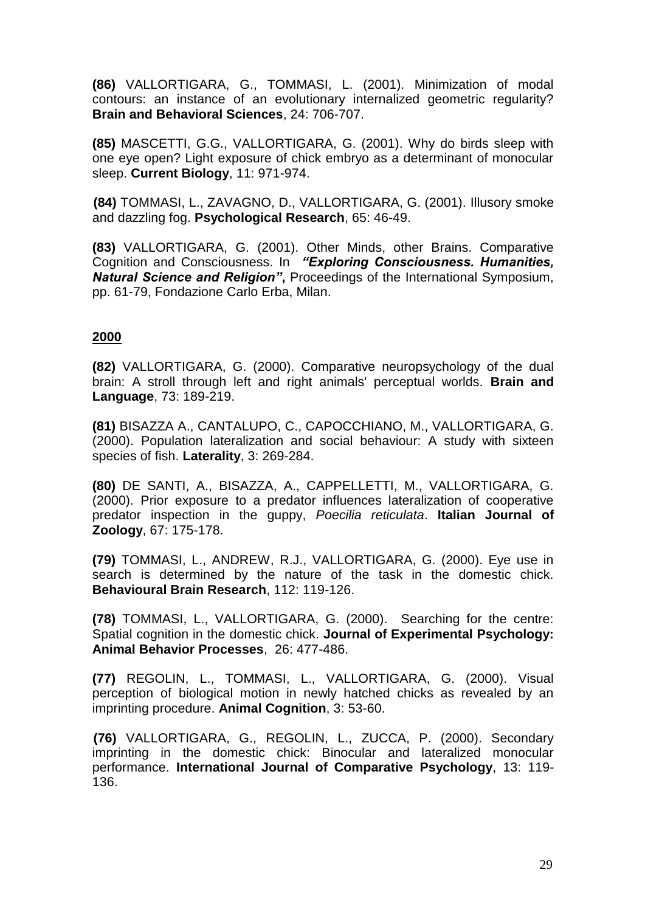**(86)** VALLORTIGARA, G., TOMMASI, L. (2001). Minimization of modal contours: an instance of an evolutionary internalized geometric regularity? **Brain and Behavioral Sciences**, 24: 706-707.

**(85)** MASCETTI, G.G., VALLORTIGARA, G. (2001). Why do birds sleep with one eye open? Light exposure of chick embryo as a determinant of monocular sleep. **Current Biology**, 11: 971-974.

**(84)** TOMMASI, L., ZAVAGNO, D., VALLORTIGARA, G. (2001). Illusory smoke and dazzling fog. **Psychological Research**, 65: 46-49.

**(83)** VALLORTIGARA, G. (2001). Other Minds, other Brains. Comparative Cognition and Consciousness. In ***"Exploring Consciousness. Humanities, Natural Science and Religion"*****,** Proceedings of the International Symposium, pp. 61-79, Fondazione Carlo Erba, Milan.

## 2000

**(82)** VALLORTIGARA, G. (2000). Comparative neuropsychology of the dual brain: A stroll through left and right animals' perceptual worlds. **Brain and Language**, 73: 189-219.

**(81)** BISAZZA A., CANTALUPO, C., CAPOCCHIANO, M., VALLORTIGARA, G. (2000). Population lateralization and social behaviour: A study with sixteen species of fish. **Laterality**, 3: 269-284.

**(80)** DE SANTI, A., BISAZZA, A., CAPPELLETTI, M., VALLORTIGARA, G. (2000). Prior exposure to a predator influences lateralization of cooperative predator inspection in the guppy, *Poecilia reticulata*. **Italian Journal of Zoology**, 67: 175-178.

**(79)** TOMMASI, L., ANDREW, R.J., VALLORTIGARA, G. (2000). Eye use in search is determined by the nature of the task in the domestic chick. **Behavioural Brain Research**, 112: 119-126.

**(78)** TOMMASI, L., VALLORTIGARA, G. (2000). Searching for the centre: Spatial cognition in the domestic chick. **Journal of Experimental Psychology: Animal Behavior Processes**, 26: 477-486.

**(77)** REGOLIN, L., TOMMASI, L., VALLORTIGARA, G. (2000). Visual perception of biological motion in newly hatched chicks as revealed by an imprinting procedure. **Animal Cognition**, 3: 53-60.

**(76)** VALLORTIGARA, G., REGOLIN, L., ZUCCA, P. (2000). Secondary imprinting in the domestic chick: Binocular and lateralized monocular performance. **International Journal of Comparative Psychology**, 13: 119-136.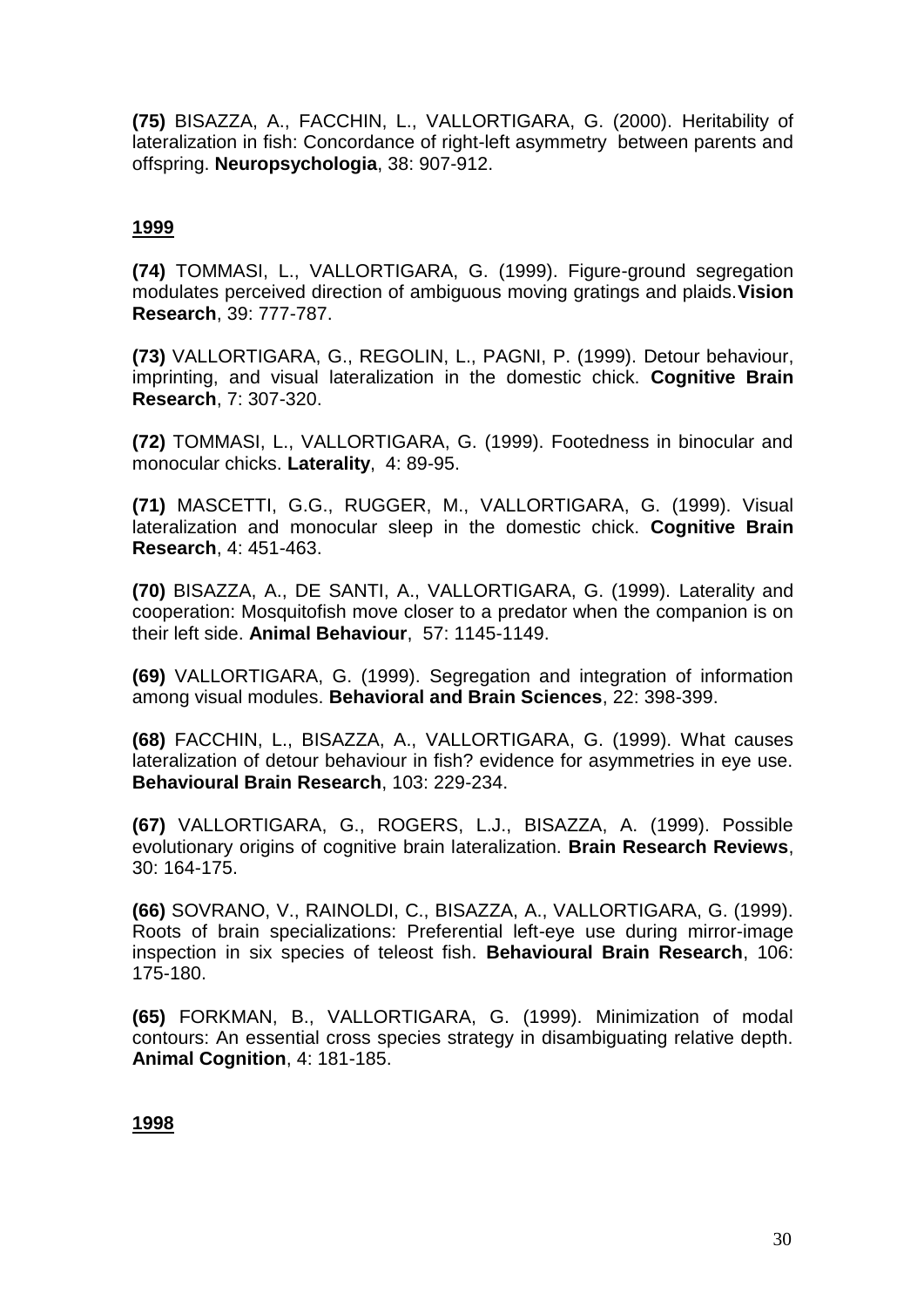**(75)** BISAZZA, A., FACCHIN, L., VALLORTIGARA, G. (2000). Heritability of lateralization in fish: Concordance of right-left asymmetry between parents and offspring. **Neuropsychologia**, 38: 907-912.

**1999**

**(74)** TOMMASI, L., VALLORTIGARA, G. (1999). Figure-ground segregation modulates perceived direction of ambiguous moving gratings and plaids. **Vision Research**, 39: 777-787.

**(73)** VALLORTIGARA, G., REGOLIN, L., PAGNI, P. (1999). Detour behaviour, imprinting, and visual lateralization in the domestic chick. **Cognitive Brain Research**, 7: 307-320.

**(72)** TOMMASI, L., VALLORTIGARA, G. (1999). Footedness in binocular and monocular chicks. **Laterality**, 4: 89-95.

**(71)** MASCETTI, G.G., RUGGER, M., VALLORTIGARA, G. (1999). Visual lateralization and monocular sleep in the domestic chick. **Cognitive Brain Research**, 4: 451-463.

**(70)** BISAZZA, A., DE SANTI, A., VALLORTIGARA, G. (1999). Laterality and cooperation: Mosquitofish move closer to a predator when the companion is on their left side. **Animal Behaviour**, 57: 1145-1149.

**(69)** VALLORTIGARA, G. (1999). Segregation and integration of information among visual modules. **Behavioral and Brain Sciences**, 22: 398-399.

**(68)** FACCHIN, L., BISAZZA, A., VALLORTIGARA, G. (1999). What causes lateralization of detour behaviour in fish? evidence for asymmetries in eye use. **Behavioural Brain Research**, 103: 229-234.

**(67)** VALLORTIGARA, G., ROGERS, L.J., BISAZZA, A. (1999). Possible evolutionary origins of cognitive brain lateralization. **Brain Research Reviews**, 30: 164-175.

**(66)** SOVRANO, V., RAINOLDI, C., BISAZZA, A., VALLORTIGARA, G. (1999). Roots of brain specializations: Preferential left-eye use during mirror-image inspection in six species of teleost fish. **Behavioural Brain Research**, 106: 175-180.

**(65)** FORKMAN, B., VALLORTIGARA, G. (1999). Minimization of modal contours: An essential cross species strategy in disambiguating relative depth. **Animal Cognition**, 4: 181-185.

**1998**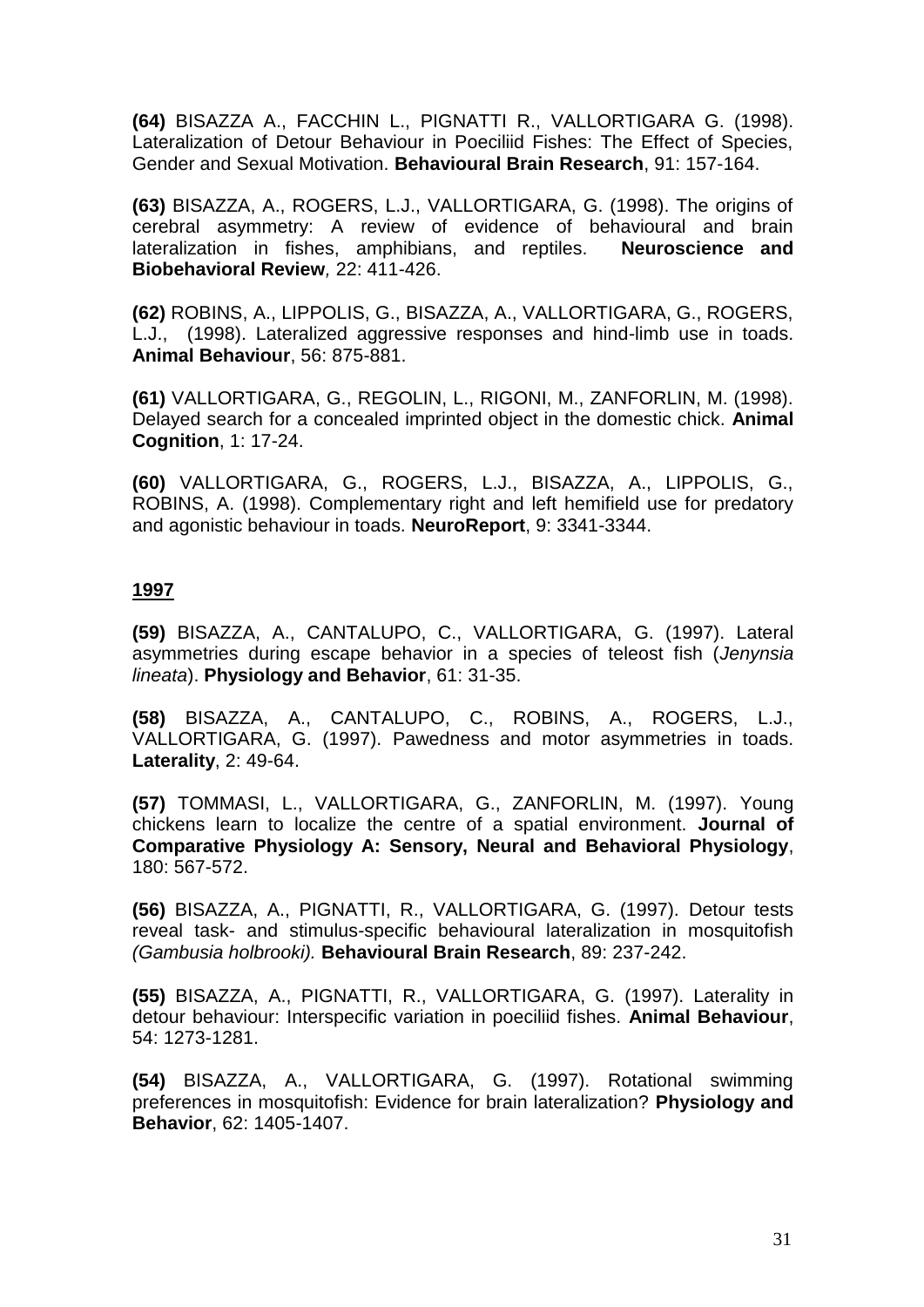**(64)** BISAZZA A., FACCHIN L., PIGNATTI R., VALLORTIGARA G. (1998). Lateralization of Detour Behaviour in Poeciliid Fishes: The Effect of Species, Gender and Sexual Motivation. **Behavioural Brain Research**, 91: 157-164.

**(63)** BISAZZA, A., ROGERS, L.J., VALLORTIGARA, G. (1998). The origins of cerebral asymmetry: A review of evidence of behavioural and brain lateralization in fishes, amphibians, and reptiles. **Neuroscience and Biobehavioral Review***,* 22: 411-426.

**(62)** ROBINS, A., LIPPOLIS, G., BISAZZA, A., VALLORTIGARA, G., ROGERS, L.J., (1998). Lateralized aggressive responses and hind-limb use in toads. **Animal Behaviour**, 56: 875-881.

**(61)** VALLORTIGARA, G., REGOLIN, L., RIGONI, M., ZANFORLIN, M. (1998). Delayed search for a concealed imprinted object in the domestic chick. **Animal Cognition**, 1: 17-24.

**(60)** VALLORTIGARA, G., ROGERS, L.J., BISAZZA, A., LIPPOLIS, G., ROBINS, A. (1998). Complementary right and left hemifield use for predatory and agonistic behaviour in toads. **NeuroReport**, 9: 3341-3344.

**1997**

**(59)** BISAZZA, A., CANTALUPO, C., VALLORTIGARA, G. (1997). Lateral asymmetries during escape behavior in a species of teleost fish (*Jenynsia lineata*). **Physiology and Behavior**, 61: 31-35.

**(58)** BISAZZA, A., CANTALUPO, C., ROBINS, A., ROGERS, L.J., VALLORTIGARA, G. (1997). Pawedness and motor asymmetries in toads. **Laterality**, 2: 49-64.

**(57)** TOMMASI, L., VALLORTIGARA, G., ZANFORLIN, M. (1997). Young chickens learn to localize the centre of a spatial environment. **Journal of Comparative Physiology A: Sensory, Neural and Behavioral Physiology**, 180: 567-572.

**(56)** BISAZZA, A., PIGNATTI, R., VALLORTIGARA, G. (1997). Detour tests reveal task- and stimulus-specific behavioural lateralization in mosquitofish *(Gambusia holbrooki).* **Behavioural Brain Research**, 89: 237-242.

**(55)** BISAZZA, A., PIGNATTI, R., VALLORTIGARA, G. (1997). Laterality in detour behaviour: Interspecific variation in poeciliid fishes. **Animal Behaviour**, 54: 1273-1281.

**(54)** BISAZZA, A., VALLORTIGARA, G. (1997). Rotational swimming preferences in mosquitofish: Evidence for brain lateralization? **Physiology and Behavior**, 62: 1405-1407.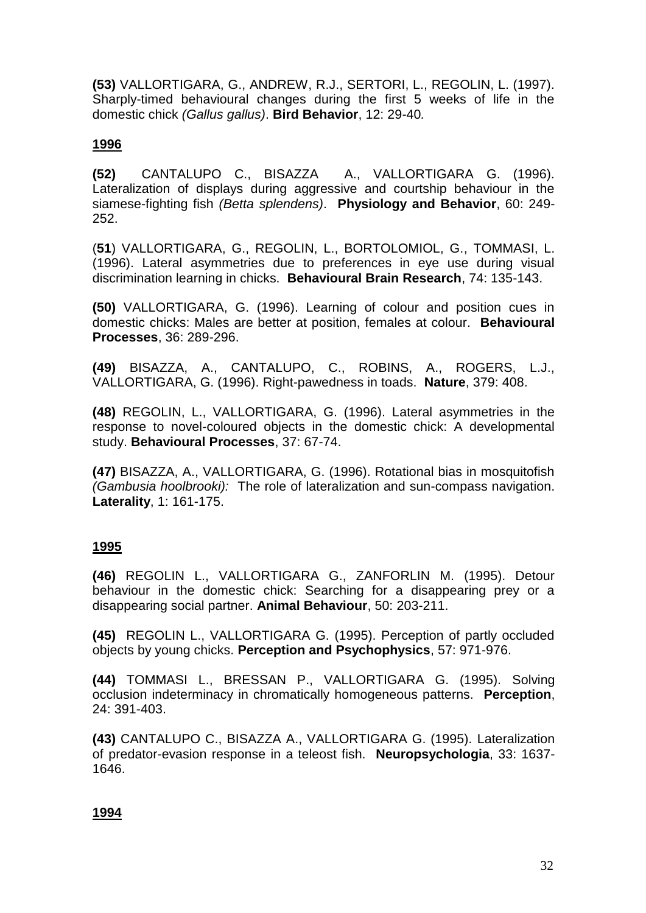**(53)** VALLORTIGARA, G., ANDREW, R.J., SERTORI, L., REGOLIN, L. (1997). Sharply-timed behavioural changes during the first 5 weeks of life in the domestic chick *(Gallus gallus)*. **Bird Behavior**, 12: 29-40*.*

**1996**

**(52)** CANTALUPO C., BISAZZA A., VALLORTIGARA G. (1996). Lateralization of displays during aggressive and courtship behaviour in the siamese-fighting fish *(Betta splendens)*. **Physiology and Behavior**, 60: 249-252.

(**51**) VALLORTIGARA, G., REGOLIN, L., BORTOLOMIOL, G., TOMMASI, L. (1996). Lateral asymmetries due to preferences in eye use during visual discrimination learning in chicks. **Behavioural Brain Research**, 74: 135-143.

**(50)** VALLORTIGARA, G. (1996). Learning of colour and position cues in domestic chicks: Males are better at position, females at colour. **Behavioural Processes**, 36: 289-296.

**(49)** BISAZZA, A., CANTALUPO, C., ROBINS, A., ROGERS, L.J., VALLORTIGARA, G. (1996). Right-pawedness in toads. **Nature**, 379: 408.

**(48)** REGOLIN, L., VALLORTIGARA, G. (1996). Lateral asymmetries in the response to novel-coloured objects in the domestic chick: A developmental study. **Behavioural Processes**, 37: 67-74.

**(47)** BISAZZA, A., VALLORTIGARA, G. (1996). Rotational bias in mosquitofish *(Gambusia hoolbrooki):* The role of lateralization and sun-compass navigation. **Laterality**, 1: 161-175.

**1995**

**(46)** REGOLIN L., VALLORTIGARA G., ZANFORLIN M. (1995). Detour behaviour in the domestic chick: Searching for a disappearing prey or a disappearing social partner. **Animal Behaviour**, 50: 203-211.

**(45)** REGOLIN L., VALLORTIGARA G. (1995). Perception of partly occluded objects by young chicks. **Perception and Psychophysics**, 57: 971-976.

**(44)** TOMMASI L., BRESSAN P., VALLORTIGARA G. (1995). Solving occlusion indeterminacy in chromatically homogeneous patterns. **Perception**, 24: 391-403.

**(43)** CANTALUPO C., BISAZZA A., VALLORTIGARA G. (1995). Lateralization of predator-evasion response in a teleost fish. **Neuropsychologia**, 33: 1637-1646.

**1994**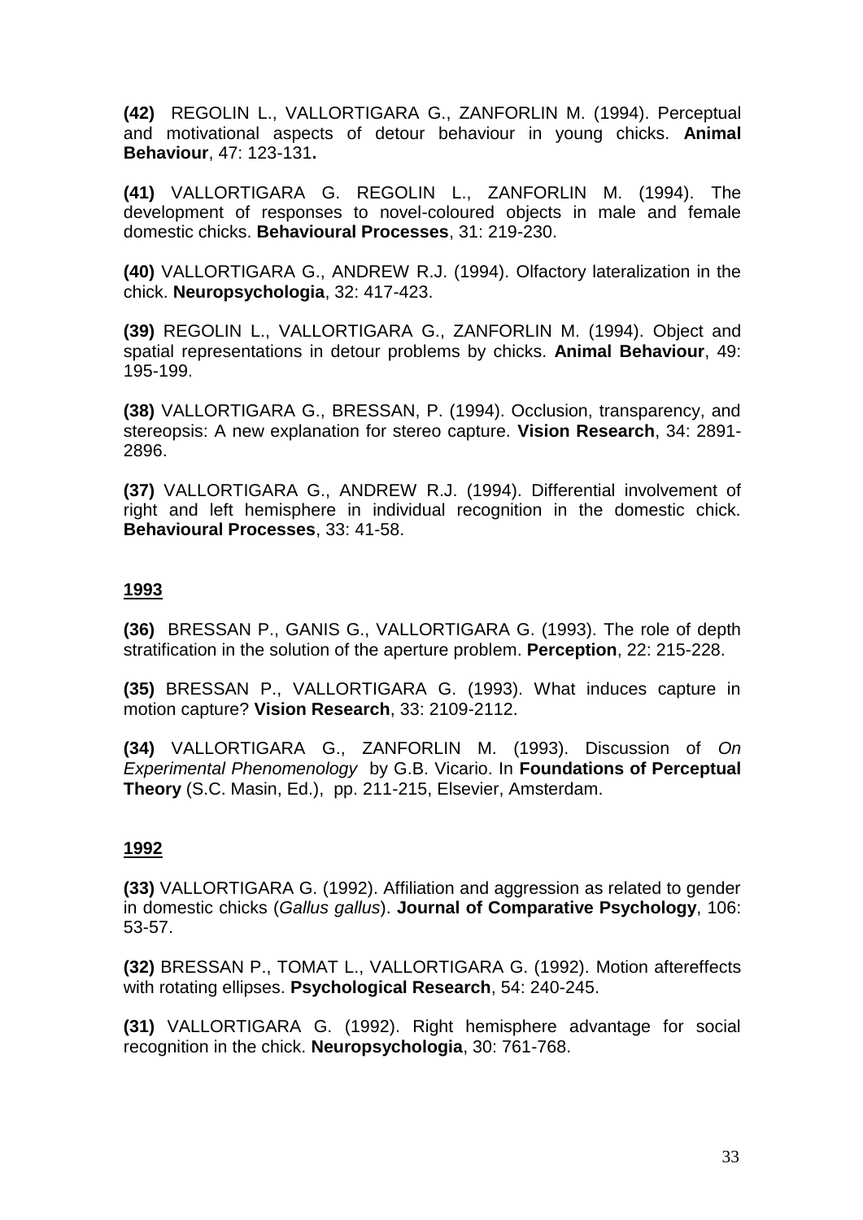**(42)** REGOLIN L., VALLORTIGARA G., ZANFORLIN M. (1994). Perceptual and motivational aspects of detour behaviour in young chicks. **Animal Behaviour**, 47: 123-131**.**

**(41)** VALLORTIGARA G. REGOLIN L., ZANFORLIN M. (1994). The development of responses to novel-coloured objects in male and female domestic chicks. **Behavioural Processes**, 31: 219-230.

**(40)** VALLORTIGARA G., ANDREW R.J. (1994). Olfactory lateralization in the chick. **Neuropsychologia**, 32: 417-423.

**(39)** REGOLIN L., VALLORTIGARA G., ZANFORLIN M. (1994). Object and spatial representations in detour problems by chicks. **Animal Behaviour**, 49: 195-199.

**(38)** VALLORTIGARA G., BRESSAN, P. (1994). Occlusion, transparency, and stereopsis: A new explanation for stereo capture. **Vision Research**, 34: 2891-2896.

**(37)** VALLORTIGARA G., ANDREW R.J. (1994). Differential involvement of right and left hemisphere in individual recognition in the domestic chick. **Behavioural Processes**, 33: 41-58.

## 1993

**(36)** BRESSAN P., GANIS G., VALLORTIGARA G. (1993). The role of depth stratification in the solution of the aperture problem. **Perception**, 22: 215-228.

**(35)** BRESSAN P., VALLORTIGARA G. (1993). What induces capture in motion capture? **Vision Research**, 33: 2109-2112.

**(34)** VALLORTIGARA G., ZANFORLIN M. (1993). Discussion of *On Experimental Phenomenology* by G.B. Vicario. In **Foundations of Perceptual Theory** (S.C. Masin, Ed.), pp. 211-215, Elsevier, Amsterdam.

## 1992

**(33)** VALLORTIGARA G. (1992). Affiliation and aggression as related to gender in domestic chicks (*Gallus gallus*). **Journal of Comparative Psychology**, 106: 53-57.

**(32)** BRESSAN P., TOMAT L., VALLORTIGARA G. (1992). Motion aftereffects with rotating ellipses. **Psychological Research**, 54: 240-245.

**(31)** VALLORTIGARA G. (1992). Right hemisphere advantage for social recognition in the chick. **Neuropsychologia**, 30: 761-768.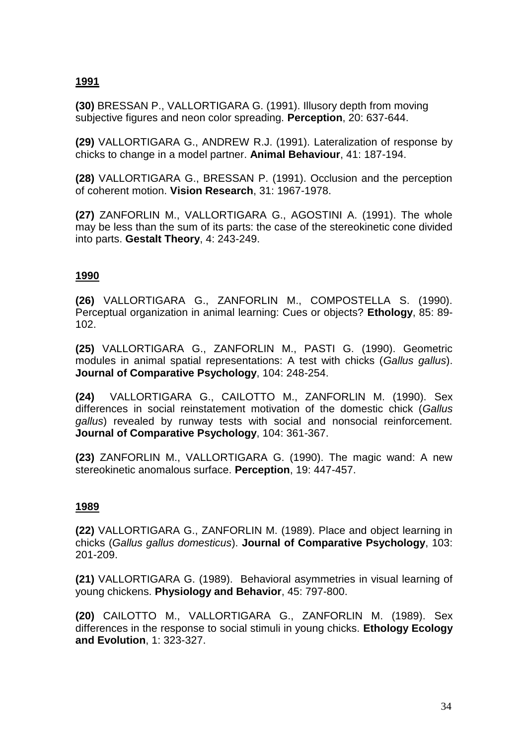**1991**

**(30)** BRESSAN P., VALLORTIGARA G. (1991). Illusory depth from moving subjective figures and neon color spreading. **Perception**, 20: 637-644.

**(29)** VALLORTIGARA G., ANDREW R.J. (1991). Lateralization of response by chicks to change in a model partner. **Animal Behaviour**, 41: 187-194.

**(28)** VALLORTIGARA G., BRESSAN P. (1991). Occlusion and the perception of coherent motion. **Vision Research**, 31: 1967-1978.

**(27)** ZANFORLIN M., VALLORTIGARA G., AGOSTINI A. (1991). The whole may be less than the sum of its parts: the case of the stereokinetic cone divided into parts. **Gestalt Theory**, 4: 243-249.

**1990**

**(26)** VALLORTIGARA G., ZANFORLIN M., COMPOSTELLA S. (1990). Perceptual organization in animal learning: Cues or objects? **Ethology**, 85: 89-102.

**(25)** VALLORTIGARA G., ZANFORLIN M., PASTI G. (1990). Geometric modules in animal spatial representations: A test with chicks (*Gallus gallus*). **Journal of Comparative Psychology**, 104: 248-254.

**(24)** VALLORTIGARA G., CAILOTTO M., ZANFORLIN M. (1990). Sex differences in social reinstatement motivation of the domestic chick (*Gallus gallus*) revealed by runway tests with social and nonsocial reinforcement. **Journal of Comparative Psychology**, 104: 361-367.

**(23)** ZANFORLIN M., VALLORTIGARA G. (1990). The magic wand: A new stereokinetic anomalous surface. **Perception**, 19: 447-457.

**1989**

**(22)** VALLORTIGARA G., ZANFORLIN M. (1989). Place and object learning in chicks (*Gallus gallus domesticus*). **Journal of Comparative Psychology**, 103: 201-209.

**(21)** VALLORTIGARA G. (1989). Behavioral asymmetries in visual learning of young chickens. **Physiology and Behavior**, 45: 797-800.

**(20)** CAILOTTO M., VALLORTIGARA G., ZANFORLIN M. (1989). Sex differences in the response to social stimuli in young chicks. **Ethology Ecology and Evolution**, 1: 323-327.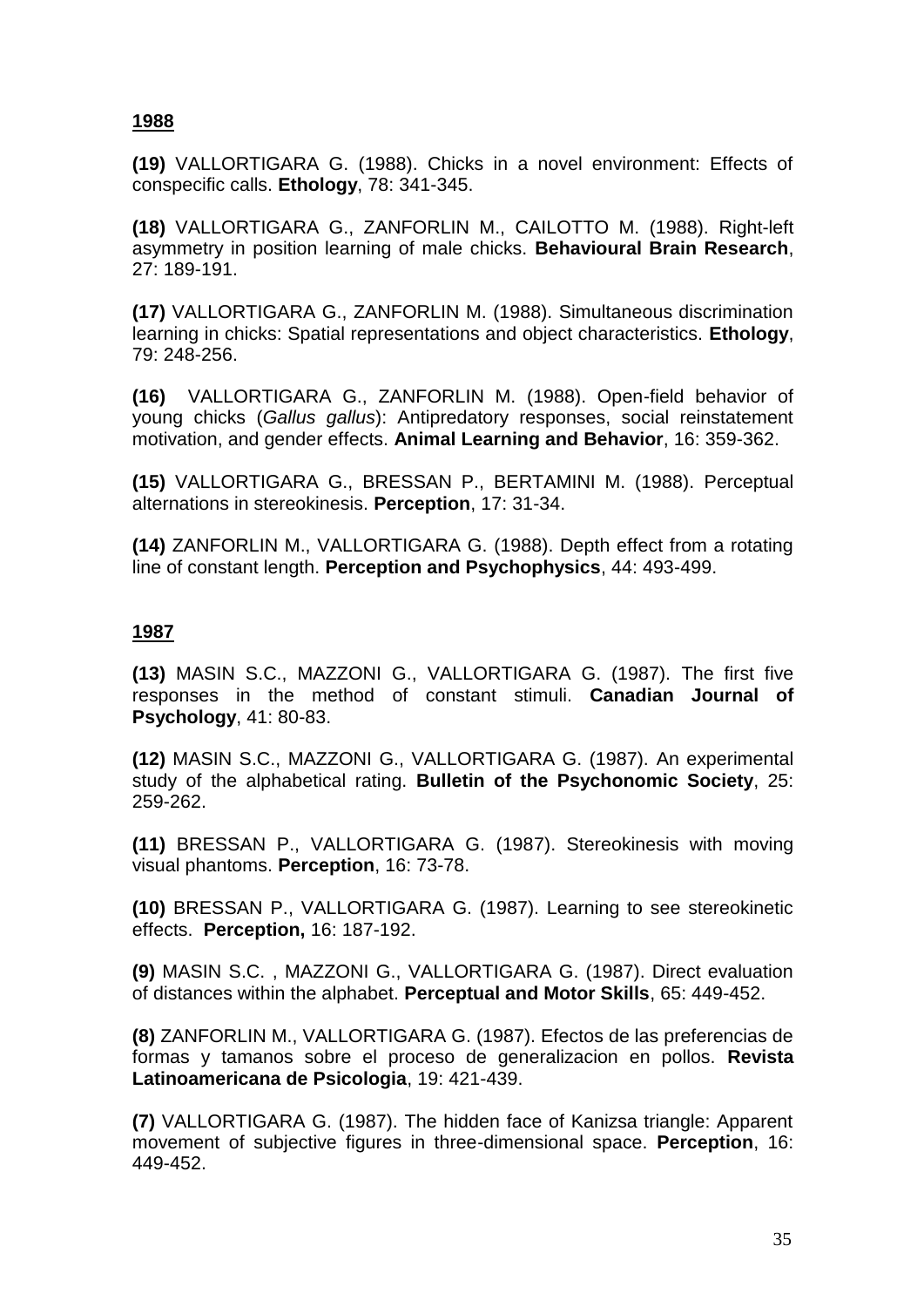**1988**

**(19)** VALLORTIGARA G. (1988). Chicks in a novel environment: Effects of conspecific calls. **Ethology**, 78: 341-345.

**(18)** VALLORTIGARA G., ZANFORLIN M., CAILOTTO M. (1988). Right-left asymmetry in position learning of male chicks. **Behavioural Brain Research**, 27: 189-191.

**(17)** VALLORTIGARA G., ZANFORLIN M. (1988). Simultaneous discrimination learning in chicks: Spatial representations and object characteristics. **Ethology**, 79: 248-256.

**(16)** VALLORTIGARA G., ZANFORLIN M. (1988). Open-field behavior of young chicks (*Gallus gallus*): Antipredatory responses, social reinstatement motivation, and gender effects. **Animal Learning and Behavior**, 16: 359-362.

**(15)** VALLORTIGARA G., BRESSAN P., BERTAMINI M. (1988). Perceptual alternations in stereokinesis. **Perception**, 17: 31-34.

**(14)** ZANFORLIN M., VALLORTIGARA G. (1988). Depth effect from a rotating line of constant length. **Perception and Psychophysics**, 44: 493-499.

**1987**

**(13)** MASIN S.C., MAZZONI G., VALLORTIGARA G. (1987). The first five responses in the method of constant stimuli. **Canadian Journal of Psychology**, 41: 80-83.

**(12)** MASIN S.C., MAZZONI G., VALLORTIGARA G. (1987). An experimental study of the alphabetical rating. **Bulletin of the Psychonomic Society**, 25: 259-262.

**(11)** BRESSAN P., VALLORTIGARA G. (1987). Stereokinesis with moving visual phantoms. **Perception**, 16: 73-78.

**(10)** BRESSAN P., VALLORTIGARA G. (1987). Learning to see stereokinetic effects. **Perception,** 16: 187-192.

**(9)** MASIN S.C. , MAZZONI G., VALLORTIGARA G. (1987). Direct evaluation of distances within the alphabet. **Perceptual and Motor Skills**, 65: 449-452.

**(8)** ZANFORLIN M., VALLORTIGARA G. (1987). Efectos de las preferencias de formas y tamanos sobre el proceso de generalizacion en pollos. **Revista Latinoamericana de Psicologia**, 19: 421-439.

**(7)** VALLORTIGARA G. (1987). The hidden face of Kanizsa triangle: Apparent movement of subjective figures in three-dimensional space. **Perception**, 16: 449-452.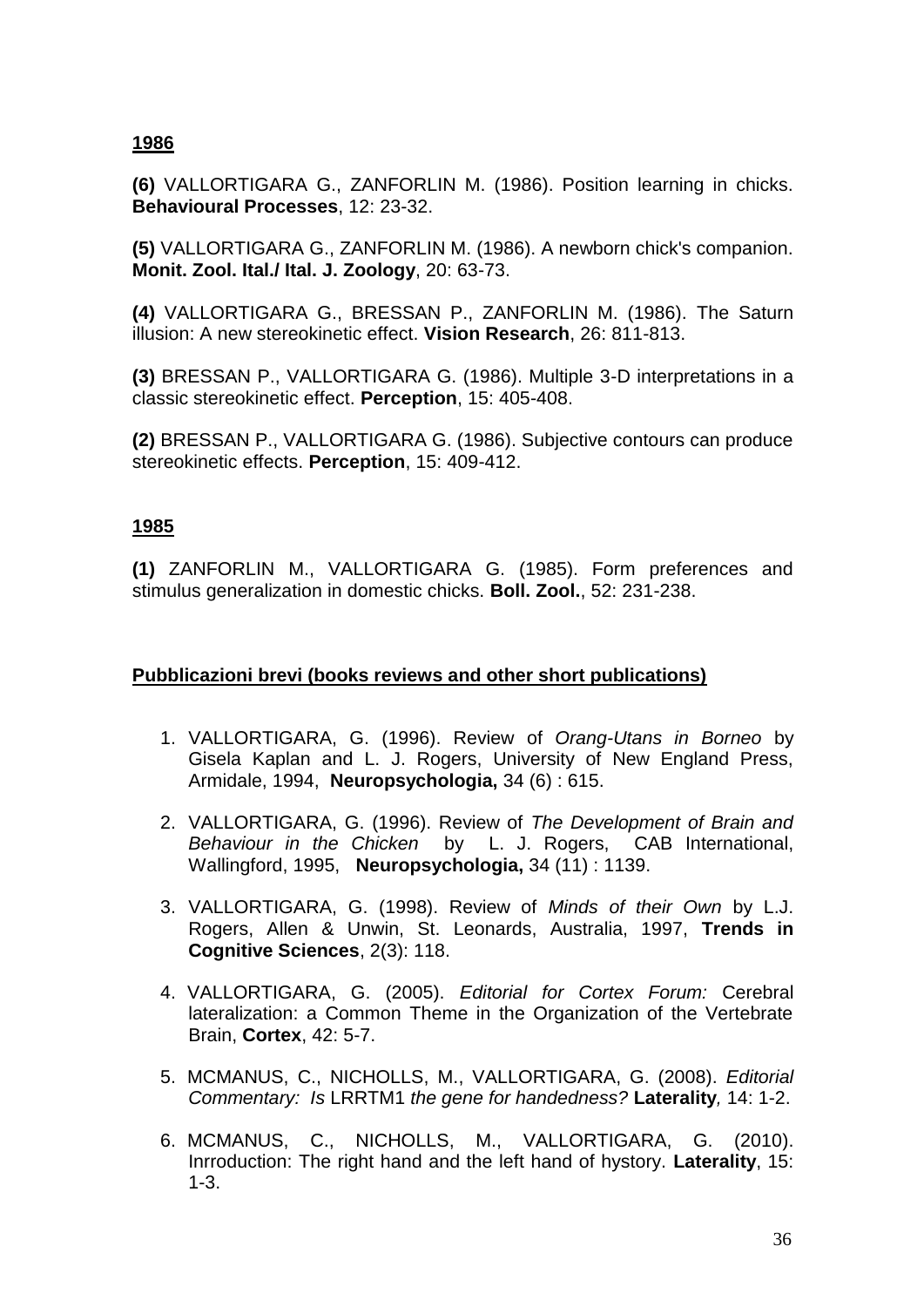**1986**

**(6)** VALLORTIGARA G., ZANFORLIN M. (1986). Position learning in chicks. **Behavioural Processes**, 12: 23-32.

**(5)** VALLORTIGARA G., ZANFORLIN M. (1986). A newborn chick's companion. **Monit. Zool. Ital./ Ital. J. Zoology**, 20: 63-73.

**(4)** VALLORTIGARA G., BRESSAN P., ZANFORLIN M. (1986). The Saturn illusion: A new stereokinetic effect. **Vision Research**, 26: 811-813.

**(3)** BRESSAN P., VALLORTIGARA G. (1986). Multiple 3-D interpretations in a classic stereokinetic effect. **Perception**, 15: 405-408.

**(2)** BRESSAN P., VALLORTIGARA G. (1986). Subjective contours can produce stereokinetic effects. **Perception**, 15: 409-412.

**1985**

**(1)** ZANFORLIN M., VALLORTIGARA G. (1985). Form preferences and stimulus generalization in domestic chicks. **Boll. Zool.**, 52: 231-238.

**Pubblicazioni brevi (books reviews and other short publications)**

1. VALLORTIGARA, G. (1996). Review of *Orang-Utans in Borneo* by Gisela Kaplan and L. J. Rogers, University of New England Press, Armidale, 1994, **Neuropsychologia,** 34 (6) : 615.
2. VALLORTIGARA, G. (1996). Review of *The Development of Brain and Behaviour in the Chicken* by L. J. Rogers, CAB International, Wallingford, 1995, **Neuropsychologia,** 34 (11) : 1139.
3. VALLORTIGARA, G. (1998). Review of *Minds of their Own* by L.J. Rogers, Allen & Unwin, St. Leonards, Australia, 1997, **Trends in Cognitive Sciences**, 2(3): 118.
4. VALLORTIGARA, G. (2005). *Editorial for Cortex Forum:* Cerebral lateralization: a Common Theme in the Organization of the Vertebrate Brain, **Cortex**, 42: 5-7.
5. MCMANUS, C., NICHOLLS, M., VALLORTIGARA, G. (2008). *Editorial Commentary: Is* LRRTM1 *the gene for handedness?* **Laterality***,* 14: 1-2.
6. MCMANUS, C., NICHOLLS, M., VALLORTIGARA, G. (2010). Inrroduction: The right hand and the left hand of hystory. **Laterality**, 15: 1-3.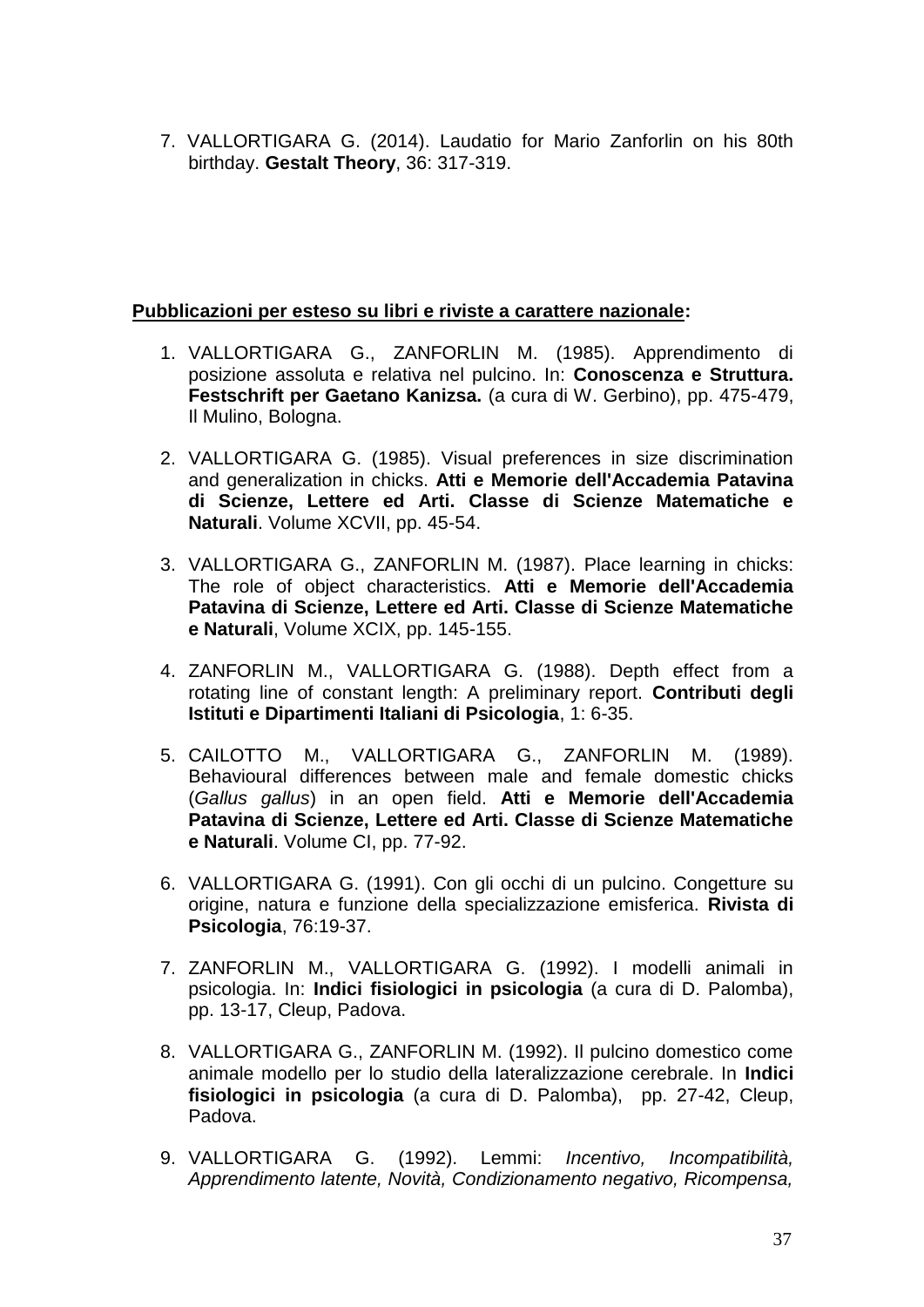7. VALLORTIGARA G. (2014). Laudatio for Mario Zanforlin on his 80th birthday. **Gestalt Theory**, 36: 317-319.

**<u>Pubblicazioni per esteso su libri e riviste a carattere nazionale</u>:**

1. VALLORTIGARA G., ZANFORLIN M. (1985). Apprendimento di posizione assoluta e relativa nel pulcino. In: **Conoscenza e Struttura. Festschrift per Gaetano Kanizsa.** (a cura di W. Gerbino), pp. 475-479, Il Mulino, Bologna.

2. VALLORTIGARA G. (1985). Visual preferences in size discrimination and generalization in chicks. **Atti e Memorie dell'Accademia Patavina di Scienze, Lettere ed Arti. Classe di Scienze Matematiche e Naturali**. Volume XCVII, pp. 45-54.

3. VALLORTIGARA G., ZANFORLIN M. (1987). Place learning in chicks: The role of object characteristics. **Atti e Memorie dell'Accademia Patavina di Scienze, Lettere ed Arti. Classe di Scienze Matematiche e Naturali**, Volume XCIX, pp. 145-155.

4. ZANFORLIN M., VALLORTIGARA G. (1988). Depth effect from a rotating line of constant length: A preliminary report. **Contributi degli Istituti e Dipartimenti Italiani di Psicologia**, 1: 6-35.

5. CAILOTTO M., VALLORTIGARA G., ZANFORLIN M. (1989). Behavioural differences between male and female domestic chicks (*Gallus gallus*) in an open field. **Atti e Memorie dell'Accademia Patavina di Scienze, Lettere ed Arti. Classe di Scienze Matematiche e Naturali**. Volume CI, pp. 77-92.

6. VALLORTIGARA G. (1991). Con gli occhi di un pulcino. Congetture su origine, natura e funzione della specializzazione emisferica. **Rivista di Psicologia**, 76:19-37.

7. ZANFORLIN M., VALLORTIGARA G. (1992). I modelli animali in psicologia. In: **Indici fisiologici in psicologia** (a cura di D. Palomba), pp. 13-17, Cleup, Padova.

8. VALLORTIGARA G., ZANFORLIN M. (1992). Il pulcino domestico come animale modello per lo studio della lateralizzazione cerebrale. In **Indici fisiologici in psicologia** (a cura di D. Palomba), pp. 27-42, Cleup, Padova.

9. VALLORTIGARA G. (1992). Lemmi: *Incentivo, Incompatibilità, Apprendimento latente, Novità, Condizionamento negativo, Ricompensa,*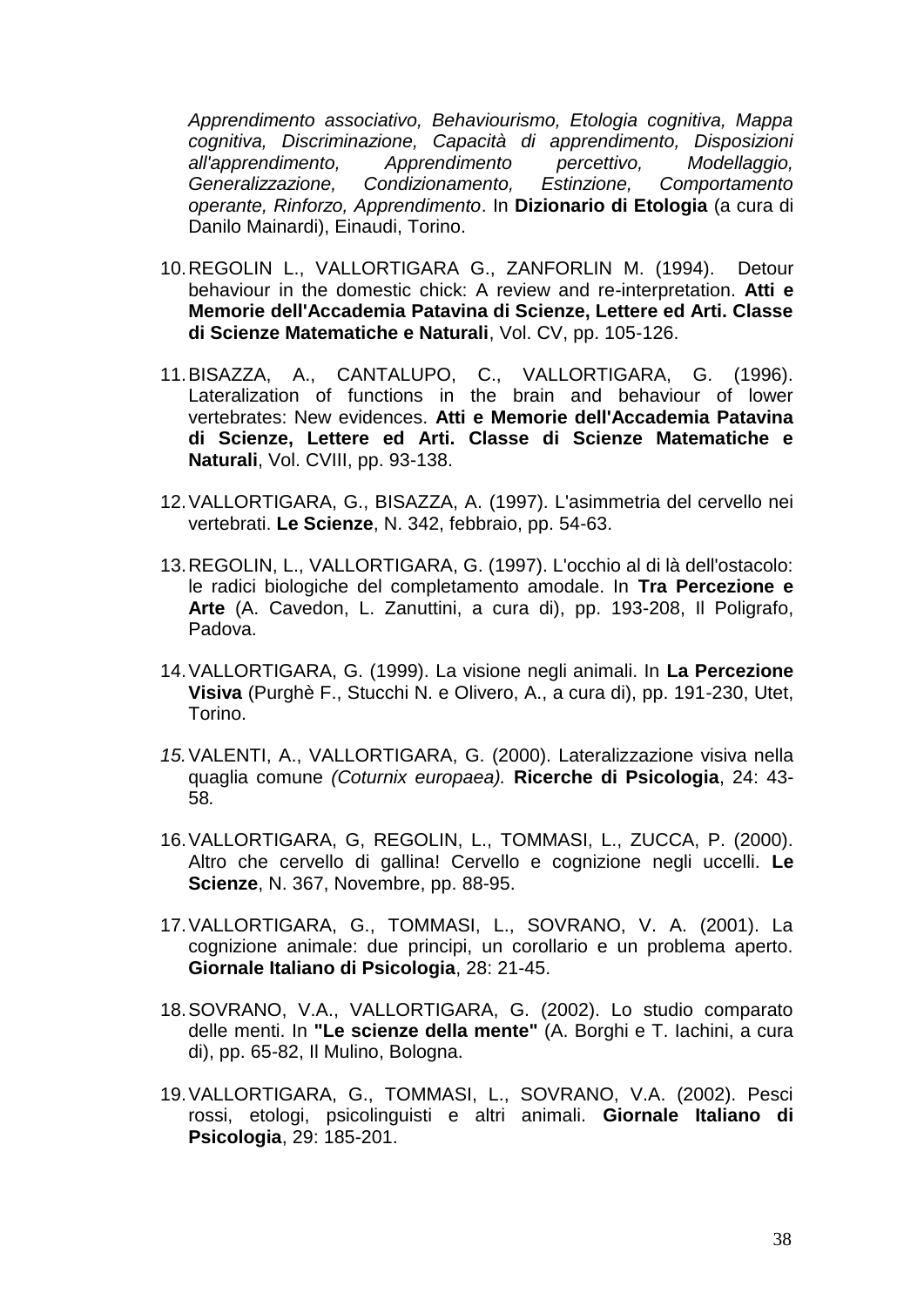*Apprendimento associativo, Behaviourismo, Etologia cognitiva, Mappa cognitiva, Discriminazione, Capacità di apprendimento, Disposizioni all'apprendimento, Apprendimento percettivo, Modellaggio, Generalizzazione, Condizionamento, Estinzione, Comportamento operante, Rinforzo, Apprendimento*. In **Dizionario di Etologia** (a cura di Danilo Mainardi), Einaudi, Torino.

10. REGOLIN L., VALLORTIGARA G., ZANFORLIN M. (1994). Detour behaviour in the domestic chick: A review and re-interpretation. **Atti e Memorie dell'Accademia Patavina di Scienze, Lettere ed Arti. Classe di Scienze Matematiche e Naturali**, Vol. CV, pp. 105-126.

11. BISAZZA, A., CANTALUPO, C., VALLORTIGARA, G. (1996). Lateralization of functions in the brain and behaviour of lower vertebrates: New evidences. **Atti e Memorie dell'Accademia Patavina di Scienze, Lettere ed Arti. Classe di Scienze Matematiche e Naturali**, Vol. CVIII, pp. 93-138.

12. VALLORTIGARA, G., BISAZZA, A. (1997). L'asimmetria del cervello nei vertebrati. **Le Scienze**, N. 342, febbraio, pp. 54-63.

13. REGOLIN, L., VALLORTIGARA, G. (1997). L'occhio al di là dell'ostacolo: le radici biologiche del completamento amodale. In **Tra Percezione e Arte** (A. Cavedon, L. Zanuttini, a cura di), pp. 193-208, Il Poligrafo, Padova.

14. VALLORTIGARA, G. (1999). La visione negli animali. In **La Percezione Visiva** (Purghè F., Stucchi N. e Olivero, A., a cura di), pp. 191-230, Utet, Torino.

15. VALENTI, A., VALLORTIGARA, G. (2000). Lateralizzazione visiva nella quaglia comune *(Coturnix europaea).* **Ricerche di Psicologia**, 24: 43-58*.*

16. VALLORTIGARA, G, REGOLIN, L., TOMMASI, L., ZUCCA, P. (2000). Altro che cervello di gallina! Cervello e cognizione negli uccelli. **Le Scienze**, N. 367, Novembre, pp. 88-95.

17. VALLORTIGARA, G., TOMMASI, L., SOVRANO, V. A. (2001). La cognizione animale: due principi, un corollario e un problema aperto. **Giornale Italiano di Psicologia**, 28: 21-45.

18. SOVRANO, V.A., VALLORTIGARA, G. (2002). Lo studio comparato delle menti. In **"Le scienze della mente"** (A. Borghi e T. Iachini, a cura di), pp. 65-82, Il Mulino, Bologna.

19. VALLORTIGARA, G., TOMMASI, L., SOVRANO, V.A. (2002). Pesci rossi, etologi, psicolinguisti e altri animali. **Giornale Italiano di Psicologia**, 29: 185-201.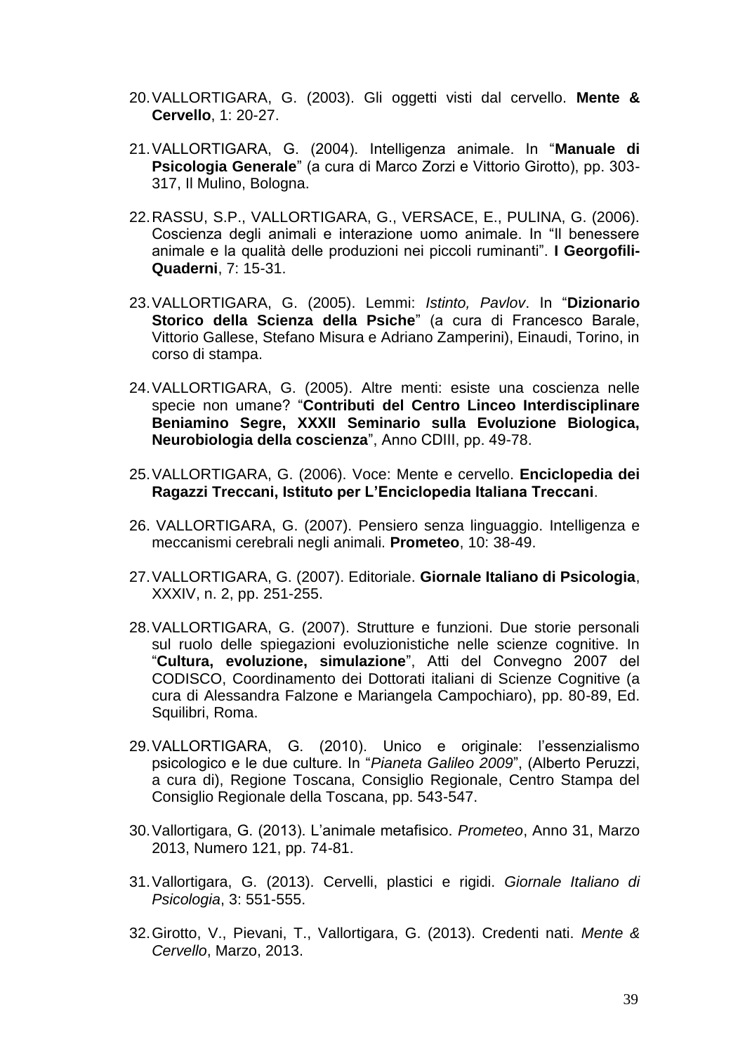20. VALLORTIGARA, G. (2003). Gli oggetti visti dal cervello. **Mente & Cervello**, 1: 20-27.

21. VALLORTIGARA, G. (2004). Intelligenza animale. In "**Manuale di Psicologia Generale**" (a cura di Marco Zorzi e Vittorio Girotto), pp. 303-317, Il Mulino, Bologna.

22. RASSU, S.P., VALLORTIGARA, G., VERSACE, E., PULINA, G. (2006). Coscienza degli animali e interazione uomo animale. In "Il benessere animale e la qualità delle produzioni nei piccoli ruminanti". **I Georgofili-Quaderni**, 7: 15-31.

23. VALLORTIGARA, G. (2005). Lemmi: *Istinto, Pavlov*. In "**Dizionario Storico della Scienza della Psiche**" (a cura di Francesco Barale, Vittorio Gallese, Stefano Misura e Adriano Zamperini), Einaudi, Torino, in corso di stampa.

24. VALLORTIGARA, G. (2005). Altre menti: esiste una coscienza nelle specie non umane? "**Contributi del Centro Linceo Interdisciplinare Beniamino Segre, XXXII Seminario sulla Evoluzione Biologica, Neurobiologia della coscienza**", Anno CDIII, pp. 49-78.

25. VALLORTIGARA, G. (2006). Voce: Mente e cervello. **Enciclopedia dei Ragazzi Treccani, Istituto per L'Enciclopedia Italiana Treccani**.

26. VALLORTIGARA, G. (2007). Pensiero senza linguaggio. Intelligenza e meccanismi cerebrali negli animali. **Prometeo**, 10: 38-49.

27. VALLORTIGARA, G. (2007). Editoriale. **Giornale Italiano di Psicologia**, XXXIV, n. 2, pp. 251-255.

28. VALLORTIGARA, G. (2007). Strutture e funzioni. Due storie personali sul ruolo delle spiegazioni evoluzionistiche nelle scienze cognitive. In "**Cultura, evoluzione, simulazione**", Atti del Convegno 2007 del CODISCO, Coordinamento dei Dottorati italiani di Scienze Cognitive (a cura di Alessandra Falzone e Mariangela Campochiaro), pp. 80-89, Ed. Squilibri, Roma.

29. VALLORTIGARA, G. (2010). Unico e originale: l'essenzialismo psicologico e le due culture. In "*Pianeta Galileo 2009*", (Alberto Peruzzi, a cura di), Regione Toscana, Consiglio Regionale, Centro Stampa del Consiglio Regionale della Toscana, pp. 543-547.

30. Vallortigara, G. (2013). L'animale metafisico. *Prometeo*, Anno 31, Marzo 2013, Numero 121, pp. 74-81.

31. Vallortigara, G. (2013). Cervelli, plastici e rigidi. *Giornale Italiano di Psicologia*, 3: 551-555.

32. Girotto, V., Pievani, T., Vallortigara, G. (2013). Credenti nati. *Mente & Cervello*, Marzo, 2013.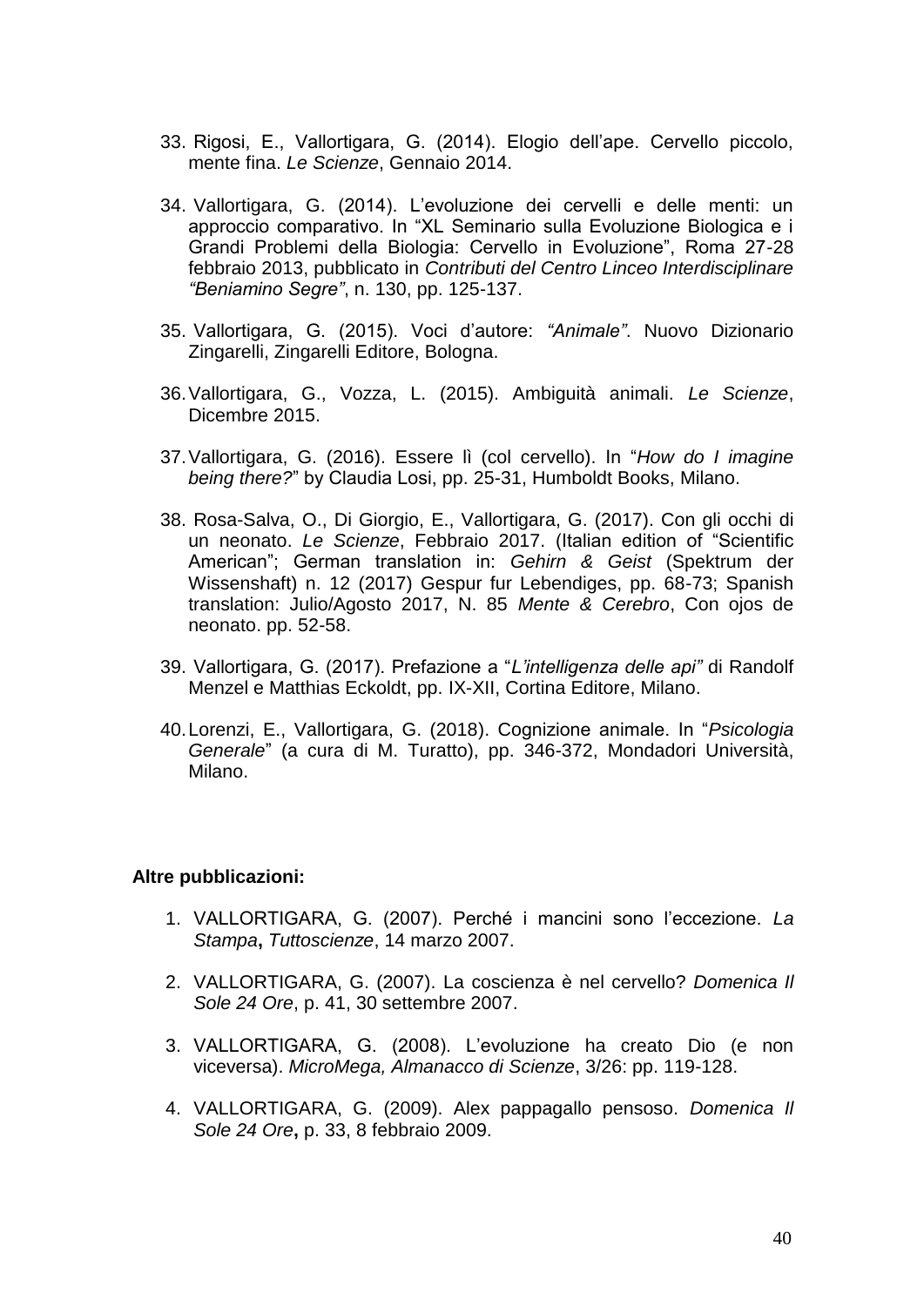33. Rigosi, E., Vallortigara, G. (2014). Elogio dell'ape. Cervello piccolo, mente fina. *Le Scienze*, Gennaio 2014.

34. Vallortigara, G. (2014). L'evoluzione dei cervelli e delle menti: un approccio comparativo. In "XL Seminario sulla Evoluzione Biologica e i Grandi Problemi della Biologia: Cervello in Evoluzione", Roma 27-28 febbraio 2013, pubblicato in *Contributi del Centro Linceo Interdisciplinare "Beniamino Segre"*, n. 130, pp. 125-137.

35. Vallortigara, G. (2015). Voci d'autore: *"Animale"*. Nuovo Dizionario Zingarelli, Zingarelli Editore, Bologna.

36. Vallortigara, G., Vozza, L. (2015). Ambiguità animali. *Le Scienze*, Dicembre 2015.

37. Vallortigara, G. (2016). Essere lì (col cervello). In "*How do I imagine being there?*" by Claudia Losi, pp. 25-31, Humboldt Books, Milano.

38. Rosa-Salva, O., Di Giorgio, E., Vallortigara, G. (2017). Con gli occhi di un neonato. *Le Scienze*, Febbraio 2017. (Italian edition of "Scientific American"; German translation in: *Gehirn & Geist* (Spektrum der Wissenshaft) n. 12 (2017) Gespur fur Lebendiges, pp. 68-73; Spanish translation: Julio/Agosto 2017, N. 85 *Mente & Cerebro*, Con ojos de neonato. pp. 52-58.

39. Vallortigara, G. (2017). Prefazione a "*L'intelligenza delle api"* di Randolf Menzel e Matthias Eckoldt, pp. IX-XII, Cortina Editore, Milano.

40. Lorenzi, E., Vallortigara, G. (2018). Cognizione animale. In "*Psicologia Generale*" (a cura di M. Turatto), pp. 346-372, Mondadori Università, Milano.

**Altre pubblicazioni:**

1. VALLORTIGARA, G. (2007). Perché i mancini sono l'eccezione. *La Stampa***,** *Tuttoscienze*, 14 marzo 2007.

2. VALLORTIGARA, G. (2007). La coscienza è nel cervello? *Domenica Il Sole 24 Ore*, p. 41, 30 settembre 2007.

3. VALLORTIGARA, G. (2008). L'evoluzione ha creato Dio (e non viceversa). *MicroMega, Almanacco di Scienze*, 3/26: pp. 119-128.

4. VALLORTIGARA, G. (2009). Alex pappagallo pensoso. *Domenica Il Sole 24 Ore***,** p. 33, 8 febbraio 2009.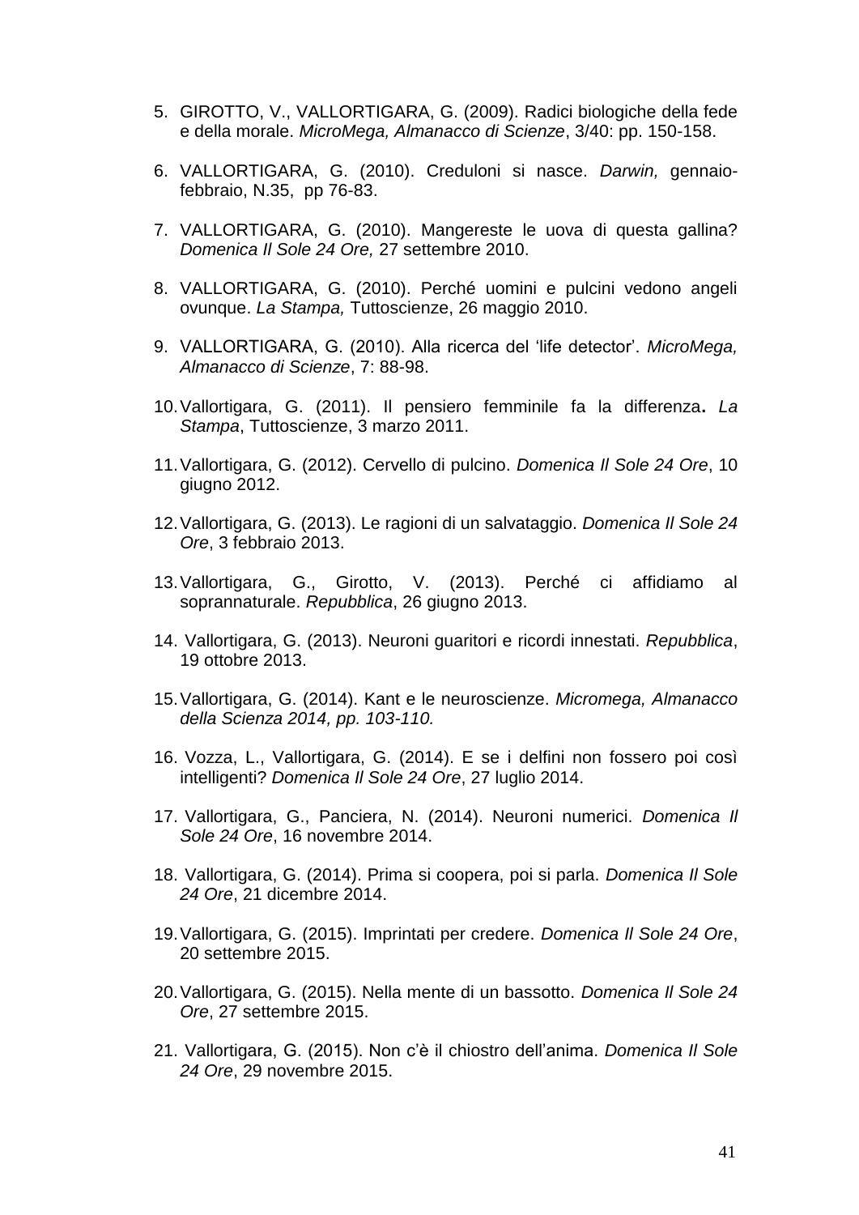5. GIROTTO, V., VALLORTIGARA, G. (2009). Radici biologiche della fede e della morale. *MicroMega, Almanacco di Scienze*, 3/40: pp. 150-158.

6. VALLORTIGARA, G. (2010). Creduloni si nasce. *Darwin,* gennaio-febbraio, N.35, pp 76-83.

7. VALLORTIGARA, G. (2010). Mangereste le uova di questa gallina? *Domenica Il Sole 24 Ore,* 27 settembre 2010.

8. VALLORTIGARA, G. (2010). Perché uomini e pulcini vedono angeli ovunque. *La Stampa,* Tuttoscienze, 26 maggio 2010.

9. VALLORTIGARA, G. (2010). Alla ricerca del 'life detector'. *MicroMega, Almanacco di Scienze*, 7: 88-98.

10. Vallortigara, G. (2011). Il pensiero femminile fa la differenza**.** *La Stampa*, Tuttoscienze, 3 marzo 2011.

11. Vallortigara, G. (2012). Cervello di pulcino. *Domenica Il Sole 24 Ore*, 10 giugno 2012.

12. Vallortigara, G. (2013). Le ragioni di un salvataggio. *Domenica Il Sole 24 Ore*, 3 febbraio 2013.

13. Vallortigara, G., Girotto, V. (2013). Perché ci affidiamo al soprannaturale. *Repubblica*, 26 giugno 2013.

14. Vallortigara, G. (2013). Neuroni guaritori e ricordi innestati. *Repubblica*, 19 ottobre 2013.

15. Vallortigara, G. (2014). Kant e le neuroscienze. *Micromega, Almanacco della Scienza 2014, pp. 103-110.*

16. Vozza, L., Vallortigara, G. (2014). E se i delfini non fossero poi così intelligenti? *Domenica Il Sole 24 Ore*, 27 luglio 2014.

17. Vallortigara, G., Panciera, N. (2014). Neuroni numerici. *Domenica Il Sole 24 Ore*, 16 novembre 2014.

18. Vallortigara, G. (2014). Prima si coopera, poi si parla. *Domenica Il Sole 24 Ore*, 21 dicembre 2014.

19. Vallortigara, G. (2015). Imprintati per credere. *Domenica Il Sole 24 Ore*, 20 settembre 2015.

20. Vallortigara, G. (2015). Nella mente di un bassotto. *Domenica Il Sole 24 Ore*, 27 settembre 2015.

21. Vallortigara, G. (2015). Non c'è il chiostro dell'anima. *Domenica Il Sole 24 Ore*, 29 novembre 2015.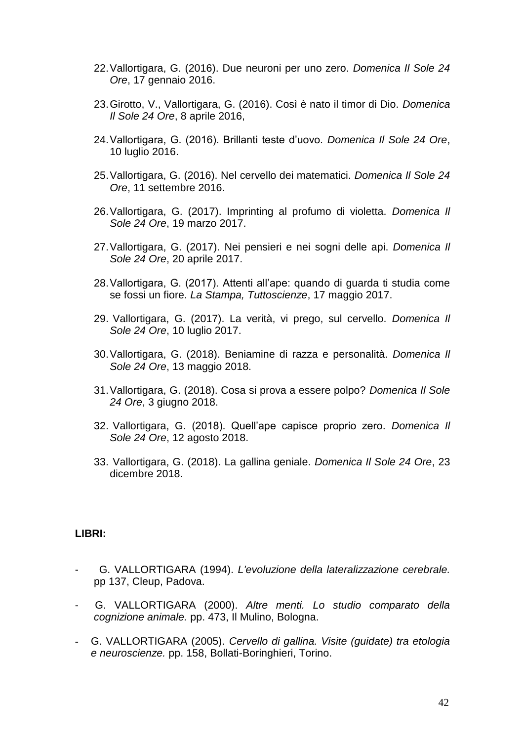22. Vallortigara, G. (2016). Due neuroni per uno zero. *Domenica Il Sole 24 Ore*, 17 gennaio 2016.

23. Girotto, V., Vallortigara, G. (2016). Così è nato il timor di Dio. *Domenica Il Sole 24 Ore*, 8 aprile 2016,

24. Vallortigara, G. (2016). Brillanti teste d'uovo. *Domenica Il Sole 24 Ore*, 10 luglio 2016.

25. Vallortigara, G. (2016). Nel cervello dei matematici. *Domenica Il Sole 24 Ore*, 11 settembre 2016.

26. Vallortigara, G. (2017). Imprinting al profumo di violetta. *Domenica Il Sole 24 Ore*, 19 marzo 2017.

27. Vallortigara, G. (2017). Nei pensieri e nei sogni delle api. *Domenica Il Sole 24 Ore*, 20 aprile 2017.

28. Vallortigara, G. (2017). Attenti all'ape: quando di guarda ti studia come se fossi un fiore. *La Stampa, Tuttoscienze*, 17 maggio 2017.

29. Vallortigara, G. (2017). La verità, vi prego, sul cervello. *Domenica Il Sole 24 Ore*, 10 luglio 2017.

30. Vallortigara, G. (2018). Beniamine di razza e personalità. *Domenica Il Sole 24 Ore*, 13 maggio 2018.

31. Vallortigara, G. (2018). Cosa si prova a essere polpo? *Domenica Il Sole 24 Ore*, 3 giugno 2018.

32. Vallortigara, G. (2018). Quell'ape capisce proprio zero. *Domenica Il Sole 24 Ore*, 12 agosto 2018.

33. Vallortigara, G. (2018). La gallina geniale. *Domenica Il Sole 24 Ore*, 23 dicembre 2018.

**LIBRI:**

- G. VALLORTIGARA (1994). *L'evoluzione della lateralizzazione cerebrale.* pp 137, Cleup, Padova.
- G. VALLORTIGARA (2000). *Altre menti. Lo studio comparato della cognizione animale.* pp. 473, Il Mulino, Bologna.
- G. VALLORTIGARA (2005). *Cervello di gallina. Visite (guidate) tra etologia e neuroscienze.* pp. 158, Bollati-Boringhieri, Torino.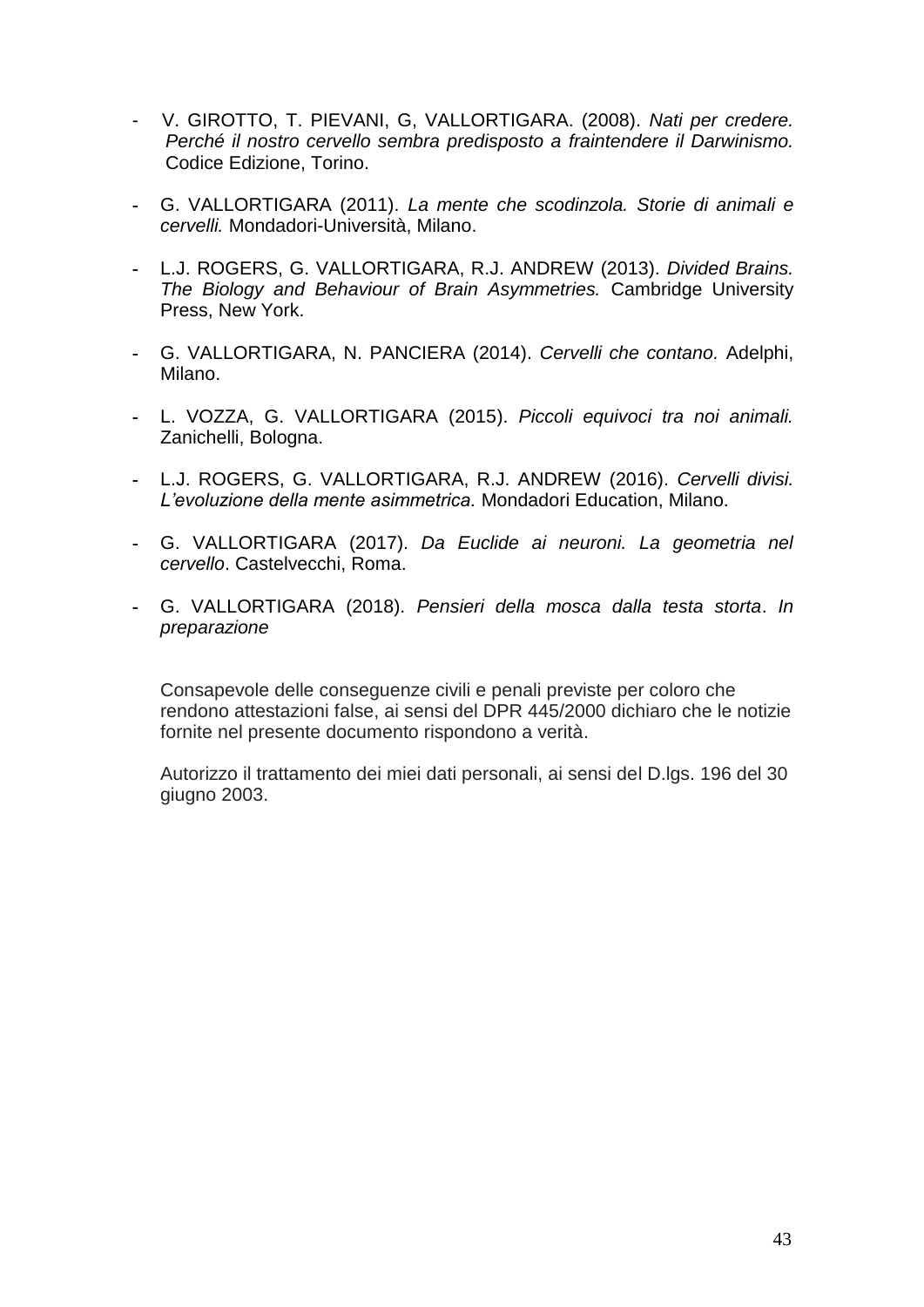- V. GIROTTO, T. PIEVANI, G, VALLORTIGARA. (2008). *Nati per credere. Perché il nostro cervello sembra predisposto a fraintendere il Darwinismo.* Codice Edizione, Torino.

- G. VALLORTIGARA (2011). *La mente che scodinzola. Storie di animali e cervelli.* Mondadori-Università, Milano.

- L.J. ROGERS, G. VALLORTIGARA, R.J. ANDREW (2013). *Divided Brains. The Biology and Behaviour of Brain Asymmetries.* Cambridge University Press, New York.

- G. VALLORTIGARA, N. PANCIERA (2014). *Cervelli che contano.* Adelphi, Milano.

- L. VOZZA, G. VALLORTIGARA (2015). *Piccoli equivoci tra noi animali.* Zanichelli, Bologna.

- L.J. ROGERS, G. VALLORTIGARA, R.J. ANDREW (2016). *Cervelli divisi. L'evoluzione della mente asimmetrica.* Mondadori Education, Milano.

- G. VALLORTIGARA (2017). *Da Euclide ai neuroni. La geometria nel cervello*. Castelvecchi, Roma.

- G. VALLORTIGARA (2018). *Pensieri della mosca dalla testa storta*. *In preparazione*

Consapevole delle conseguenze civili e penali previste per coloro che rendono attestazioni false, ai sensi del DPR 445/2000 dichiaro che le notizie fornite nel presente documento rispondono a verità.

Autorizzo il trattamento dei miei dati personali, ai sensi del D.lgs. 196 del 30 giugno 2003.